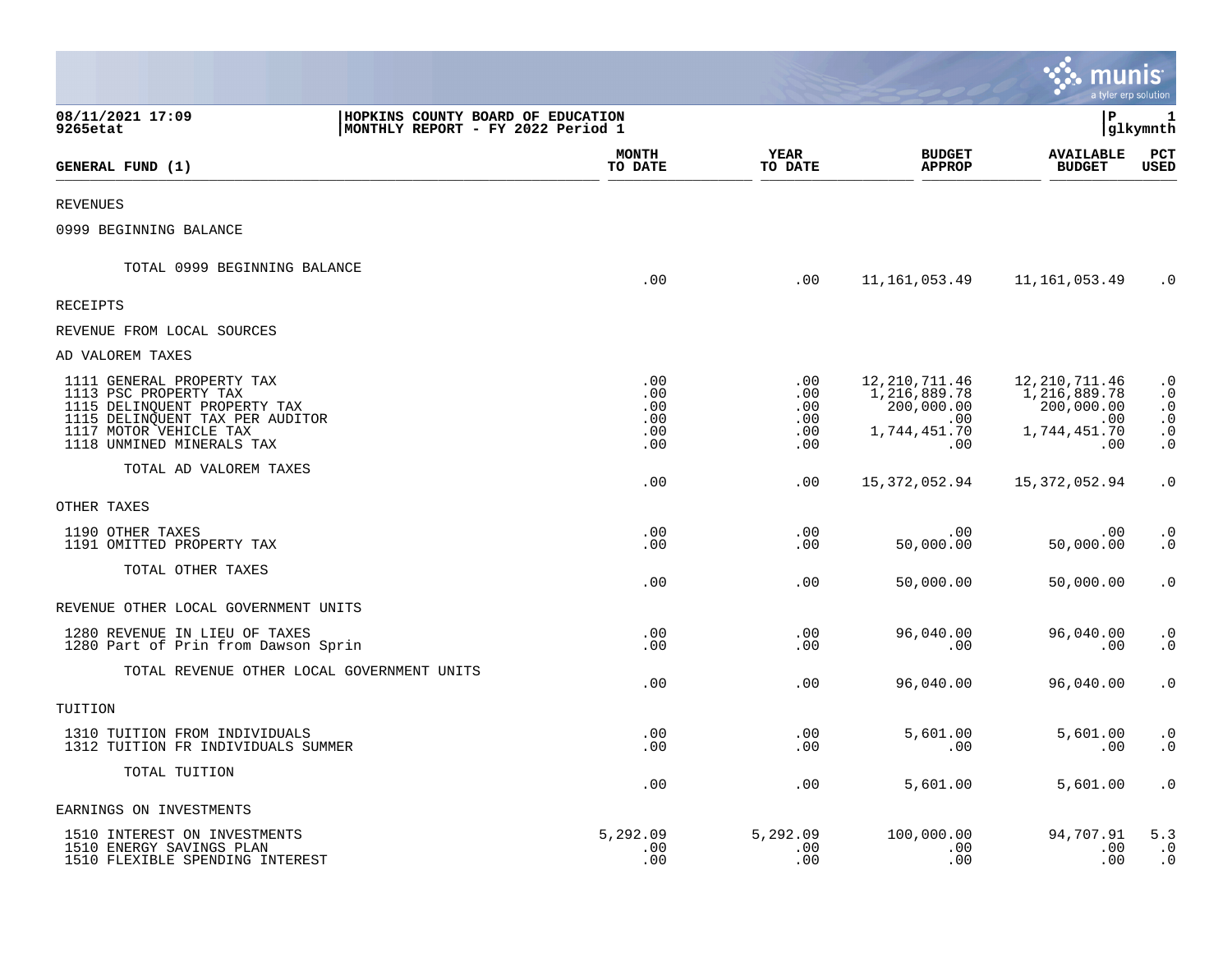**08/11/2021 17:09** | **HOPKINS COUNTY BOARD OF EDUCATION** | **P 1**
**9265etat** | **MONTHLY REPORT - FY 2022 Period 1** | **glkymnth**

| GENERAL FUND (1) | MONTH TO DATE | YEAR TO DATE | BUDGET APPROP | AVAILABLE BUDGET | PCT USED |
|---|---|---|---|---|---|
| REVENUES | | | | | |
| 0999 BEGINNING BALANCE | | | | | |
| TOTAL 0999 BEGINNING BALANCE | .00 | .00 | 11,161,053.49 | 11,161,053.49 | .0 |
| RECEIPTS | | | | | |
| REVENUE FROM LOCAL SOURCES | | | | | |
| AD VALOREM TAXES | | | | | |
| 1111 GENERAL PROPERTY TAX | .00 | .00 | 12,210,711.46 | 12,210,711.46 | .0 |
| 1113 PSC PROPERTY TAX | .00 | .00 | 1,216,889.78 | 1,216,889.78 | .0 |
| 1115 DELINQUENT PROPERTY TAX | .00 | .00 | 200,000.00 | 200,000.00 | .0 |
| 1115 DELINQUENT TAX PER AUDITOR | .00 | .00 | .00 | .00 | .0 |
| 1117 MOTOR VEHICLE TAX | .00 | .00 | 1,744,451.70 | 1,744,451.70 | .0 |
| 1118 UNMINED MINERALS TAX | .00 | .00 | .00 | .00 | .0 |
| TOTAL AD VALOREM TAXES | .00 | .00 | 15,372,052.94 | 15,372,052.94 | .0 |
| OTHER TAXES | | | | | |
| 1190 OTHER TAXES | .00 | .00 | .00 | .00 | .0 |
| 1191 OMITTED PROPERTY TAX | .00 | .00 | 50,000.00 | 50,000.00 | .0 |
| TOTAL OTHER TAXES | .00 | .00 | 50,000.00 | 50,000.00 | .0 |
| REVENUE OTHER LOCAL GOVERNMENT UNITS | | | | | |
| 1280 REVENUE IN LIEU OF TAXES | .00 | .00 | 96,040.00 | 96,040.00 | .0 |
| 1280 Part of Prin from Dawson Sprin | .00 | .00 | .00 | .00 | .0 |
| TOTAL REVENUE OTHER LOCAL GOVERNMENT UNITS | .00 | .00 | 96,040.00 | 96,040.00 | .0 |
| TUITION | | | | | |
| 1310 TUITION FROM INDIVIDUALS | .00 | .00 | 5,601.00 | 5,601.00 | .0 |
| 1312 TUITION FR INDIVIDUALS SUMMER | .00 | .00 | .00 | .00 | .0 |
| TOTAL TUITION | .00 | .00 | 5,601.00 | 5,601.00 | .0 |
| EARNINGS ON INVESTMENTS | | | | | |
| 1510 INTEREST ON INVESTMENTS | 5,292.09 | 5,292.09 | 100,000.00 | 94,707.91 | 5.3 |
| 1510 ENERGY SAVINGS PLAN | .00 | .00 | .00 | .00 | .0 |
| 1510 FLEXIBLE SPENDING INTEREST | .00 | .00 | .00 | .00 | .0 |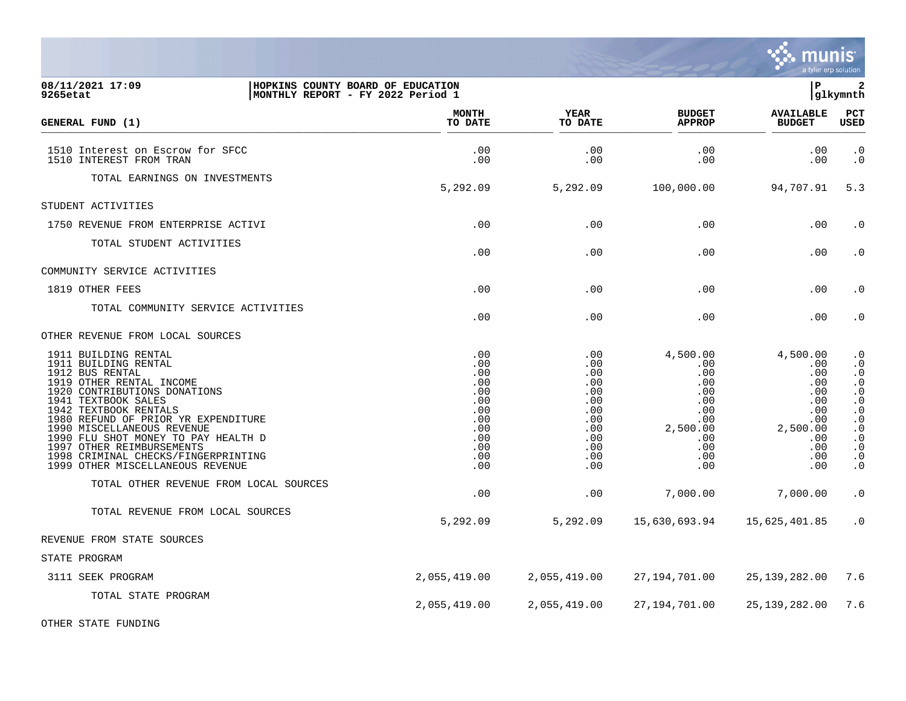**08/11/2021 17:09** | **HOPKINS COUNTY BOARD OF EDUCATION** | **P 2**
**9265etat** | **MONTHLY REPORT - FY 2022 Period 1** | **glkymnth**

| GENERAL FUND (1) | MONTH TO DATE | YEAR TO DATE | BUDGET APPROP | AVAILABLE BUDGET | PCT USED |
|---|---|---|---|---|---|
| 1510 Interest on Escrow for SFCC | .00 | .00 | .00 | .00 | .0 |
| 1510 INTEREST FROM TRAN | .00 | .00 | .00 | .00 | .0 |
| TOTAL EARNINGS ON INVESTMENTS | 5,292.09 | 5,292.09 | 100,000.00 | 94,707.91 | 5.3 |
| STUDENT ACTIVITIES | | | | | |
| 1750 REVENUE FROM ENTERPRISE ACTIVI | .00 | .00 | .00 | .00 | .0 |
| TOTAL STUDENT ACTIVITIES | .00 | .00 | .00 | .00 | .0 |
| COMMUNITY SERVICE ACTIVITIES | | | | | |
| 1819 OTHER FEES | .00 | .00 | .00 | .00 | .0 |
| TOTAL COMMUNITY SERVICE ACTIVITIES | .00 | .00 | .00 | .00 | .0 |
| OTHER REVENUE FROM LOCAL SOURCES | | | | | |
| 1911 BUILDING RENTAL | .00 | .00 | 4,500.00 | 4,500.00 | .0 |
| 1911 BUILDING RENTAL | .00 | .00 | .00 | .00 | .0 |
| 1912 BUS RENTAL | .00 | .00 | .00 | .00 | .0 |
| 1919 OTHER RENTAL INCOME | .00 | .00 | .00 | .00 | .0 |
| 1920 CONTRIBUTIONS DONATIONS | .00 | .00 | .00 | .00 | .0 |
| 1941 TEXTBOOK SALES | .00 | .00 | .00 | .00 | .0 |
| 1942 TEXTBOOK RENTALS | .00 | .00 | .00 | .00 | .0 |
| 1980 REFUND OF PRIOR YR EXPENDITURE | .00 | .00 | .00 | .00 | .0 |
| 1990 MISCELLANEOUS REVENUE | .00 | .00 | 2,500.00 | 2,500.00 | .0 |
| 1990 FLU SHOT MONEY TO PAY HEALTH D | .00 | .00 | .00 | .00 | .0 |
| 1997 OTHER REIMBURSEMENTS | .00 | .00 | .00 | .00 | .0 |
| 1998 CRIMINAL CHECKS/FINGERPRINTING | .00 | .00 | .00 | .00 | .0 |
| 1999 OTHER MISCELLANEOUS REVENUE | .00 | .00 | .00 | .00 | .0 |
| TOTAL OTHER REVENUE FROM LOCAL SOURCES | .00 | .00 | 7,000.00 | 7,000.00 | .0 |
| TOTAL REVENUE FROM LOCAL SOURCES | 5,292.09 | 5,292.09 | 15,630,693.94 | 15,625,401.85 | .0 |
| REVENUE FROM STATE SOURCES | | | | | |
| STATE PROGRAM | | | | | |
| 3111 SEEK PROGRAM | 2,055,419.00 | 2,055,419.00 | 27,194,701.00 | 25,139,282.00 | 7.6 |
| TOTAL STATE PROGRAM | 2,055,419.00 | 2,055,419.00 | 27,194,701.00 | 25,139,282.00 | 7.6 |
| OTHER STATE FUNDING | | | | | |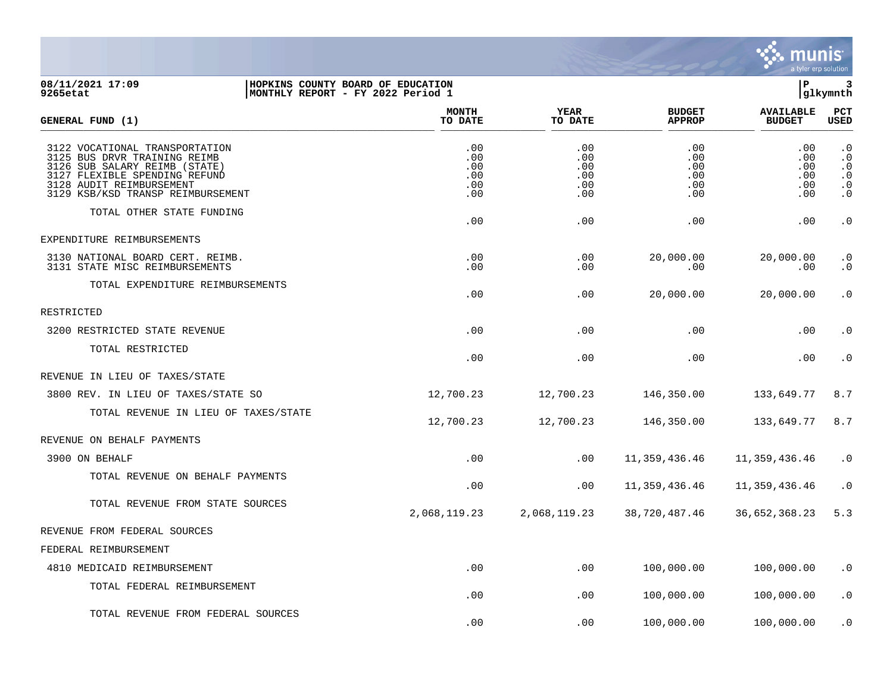**08/11/2021 17:09** | **HOPKINS COUNTY BOARD OF EDUCATION**
**9265etat** | **MONTHLY REPORT - FY 2022 Period 1**

| GENERAL FUND (1) | MONTH TO DATE | YEAR TO DATE | BUDGET APPROP | AVAILABLE BUDGET | PCT USED |
|---|---|---|---|---|---|
| 3122 VOCATIONAL TRANSPORTATION | .00 | .00 | .00 | .00 | .0 |
| 3125 BUS DRVR TRAINING REIMB | .00 | .00 | .00 | .00 | .0 |
| 3126 SUB SALARY REIMB (STATE) | .00 | .00 | .00 | .00 | .0 |
| 3127 FLEXIBLE SPENDING REFUND | .00 | .00 | .00 | .00 | .0 |
| 3128 AUDIT REIMBURSEMENT | .00 | .00 | .00 | .00 | .0 |
| 3129 KSB/KSD TRANSP REIMBURSEMENT | .00 | .00 | .00 | .00 | .0 |
| TOTAL OTHER STATE FUNDING | .00 | .00 | .00 | .00 | .0 |
| EXPENDITURE REIMBURSEMENTS | | | | | |
| 3130 NATIONAL BOARD CERT. REIMB. | .00 | .00 | 20,000.00 | 20,000.00 | .0 |
| 3131 STATE MISC REIMBURSEMENTS | .00 | .00 | .00 | .00 | .0 |
| TOTAL EXPENDITURE REIMBURSEMENTS | .00 | .00 | 20,000.00 | 20,000.00 | .0 |
| RESTRICTED | | | | | |
| 3200 RESTRICTED STATE REVENUE | .00 | .00 | .00 | .00 | .0 |
| TOTAL RESTRICTED | .00 | .00 | .00 | .00 | .0 |
| REVENUE IN LIEU OF TAXES/STATE | | | | | |
| 3800 REV. IN LIEU OF TAXES/STATE SO | 12,700.23 | 12,700.23 | 146,350.00 | 133,649.77 | 8.7 |
| TOTAL REVENUE IN LIEU OF TAXES/STATE | 12,700.23 | 12,700.23 | 146,350.00 | 133,649.77 | 8.7 |
| REVENUE ON BEHALF PAYMENTS | | | | | |
| 3900 ON BEHALF | .00 | .00 | 11,359,436.46 | 11,359,436.46 | .0 |
| TOTAL REVENUE ON BEHALF PAYMENTS | .00 | .00 | 11,359,436.46 | 11,359,436.46 | .0 |
| TOTAL REVENUE FROM STATE SOURCES | 2,068,119.23 | 2,068,119.23 | 38,720,487.46 | 36,652,368.23 | 5.3 |
| REVENUE FROM FEDERAL SOURCES | | | | | |
| FEDERAL REIMBURSEMENT | | | | | |
| 4810 MEDICAID REIMBURSEMENT | .00 | .00 | 100,000.00 | 100,000.00 | .0 |
| TOTAL FEDERAL REIMBURSEMENT | .00 | .00 | 100,000.00 | 100,000.00 | .0 |
| TOTAL REVENUE FROM FEDERAL SOURCES | .00 | .00 | 100,000.00 | 100,000.00 | .0 |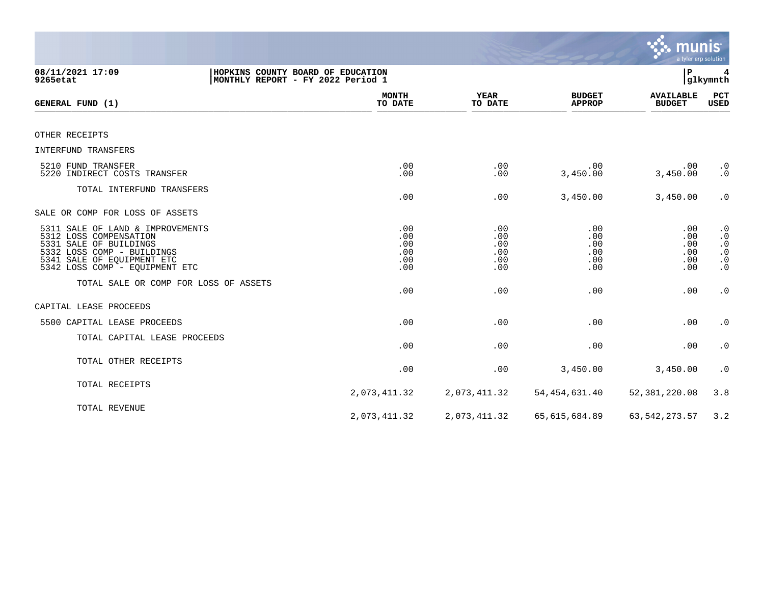**08/11/2021 17:09** | **HOPKINS COUNTY BOARD OF EDUCATION** | **P 4**
**9265etat** | **MONTHLY REPORT - FY 2022 Period 1** | **glkymnth**

| GENERAL FUND (1) | MONTH TO DATE | YEAR TO DATE | BUDGET APPROP | AVAILABLE BUDGET | PCT USED |
|---|---|---|---|---|---|
| OTHER RECEIPTS | | | | | |
| INTERFUND TRANSFERS | | | | | |
| 5210 FUND TRANSFER | .00 | .00 | .00 | .00 | .0 |
| 5220 INDIRECT COSTS TRANSFER | .00 | .00 | 3,450.00 | 3,450.00 | .0 |
| TOTAL INTERFUND TRANSFERS | .00 | .00 | 3,450.00 | 3,450.00 | .0 |
| SALE OR COMP FOR LOSS OF ASSETS | | | | | |
| 5311 SALE OF LAND & IMPROVEMENTS | .00 | .00 | .00 | .00 | .0 |
| 5312 LOSS COMPENSATION | .00 | .00 | .00 | .00 | .0 |
| 5331 SALE OF BUILDINGS | .00 | .00 | .00 | .00 | .0 |
| 5332 LOSS COMP - BUILDINGS | .00 | .00 | .00 | .00 | .0 |
| 5341 SALE OF EQUIPMENT ETC | .00 | .00 | .00 | .00 | .0 |
| 5342 LOSS COMP - EQUIPMENT ETC | .00 | .00 | .00 | .00 | .0 |
| TOTAL SALE OR COMP FOR LOSS OF ASSETS | .00 | .00 | .00 | .00 | .0 |
| CAPITAL LEASE PROCEEDS | | | | | |
| 5500 CAPITAL LEASE PROCEEDS | .00 | .00 | .00 | .00 | .0 |
| TOTAL CAPITAL LEASE PROCEEDS | .00 | .00 | .00 | .00 | .0 |
| TOTAL OTHER RECEIPTS | .00 | .00 | 3,450.00 | 3,450.00 | .0 |
| TOTAL RECEIPTS | 2,073,411.32 | 2,073,411.32 | 54,454,631.40 | 52,381,220.08 | 3.8 |
| TOTAL REVENUE | 2,073,411.32 | 2,073,411.32 | 65,615,684.89 | 63,542,273.57 | 3.2 |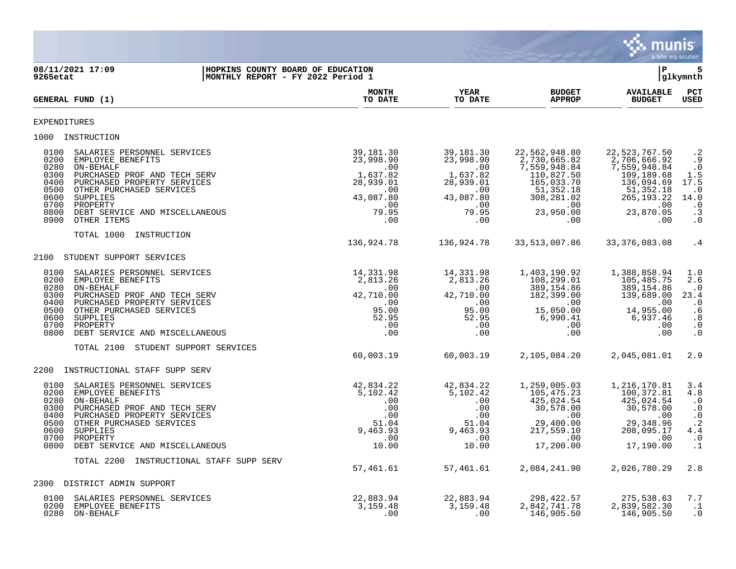**HOPKINS COUNTY BOARD OF EDUCATION**
**MONTHLY REPORT - FY 2022 Period 1**

08/11/2021 17:09
9265etat

| GENERAL FUND (1) | MONTH TO DATE | YEAR TO DATE | BUDGET APPROP | AVAILABLE BUDGET | PCT USED |
|---|---|---|---|---|---|
| **EXPENDITURES** | | | | | |
| **1000 INSTRUCTION** | | | | | |
| 0100 SALARIES PERSONNEL SERVICES | 39,181.30 | 39,181.30 | 22,562,948.80 | 22,523,767.50 | .2 |
| 0200 EMPLOYEE BENEFITS | 23,998.90 | 23,998.90 | 2,730,665.82 | 2,706,666.92 | .9 |
| 0280 ON-BEHALF | .00 | .00 | 7,559,948.84 | 7,559,948.84 | .0 |
| 0300 PURCHASED PROF AND TECH SERV | 1,637.82 | 1,637.82 | 110,827.50 | 109,189.68 | 1.5 |
| 0400 PURCHASED PROPERTY SERVICES | 28,939.01 | 28,939.01 | 165,033.70 | 136,094.69 | 17.5 |
| 0500 OTHER PURCHASED SERVICES | .00 | .00 | 51,352.18 | 51,352.18 | .0 |
| 0600 SUPPLIES | 43,087.80 | 43,087.80 | 308,281.02 | 265,193.22 | 14.0 |
| 0700 PROPERTY | .00 | .00 | .00 | .00 | .0 |
| 0800 DEBT SERVICE AND MISCELLANEOUS | 79.95 | 79.95 | 23,950.00 | 23,870.05 | .3 |
| 0900 OTHER ITEMS | .00 | .00 | .00 | .00 | .0 |
| TOTAL 1000 INSTRUCTION | 136,924.78 | 136,924.78 | 33,513,007.86 | 33,376,083.08 | .4 |
| **2100 STUDENT SUPPORT SERVICES** | | | | | |
| 0100 SALARIES PERSONNEL SERVICES | 14,331.98 | 14,331.98 | 1,403,190.92 | 1,388,858.94 | 1.0 |
| 0200 EMPLOYEE BENEFITS | 2,813.26 | 2,813.26 | 108,299.01 | 105,485.75 | 2.6 |
| 0280 ON-BEHALF | .00 | .00 | 389,154.86 | 389,154.86 | .0 |
| 0300 PURCHASED PROF AND TECH SERV | 42,710.00 | 42,710.00 | 182,399.00 | 139,689.00 | 23.4 |
| 0400 PURCHASED PROPERTY SERVICES | .00 | .00 | .00 | .00 | .0 |
| 0500 OTHER PURCHASED SERVICES | 95.00 | 95.00 | 15,050.00 | 14,955.00 | .6 |
| 0600 SUPPLIES | 52.95 | 52.95 | 6,990.41 | 6,937.46 | .8 |
| 0700 PROPERTY | .00 | .00 | .00 | .00 | .0 |
| 0800 DEBT SERVICE AND MISCELLANEOUS | .00 | .00 | .00 | .00 | .0 |
| TOTAL 2100 STUDENT SUPPORT SERVICES | 60,003.19 | 60,003.19 | 2,105,084.20 | 2,045,081.01 | 2.9 |
| **2200 INSTRUCTIONAL STAFF SUPP SERV** | | | | | |
| 0100 SALARIES PERSONNEL SERVICES | 42,834.22 | 42,834.22 | 1,259,005.03 | 1,216,170.81 | 3.4 |
| 0200 EMPLOYEE BENEFITS | 5,102.42 | 5,102.42 | 105,475.23 | 100,372.81 | 4.8 |
| 0280 ON-BEHALF | .00 | .00 | 425,024.54 | 425,024.54 | .0 |
| 0300 PURCHASED PROF AND TECH SERV | .00 | .00 | 30,578.00 | 30,578.00 | .0 |
| 0400 PURCHASED PROPERTY SERVICES | .00 | .00 | .00 | .00 | .0 |
| 0500 OTHER PURCHASED SERVICES | 51.04 | 51.04 | 29,400.00 | 29,348.96 | .2 |
| 0600 SUPPLIES | 9,463.93 | 9,463.93 | 217,559.10 | 208,095.17 | 4.4 |
| 0700 PROPERTY | .00 | .00 | .00 | .00 | .0 |
| 0800 DEBT SERVICE AND MISCELLANEOUS | 10.00 | 10.00 | 17,200.00 | 17,190.00 | .1 |
| TOTAL 2200 INSTRUCTIONAL STAFF SUPP SERV | 57,461.61 | 57,461.61 | 2,084,241.90 | 2,026,780.29 | 2.8 |
| **2300 DISTRICT ADMIN SUPPORT** | | | | | |
| 0100 SALARIES PERSONNEL SERVICES | 22,883.94 | 22,883.94 | 298,422.57 | 275,538.63 | 7.7 |
| 0200 EMPLOYEE BENEFITS | 3,159.48 | 3,159.48 | 2,842,741.78 | 2,839,582.30 | .1 |
| 0280 ON-BEHALF | .00 | .00 | 146,905.50 | 146,905.50 | .0 |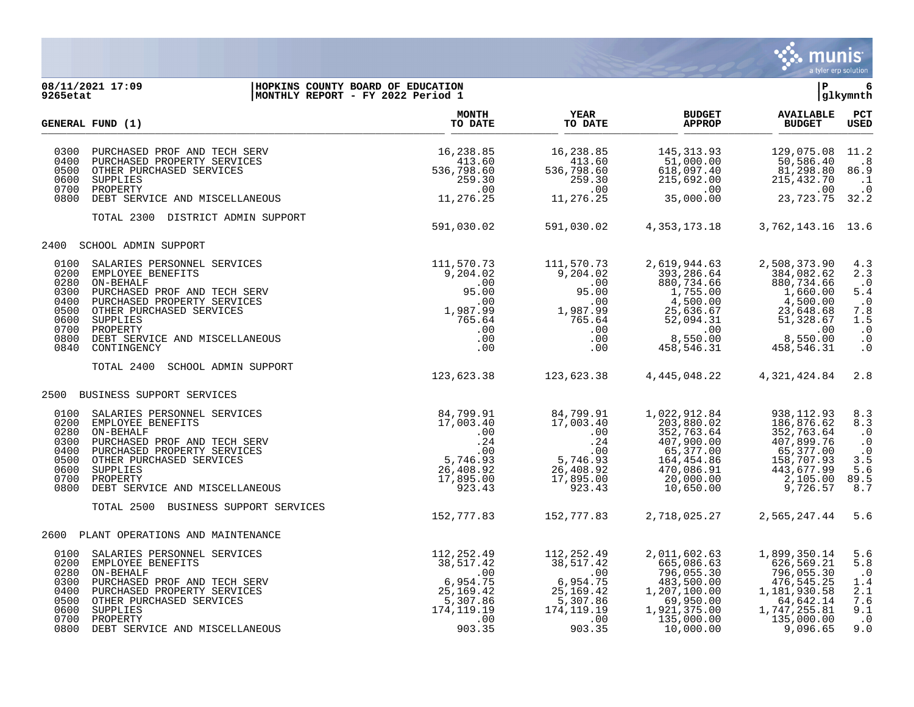08/11/2021 17:09 | HOPKINS COUNTY BOARD OF EDUCATION
9265etat | MONTHLY REPORT - FY 2022 Period 1

| GENERAL FUND (1) | | MONTH TO DATE | YEAR TO DATE | BUDGET APPROP | AVAILABLE BUDGET | PCT USED |
|---|---|---|---|---|---|---|
| 0300 | PURCHASED PROF AND TECH SERV | 16,238.85 | 16,238.85 | 145,313.93 | 129,075.08 | 11.2 |
| 0400 | PURCHASED PROPERTY SERVICES | 413.60 | 413.60 | 51,000.00 | 50,586.40 | .8 |
| 0500 | OTHER PURCHASED SERVICES | 536,798.60 | 536,798.60 | 618,097.40 | 81,298.80 | 86.9 |
| 0600 | SUPPLIES | 259.30 | 259.30 | 215,692.00 | 215,432.70 | .1 |
| 0700 | PROPERTY | .00 | .00 | .00 | .00 | .0 |
| 0800 | DEBT SERVICE AND MISCELLANEOUS | 11,276.25 | 11,276.25 | 35,000.00 | 23,723.75 | 32.2 |
| | TOTAL 2300 DISTRICT ADMIN SUPPORT | 591,030.02 | 591,030.02 | 4,353,173.18 | 3,762,143.16 | 13.6 |
| 2400 | SCHOOL ADMIN SUPPORT | | | | | |
| 0100 | SALARIES PERSONNEL SERVICES | 111,570.73 | 111,570.73 | 2,619,944.63 | 2,508,373.90 | 4.3 |
| 0200 | EMPLOYEE BENEFITS | 9,204.02 | 9,204.02 | 393,286.64 | 384,082.62 | 2.3 |
| 0280 | ON-BEHALF | .00 | .00 | 880,734.66 | 880,734.66 | .0 |
| 0300 | PURCHASED PROF AND TECH SERV | 95.00 | 95.00 | 1,755.00 | 1,660.00 | 5.4 |
| 0400 | PURCHASED PROPERTY SERVICES | .00 | .00 | 4,500.00 | 4,500.00 | .0 |
| 0500 | OTHER PURCHASED SERVICES | 1,987.99 | 1,987.99 | 25,636.67 | 23,648.68 | 7.8 |
| 0600 | SUPPLIES | 765.64 | 765.64 | 52,094.31 | 51,328.67 | 1.5 |
| 0700 | PROPERTY | .00 | .00 | .00 | .00 | .0 |
| 0800 | DEBT SERVICE AND MISCELLANEOUS | .00 | .00 | 8,550.00 | 8,550.00 | .0 |
| 0840 | CONTINGENCY | .00 | .00 | 458,546.31 | 458,546.31 | .0 |
| | TOTAL 2400 SCHOOL ADMIN SUPPORT | 123,623.38 | 123,623.38 | 4,445,048.22 | 4,321,424.84 | 2.8 |
| 2500 | BUSINESS SUPPORT SERVICES | | | | | |
| 0100 | SALARIES PERSONNEL SERVICES | 84,799.91 | 84,799.91 | 1,022,912.84 | 938,112.93 | 8.3 |
| 0200 | EMPLOYEE BENEFITS | 17,003.40 | 17,003.40 | 203,880.02 | 186,876.62 | 8.3 |
| 0280 | ON-BEHALF | .00 | .00 | 352,763.64 | 352,763.64 | .0 |
| 0300 | PURCHASED PROF AND TECH SERV | .24 | .24 | 407,900.00 | 407,899.76 | .0 |
| 0400 | PURCHASED PROPERTY SERVICES | .00 | .00 | 65,377.00 | 65,377.00 | .0 |
| 0500 | OTHER PURCHASED SERVICES | 5,746.93 | 5,746.93 | 164,454.86 | 158,707.93 | 3.5 |
| 0600 | SUPPLIES | 26,408.92 | 26,408.92 | 470,086.91 | 443,677.99 | 5.6 |
| 0700 | PROPERTY | 17,895.00 | 17,895.00 | 20,000.00 | 2,105.00 | 89.5 |
| 0800 | DEBT SERVICE AND MISCELLANEOUS | 923.43 | 923.43 | 10,650.00 | 9,726.57 | 8.7 |
| | TOTAL 2500 BUSINESS SUPPORT SERVICES | 152,777.83 | 152,777.83 | 2,718,025.27 | 2,565,247.44 | 5.6 |
| 2600 | PLANT OPERATIONS AND MAINTENANCE | | | | | |
| 0100 | SALARIES PERSONNEL SERVICES | 112,252.49 | 112,252.49 | 2,011,602.63 | 1,899,350.14 | 5.6 |
| 0200 | EMPLOYEE BENEFITS | 38,517.42 | 38,517.42 | 665,086.63 | 626,569.21 | 5.8 |
| 0280 | ON-BEHALF | .00 | .00 | 796,055.30 | 796,055.30 | .0 |
| 0300 | PURCHASED PROF AND TECH SERV | 6,954.75 | 6,954.75 | 483,500.00 | 476,545.25 | 1.4 |
| 0400 | PURCHASED PROPERTY SERVICES | 25,169.42 | 25,169.42 | 1,207,100.00 | 1,181,930.58 | 2.1 |
| 0500 | OTHER PURCHASED SERVICES | 5,307.86 | 5,307.86 | 69,950.00 | 64,642.14 | 7.6 |
| 0600 | SUPPLIES | 174,119.19 | 174,119.19 | 1,921,375.00 | 1,747,255.81 | 9.1 |
| 0700 | PROPERTY | .00 | .00 | 135,000.00 | 135,000.00 | .0 |
| 0800 | DEBT SERVICE AND MISCELLANEOUS | 903.35 | 903.35 | 10,000.00 | 9,096.65 | 9.0 |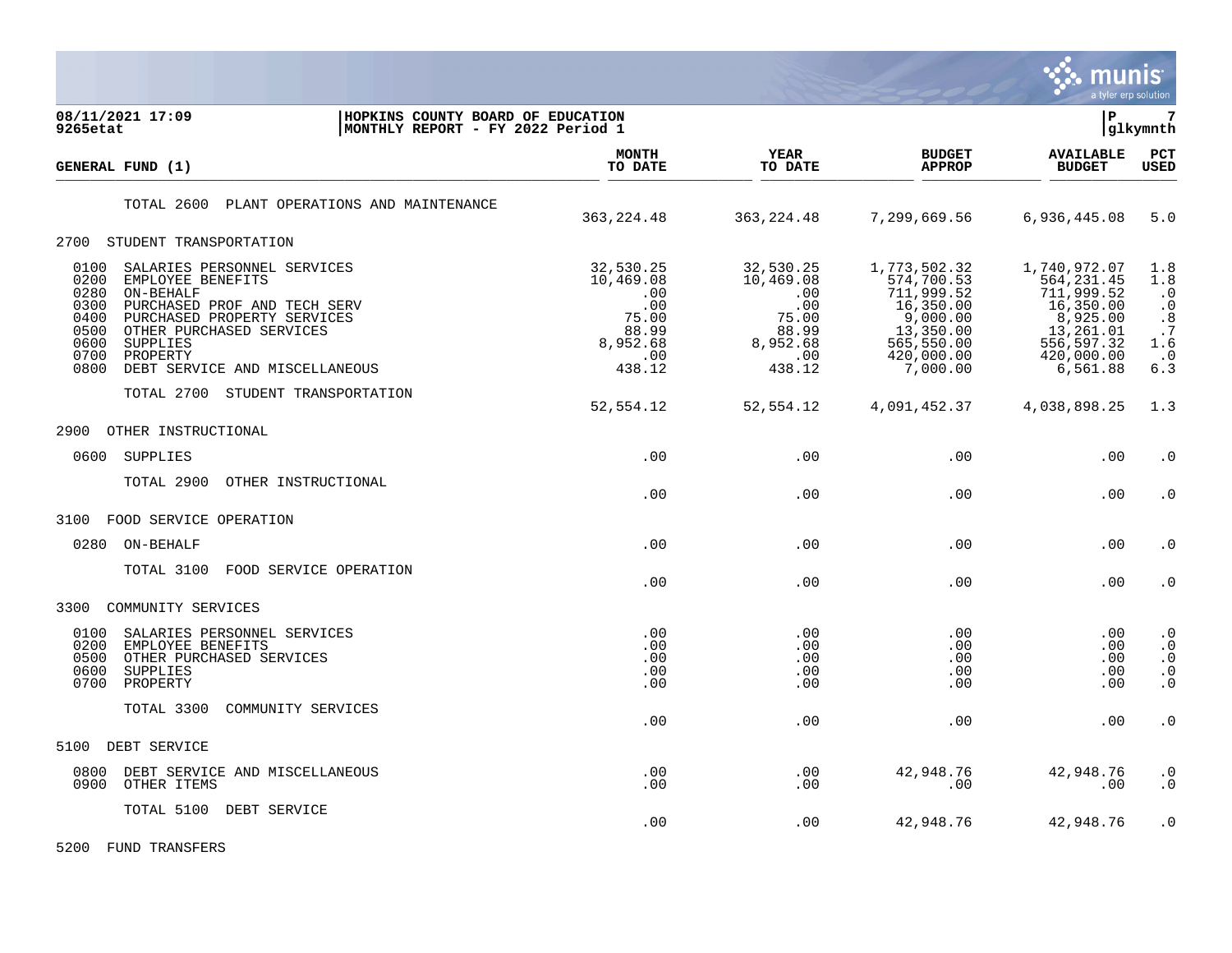**HOPKINS COUNTY BOARD OF EDUCATION**
**MONTHLY REPORT - FY 2022 Period 1**

08/11/2021 17:09
9265etat

| GENERAL FUND (1) | MONTH TO DATE | YEAR TO DATE | BUDGET APPROP | AVAILABLE BUDGET | PCT USED |
|---|---|---|---|---|---|
| TOTAL 2600 PLANT OPERATIONS AND MAINTENANCE | 363,224.48 | 363,224.48 | 7,299,669.56 | 6,936,445.08 | 5.0 |
| **2700 STUDENT TRANSPORTATION** | | | | | |
| 0100 SALARIES PERSONNEL SERVICES | 32,530.25 | 32,530.25 | 1,773,502.32 | 1,740,972.07 | 1.8 |
| 0200 EMPLOYEE BENEFITS | 10,469.08 | 10,469.08 | 574,700.53 | 564,231.45 | 1.8 |
| 0280 ON-BEHALF | .00 | .00 | 711,999.52 | 711,999.52 | .0 |
| 0300 PURCHASED PROF AND TECH SERV | .00 | .00 | 16,350.00 | 16,350.00 | .0 |
| 0400 PURCHASED PROPERTY SERVICES | 75.00 | 75.00 | 9,000.00 | 8,925.00 | .8 |
| 0500 OTHER PURCHASED SERVICES | 88.99 | 88.99 | 13,350.00 | 13,261.01 | .7 |
| 0600 SUPPLIES | 8,952.68 | 8,952.68 | 565,550.00 | 556,597.32 | 1.6 |
| 0700 PROPERTY | .00 | .00 | 420,000.00 | 420,000.00 | .0 |
| 0800 DEBT SERVICE AND MISCELLANEOUS | 438.12 | 438.12 | 7,000.00 | 6,561.88 | 6.3 |
| TOTAL 2700 STUDENT TRANSPORTATION | 52,554.12 | 52,554.12 | 4,091,452.37 | 4,038,898.25 | 1.3 |
| **2900 OTHER INSTRUCTIONAL** | | | | | |
| 0600 SUPPLIES | .00 | .00 | .00 | .00 | .0 |
| TOTAL 2900 OTHER INSTRUCTIONAL | .00 | .00 | .00 | .00 | .0 |
| **3100 FOOD SERVICE OPERATION** | | | | | |
| 0280 ON-BEHALF | .00 | .00 | .00 | .00 | .0 |
| TOTAL 3100 FOOD SERVICE OPERATION | .00 | .00 | .00 | .00 | .0 |
| **3300 COMMUNITY SERVICES** | | | | | |
| 0100 SALARIES PERSONNEL SERVICES | .00 | .00 | .00 | .00 | .0 |
| 0200 EMPLOYEE BENEFITS | .00 | .00 | .00 | .00 | .0 |
| 0500 OTHER PURCHASED SERVICES | .00 | .00 | .00 | .00 | .0 |
| 0600 SUPPLIES | .00 | .00 | .00 | .00 | .0 |
| 0700 PROPERTY | .00 | .00 | .00 | .00 | .0 |
| TOTAL 3300 COMMUNITY SERVICES | .00 | .00 | .00 | .00 | .0 |
| **5100 DEBT SERVICE** | | | | | |
| 0800 DEBT SERVICE AND MISCELLANEOUS | .00 | .00 | 42,948.76 | 42,948.76 | .0 |
| 0900 OTHER ITEMS | .00 | .00 | .00 | .00 | .0 |
| TOTAL 5100 DEBT SERVICE | .00 | .00 | 42,948.76 | 42,948.76 | .0 |
| **5200 FUND TRANSFERS** | | | | | |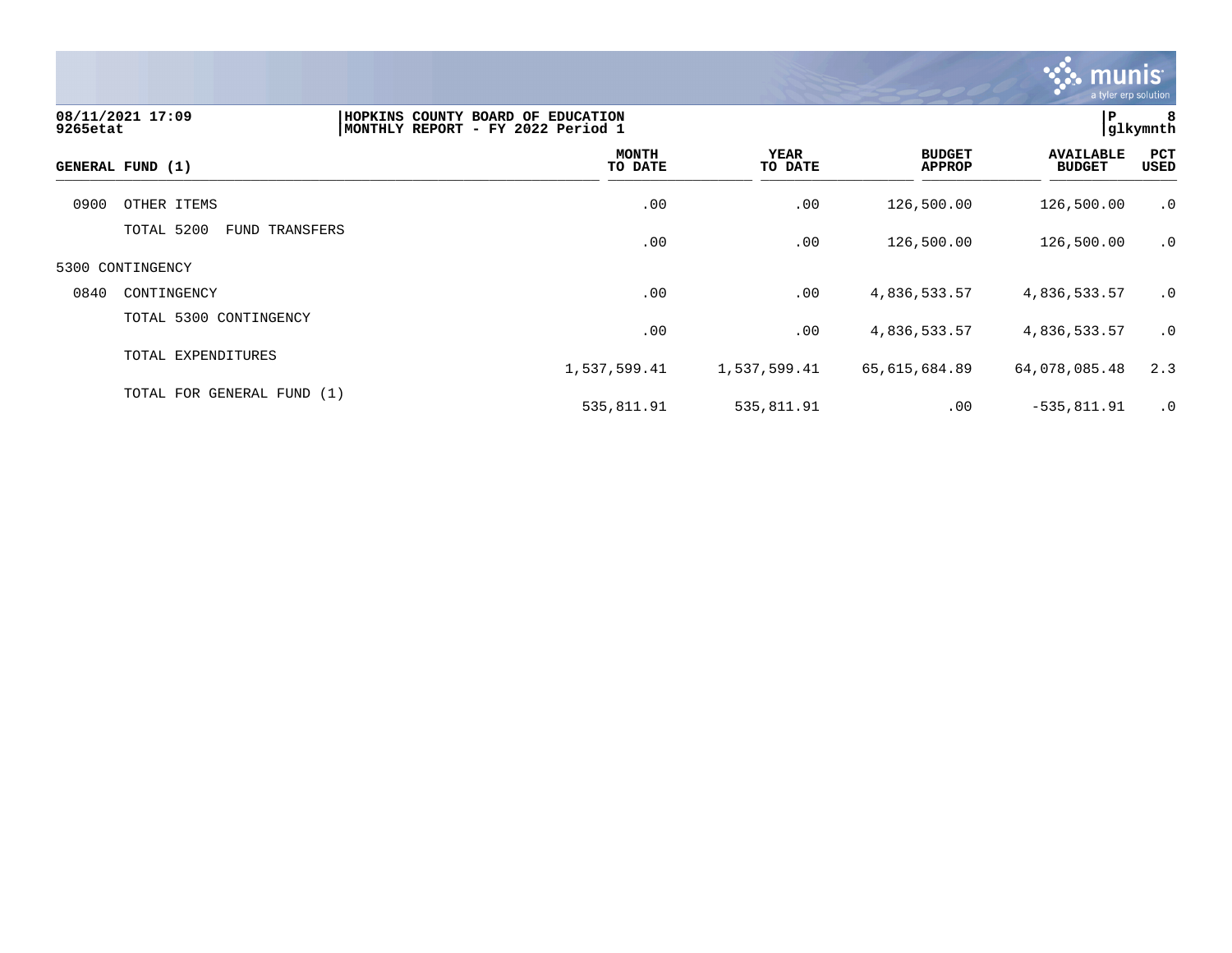08/11/2021 17:09
9265etat

**HOPKINS COUNTY BOARD OF EDUCATION**
**MONTHLY REPORT - FY 2022 Period 1**

P 8
glkymnth

| GENERAL FUND (1) | | MONTH TO DATE | YEAR TO DATE | BUDGET APPROP | AVAILABLE BUDGET | PCT USED |
|---|---|---|---|---|---|---|
| 0900 | OTHER ITEMS | .00 | .00 | 126,500.00 | 126,500.00 | .0 |
| | TOTAL 5200 FUND TRANSFERS | .00 | .00 | 126,500.00 | 126,500.00 | .0 |
| 5300 CONTINGENCY | | | | | | |
| 0840 | CONTINGENCY | .00 | .00 | 4,836,533.57 | 4,836,533.57 | .0 |
| | TOTAL 5300 CONTINGENCY | .00 | .00 | 4,836,533.57 | 4,836,533.57 | .0 |
| | TOTAL EXPENDITURES | 1,537,599.41 | 1,537,599.41 | 65,615,684.89 | 64,078,085.48 | 2.3 |
| | TOTAL FOR GENERAL FUND (1) | 535,811.91 | 535,811.91 | .00 | -535,811.91 | .0 |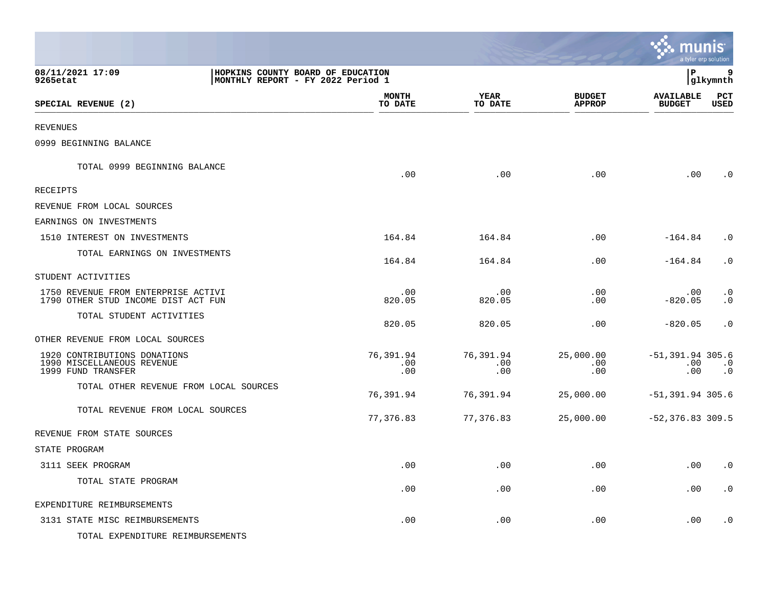08/11/2021 17:09
9265etat

HOPKINS COUNTY BOARD OF EDUCATION
MONTHLY REPORT - FY 2022 Period 1

P 9
glkymnth

| SPECIAL REVENUE (2) | MONTH TO DATE | YEAR TO DATE | BUDGET APPROP | AVAILABLE BUDGET | PCT USED |
|---|---|---|---|---|---|
| REVENUES | | | | | |
| 0999 BEGINNING BALANCE | | | | | |
| TOTAL 0999 BEGINNING BALANCE | .00 | .00 | .00 | .00 | .0 |
| RECEIPTS | | | | | |
| REVENUE FROM LOCAL SOURCES | | | | | |
| EARNINGS ON INVESTMENTS | | | | | |
| 1510 INTEREST ON INVESTMENTS | 164.84 | 164.84 | .00 | -164.84 | .0 |
| TOTAL EARNINGS ON INVESTMENTS | 164.84 | 164.84 | .00 | -164.84 | .0 |
| STUDENT ACTIVITIES | | | | | |
| 1750 REVENUE FROM ENTERPRISE ACTIVI | .00 | .00 | .00 | .00 | .0 |
| 1790 OTHER STUD INCOME DIST ACT FUN | 820.05 | 820.05 | .00 | -820.05 | .0 |
| TOTAL STUDENT ACTIVITIES | 820.05 | 820.05 | .00 | -820.05 | .0 |
| OTHER REVENUE FROM LOCAL SOURCES | | | | | |
| 1920 CONTRIBUTIONS DONATIONS | 76,391.94 | 76,391.94 | 25,000.00 | -51,391.94 | 305.6 |
| 1990 MISCELLANEOUS REVENUE | .00 | .00 | .00 | .00 | .0 |
| 1999 FUND TRANSFER | .00 | .00 | .00 | .00 | .0 |
| TOTAL OTHER REVENUE FROM LOCAL SOURCES | 76,391.94 | 76,391.94 | 25,000.00 | -51,391.94 | 305.6 |
| TOTAL REVENUE FROM LOCAL SOURCES | 77,376.83 | 77,376.83 | 25,000.00 | -52,376.83 | 309.5 |
| REVENUE FROM STATE SOURCES | | | | | |
| STATE PROGRAM | | | | | |
| 3111 SEEK PROGRAM | .00 | .00 | .00 | .00 | .0 |
| TOTAL STATE PROGRAM | .00 | .00 | .00 | .00 | .0 |
| EXPENDITURE REIMBURSEMENTS | | | | | |
| 3131 STATE MISC REIMBURSEMENTS | .00 | .00 | .00 | .00 | .0 |
| TOTAL EXPENDITURE REIMBURSEMENTS | | | | | |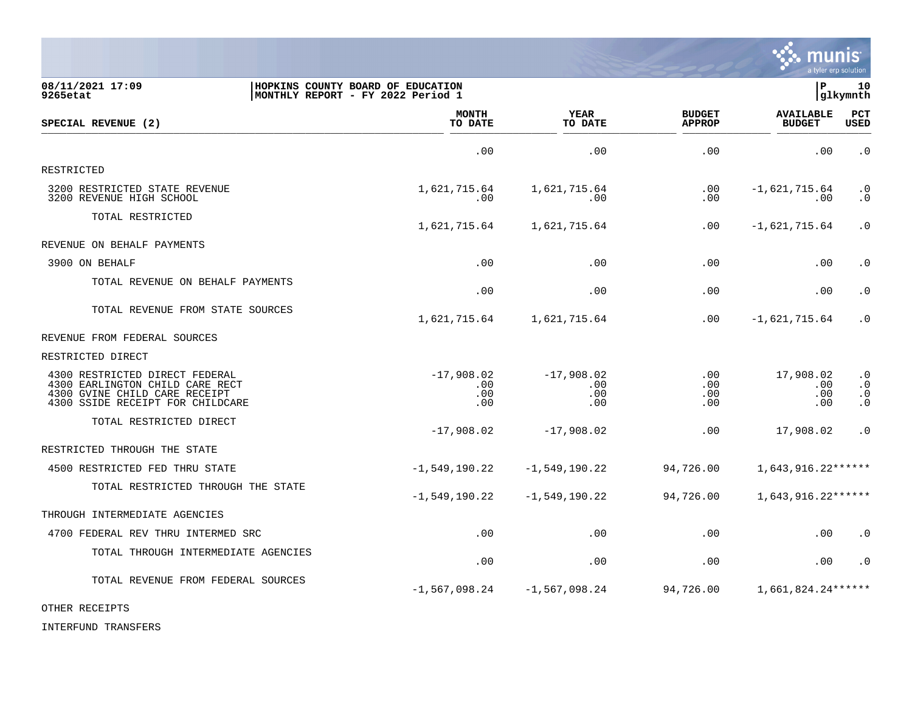08/11/2021 17:09 | HOPKINS COUNTY BOARD OF EDUCATION
9265etat | MONTHLY REPORT - FY 2022 Period 1

| SPECIAL REVENUE (2) | MONTH TO DATE | YEAR TO DATE | BUDGET APPROP | AVAILABLE BUDGET | PCT USED |
|---|---|---|---|---|---|
| | .00 | .00 | .00 | .00 | .0 |
| RESTRICTED | | | | | |
| 3200 RESTRICTED STATE REVENUE | 1,621,715.64 | 1,621,715.64 | .00 | -1,621,715.64 | .0 |
| 3200 REVENUE HIGH SCHOOL | .00 | .00 | .00 | .00 | .0 |
| TOTAL RESTRICTED | 1,621,715.64 | 1,621,715.64 | .00 | -1,621,715.64 | .0 |
| REVENUE ON BEHALF PAYMENTS | | | | | |
| 3900 ON BEHALF | .00 | .00 | .00 | .00 | .0 |
| TOTAL REVENUE ON BEHALF PAYMENTS | .00 | .00 | .00 | .00 | .0 |
| TOTAL REVENUE FROM STATE SOURCES | 1,621,715.64 | 1,621,715.64 | .00 | -1,621,715.64 | .0 |
| REVENUE FROM FEDERAL SOURCES | | | | | |
| RESTRICTED DIRECT | | | | | |
| 4300 RESTRICTED DIRECT FEDERAL | -17,908.02 | -17,908.02 | .00 | 17,908.02 | .0 |
| 4300 EARLINGTON CHILD CARE RECT | .00 | .00 | .00 | .00 | .0 |
| 4300 GVINE CHILD CARE RECEIPT | .00 | .00 | .00 | .00 | .0 |
| 4300 SSIDE RECEIPT FOR CHILDCARE | .00 | .00 | .00 | .00 | .0 |
| TOTAL RESTRICTED DIRECT | -17,908.02 | -17,908.02 | .00 | 17,908.02 | .0 |
| RESTRICTED THROUGH THE STATE | | | | | |
| 4500 RESTRICTED FED THRU STATE | -1,549,190.22 | -1,549,190.22 | 94,726.00 | 1,643,916.22 | ****** |
| TOTAL RESTRICTED THROUGH THE STATE | -1,549,190.22 | -1,549,190.22 | 94,726.00 | 1,643,916.22 | ****** |
| THROUGH INTERMEDIATE AGENCIES | | | | | |
| 4700 FEDERAL REV THRU INTERMED SRC | .00 | .00 | .00 | .00 | .0 |
| TOTAL THROUGH INTERMEDIATE AGENCIES | .00 | .00 | .00 | .00 | .0 |
| TOTAL REVENUE FROM FEDERAL SOURCES | -1,567,098.24 | -1,567,098.24 | 94,726.00 | 1,661,824.24 | ****** |
| OTHER RECEIPTS | | | | | |
| INTERFUND TRANSFERS | | | | | |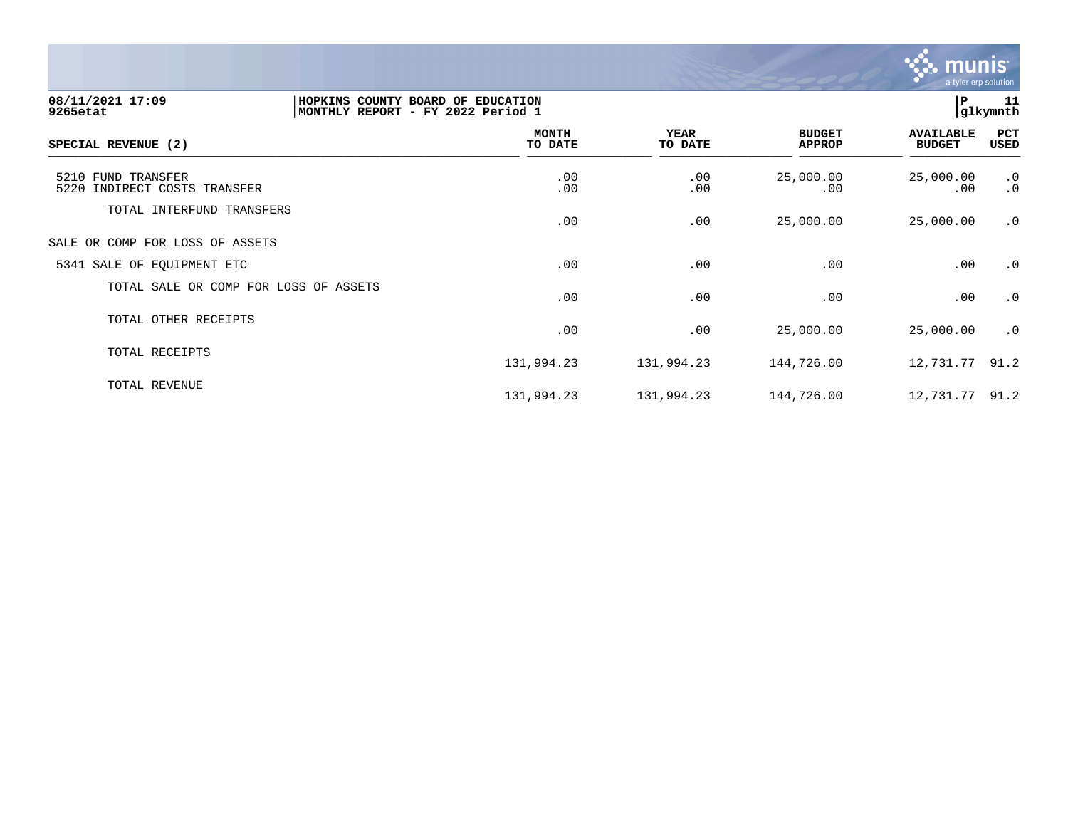08/11/2021 17:09 | HOPKINS COUNTY BOARD OF EDUCATION | P 11
9265etat | MONTHLY REPORT - FY 2022 Period 1 | glkymnth

| SPECIAL REVENUE (2) | MONTH TO DATE | YEAR TO DATE | BUDGET APPROP | AVAILABLE BUDGET | PCT USED |
|---|---|---|---|---|---|
| 5210 FUND TRANSFER | .00 | .00 | 25,000.00 | 25,000.00 | .0 |
| 5220 INDIRECT COSTS TRANSFER | .00 | .00 | .00 | .00 | .0 |
| TOTAL INTERFUND TRANSFERS | .00 | .00 | 25,000.00 | 25,000.00 | .0 |
| SALE OR COMP FOR LOSS OF ASSETS | | | | | |
| 5341 SALE OF EQUIPMENT ETC | .00 | .00 | .00 | .00 | .0 |
| TOTAL SALE OR COMP FOR LOSS OF ASSETS | .00 | .00 | .00 | .00 | .0 |
| TOTAL OTHER RECEIPTS | .00 | .00 | 25,000.00 | 25,000.00 | .0 |
| TOTAL RECEIPTS | 131,994.23 | 131,994.23 | 144,726.00 | 12,731.77 | 91.2 |
| TOTAL REVENUE | 131,994.23 | 131,994.23 | 144,726.00 | 12,731.77 | 91.2 |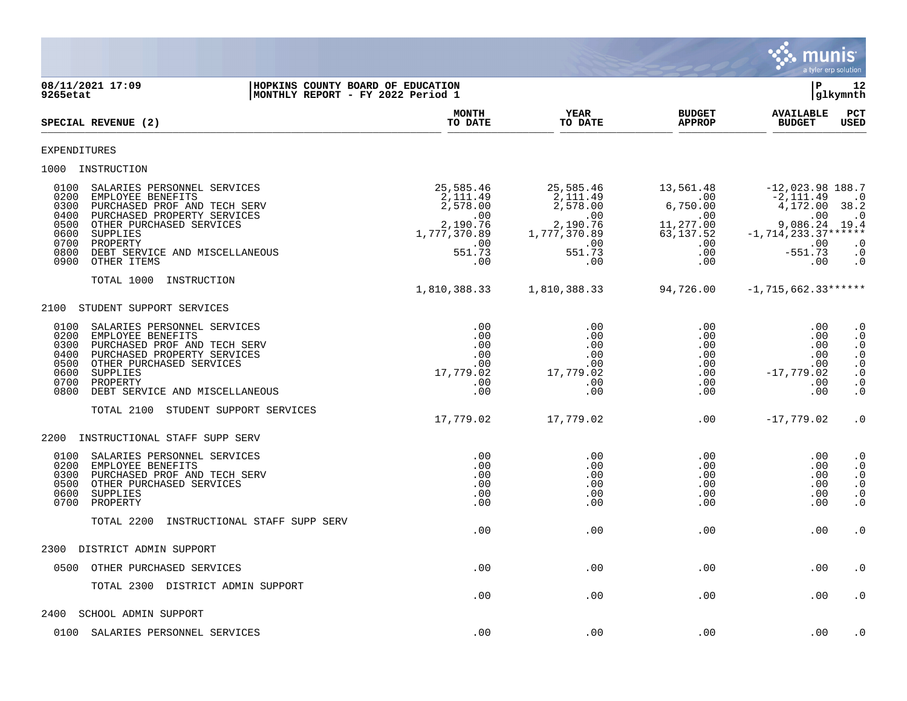HOPKINS COUNTY BOARD OF EDUCATION
MONTHLY REPORT - FY 2022 Period 1

08/11/2021 17:09
9265etat

| SPECIAL REVENUE (2) | MONTH TO DATE | YEAR TO DATE | BUDGET APPROP | AVAILABLE BUDGET | PCT USED |
|---|---|---|---|---|---|
| EXPENDITURES | | | | | |
| 1000 INSTRUCTION | | | | | |
| 0100 SALARIES PERSONNEL SERVICES | 25,585.46 | 25,585.46 | 13,561.48 | -12,023.98 | 188.7 |
| 0200 EMPLOYEE BENEFITS | 2,111.49 | 2,111.49 | .00 | -2,111.49 | .0 |
| 0300 PURCHASED PROF AND TECH SERV | 2,578.00 | 2,578.00 | 6,750.00 | 4,172.00 | 38.2 |
| 0400 PURCHASED PROPERTY SERVICES | .00 | .00 | .00 | .00 | .0 |
| 0500 OTHER PURCHASED SERVICES | 2,190.76 | 2,190.76 | 11,277.00 | 9,086.24 | 19.4 |
| 0600 SUPPLIES | 1,777,370.89 | 1,777,370.89 | 63,137.52 | -1,714,233.37 | ****** |
| 0700 PROPERTY | .00 | .00 | .00 | .00 | .0 |
| 0800 DEBT SERVICE AND MISCELLANEOUS | 551.73 | 551.73 | .00 | -551.73 | .0 |
| 0900 OTHER ITEMS | .00 | .00 | .00 | .00 | .0 |
| TOTAL 1000 INSTRUCTION | 1,810,388.33 | 1,810,388.33 | 94,726.00 | -1,715,662.33 | ****** |
| 2100 STUDENT SUPPORT SERVICES | | | | | |
| 0100 SALARIES PERSONNEL SERVICES | .00 | .00 | .00 | .00 | .0 |
| 0200 EMPLOYEE BENEFITS | .00 | .00 | .00 | .00 | .0 |
| 0300 PURCHASED PROF AND TECH SERV | .00 | .00 | .00 | .00 | .0 |
| 0400 PURCHASED PROPERTY SERVICES | .00 | .00 | .00 | .00 | .0 |
| 0500 OTHER PURCHASED SERVICES | .00 | .00 | .00 | .00 | .0 |
| 0600 SUPPLIES | 17,779.02 | 17,779.02 | .00 | -17,779.02 | .0 |
| 0700 PROPERTY | .00 | .00 | .00 | .00 | .0 |
| 0800 DEBT SERVICE AND MISCELLANEOUS | .00 | .00 | .00 | .00 | .0 |
| TOTAL 2100 STUDENT SUPPORT SERVICES | 17,779.02 | 17,779.02 | .00 | -17,779.02 | .0 |
| 2200 INSTRUCTIONAL STAFF SUPP SERV | | | | | |
| 0100 SALARIES PERSONNEL SERVICES | .00 | .00 | .00 | .00 | .0 |
| 0200 EMPLOYEE BENEFITS | .00 | .00 | .00 | .00 | .0 |
| 0300 PURCHASED PROF AND TECH SERV | .00 | .00 | .00 | .00 | .0 |
| 0500 OTHER PURCHASED SERVICES | .00 | .00 | .00 | .00 | .0 |
| 0600 SUPPLIES | .00 | .00 | .00 | .00 | .0 |
| 0700 PROPERTY | .00 | .00 | .00 | .00 | .0 |
| TOTAL 2200 INSTRUCTIONAL STAFF SUPP SERV | .00 | .00 | .00 | .00 | .0 |
| 2300 DISTRICT ADMIN SUPPORT | | | | | |
| 0500 OTHER PURCHASED SERVICES | .00 | .00 | .00 | .00 | .0 |
| TOTAL 2300 DISTRICT ADMIN SUPPORT | .00 | .00 | .00 | .00 | .0 |
| 2400 SCHOOL ADMIN SUPPORT | | | | | |
| 0100 SALARIES PERSONNEL SERVICES | .00 | .00 | .00 | .00 | .0 |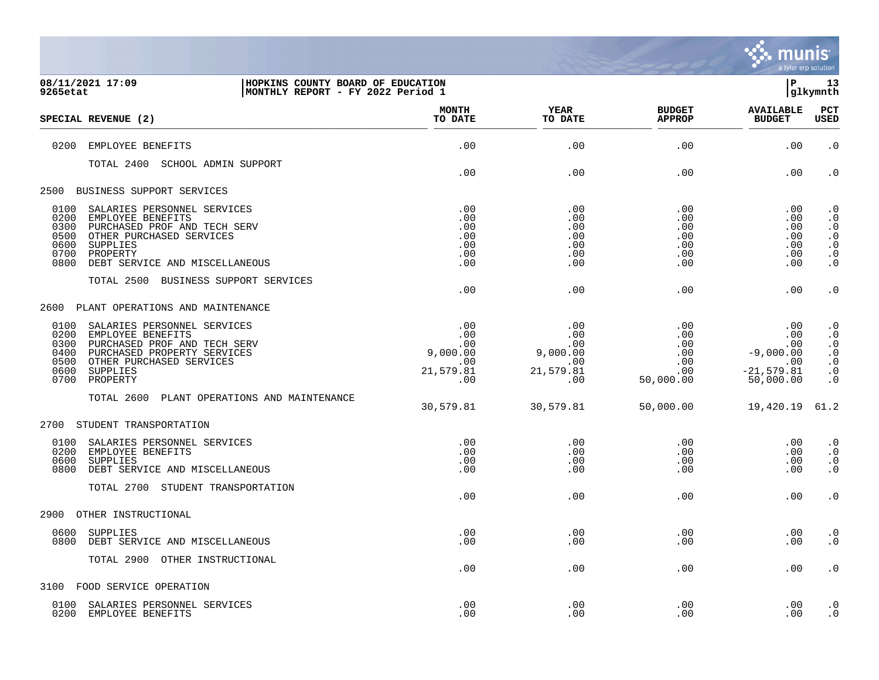08/11/2021 17:09 | HOPKINS COUNTY BOARD OF EDUCATION
9265etat | MONTHLY REPORT - FY 2022 Period 1

| SPECIAL REVENUE (2) | MONTH TO DATE | YEAR TO DATE | BUDGET APPROP | AVAILABLE BUDGET | PCT USED |
|---|---|---|---|---|---|
| 0200 EMPLOYEE BENEFITS | .00 | .00 | .00 | .00 | .0 |
| TOTAL 2400 SCHOOL ADMIN SUPPORT | .00 | .00 | .00 | .00 | .0 |
| **2500 BUSINESS SUPPORT SERVICES** | | | | | |
| 0100 SALARIES PERSONNEL SERVICES | .00 | .00 | .00 | .00 | .0 |
| 0200 EMPLOYEE BENEFITS | .00 | .00 | .00 | .00 | .0 |
| 0300 PURCHASED PROF AND TECH SERV | .00 | .00 | .00 | .00 | .0 |
| 0500 OTHER PURCHASED SERVICES | .00 | .00 | .00 | .00 | .0 |
| 0600 SUPPLIES | .00 | .00 | .00 | .00 | .0 |
| 0700 PROPERTY | .00 | .00 | .00 | .00 | .0 |
| 0800 DEBT SERVICE AND MISCELLANEOUS | .00 | .00 | .00 | .00 | .0 |
| TOTAL 2500 BUSINESS SUPPORT SERVICES | .00 | .00 | .00 | .00 | .0 |
| **2600 PLANT OPERATIONS AND MAINTENANCE** | | | | | |
| 0100 SALARIES PERSONNEL SERVICES | .00 | .00 | .00 | .00 | .0 |
| 0200 EMPLOYEE BENEFITS | .00 | .00 | .00 | .00 | .0 |
| 0300 PURCHASED PROF AND TECH SERV | .00 | .00 | .00 | .00 | .0 |
| 0400 PURCHASED PROPERTY SERVICES | 9,000.00 | 9,000.00 | .00 | -9,000.00 | .0 |
| 0500 OTHER PURCHASED SERVICES | .00 | .00 | .00 | .00 | .0 |
| 0600 SUPPLIES | 21,579.81 | 21,579.81 | .00 | -21,579.81 | .0 |
| 0700 PROPERTY | .00 | .00 | 50,000.00 | 50,000.00 | .0 |
| TOTAL 2600 PLANT OPERATIONS AND MAINTENANCE | 30,579.81 | 30,579.81 | 50,000.00 | 19,420.19 | 61.2 |
| **2700 STUDENT TRANSPORTATION** | | | | | |
| 0100 SALARIES PERSONNEL SERVICES | .00 | .00 | .00 | .00 | .0 |
| 0200 EMPLOYEE BENEFITS | .00 | .00 | .00 | .00 | .0 |
| 0600 SUPPLIES | .00 | .00 | .00 | .00 | .0 |
| 0800 DEBT SERVICE AND MISCELLANEOUS | .00 | .00 | .00 | .00 | .0 |
| TOTAL 2700 STUDENT TRANSPORTATION | .00 | .00 | .00 | .00 | .0 |
| **2900 OTHER INSTRUCTIONAL** | | | | | |
| 0600 SUPPLIES | .00 | .00 | .00 | .00 | .0 |
| 0800 DEBT SERVICE AND MISCELLANEOUS | .00 | .00 | .00 | .00 | .0 |
| TOTAL 2900 OTHER INSTRUCTIONAL | .00 | .00 | .00 | .00 | .0 |
| **3100 FOOD SERVICE OPERATION** | | | | | |
| 0100 SALARIES PERSONNEL SERVICES | .00 | .00 | .00 | .00 | .0 |
| 0200 EMPLOYEE BENEFITS | .00 | .00 | .00 | .00 | .0 |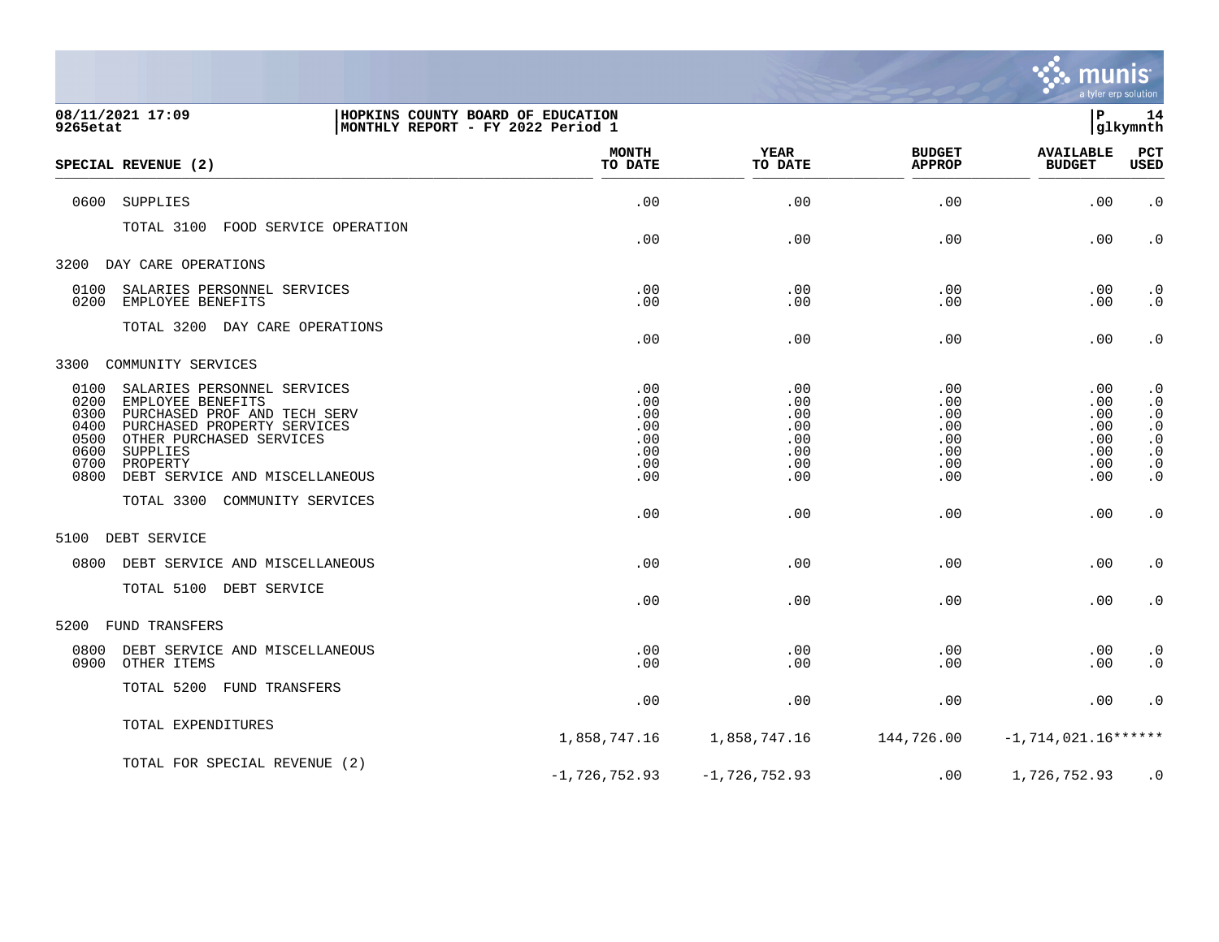**HOPKINS COUNTY BOARD OF EDUCATION**
**MONTHLY REPORT - FY 2022 Period 1**

08/11/2021 17:09
9265etat

| SPECIAL REVENUE (2) | MONTH TO DATE | YEAR TO DATE | BUDGET APPROP | AVAILABLE BUDGET | PCT USED |
|---|---|---|---|---|---|
| 0600 SUPPLIES | .00 | .00 | .00 | .00 | .0 |
| TOTAL 3100 FOOD SERVICE OPERATION | .00 | .00 | .00 | .00 | .0 |
| **3200 DAY CARE OPERATIONS** | | | | | |
| 0100 SALARIES PERSONNEL SERVICES | .00 | .00 | .00 | .00 | .0 |
| 0200 EMPLOYEE BENEFITS | .00 | .00 | .00 | .00 | .0 |
| TOTAL 3200 DAY CARE OPERATIONS | .00 | .00 | .00 | .00 | .0 |
| **3300 COMMUNITY SERVICES** | | | | | |
| 0100 SALARIES PERSONNEL SERVICES | .00 | .00 | .00 | .00 | .0 |
| 0200 EMPLOYEE BENEFITS | .00 | .00 | .00 | .00 | .0 |
| 0300 PURCHASED PROF AND TECH SERV | .00 | .00 | .00 | .00 | .0 |
| 0400 PURCHASED PROPERTY SERVICES | .00 | .00 | .00 | .00 | .0 |
| 0500 OTHER PURCHASED SERVICES | .00 | .00 | .00 | .00 | .0 |
| 0600 SUPPLIES | .00 | .00 | .00 | .00 | .0 |
| 0700 PROPERTY | .00 | .00 | .00 | .00 | .0 |
| 0800 DEBT SERVICE AND MISCELLANEOUS | .00 | .00 | .00 | .00 | .0 |
| TOTAL 3300 COMMUNITY SERVICES | .00 | .00 | .00 | .00 | .0 |
| **5100 DEBT SERVICE** | | | | | |
| 0800 DEBT SERVICE AND MISCELLANEOUS | .00 | .00 | .00 | .00 | .0 |
| TOTAL 5100 DEBT SERVICE | .00 | .00 | .00 | .00 | .0 |
| **5200 FUND TRANSFERS** | | | | | |
| 0800 DEBT SERVICE AND MISCELLANEOUS | .00 | .00 | .00 | .00 | .0 |
| 0900 OTHER ITEMS | .00 | .00 | .00 | .00 | .0 |
| TOTAL 5200 FUND TRANSFERS | .00 | .00 | .00 | .00 | .0 |
| TOTAL EXPENDITURES | 1,858,747.16 | 1,858,747.16 | 144,726.00 | -1,714,021.16 | ****** |
| TOTAL FOR SPECIAL REVENUE (2) | -1,726,752.93 | -1,726,752.93 | .00 | 1,726,752.93 | .0 |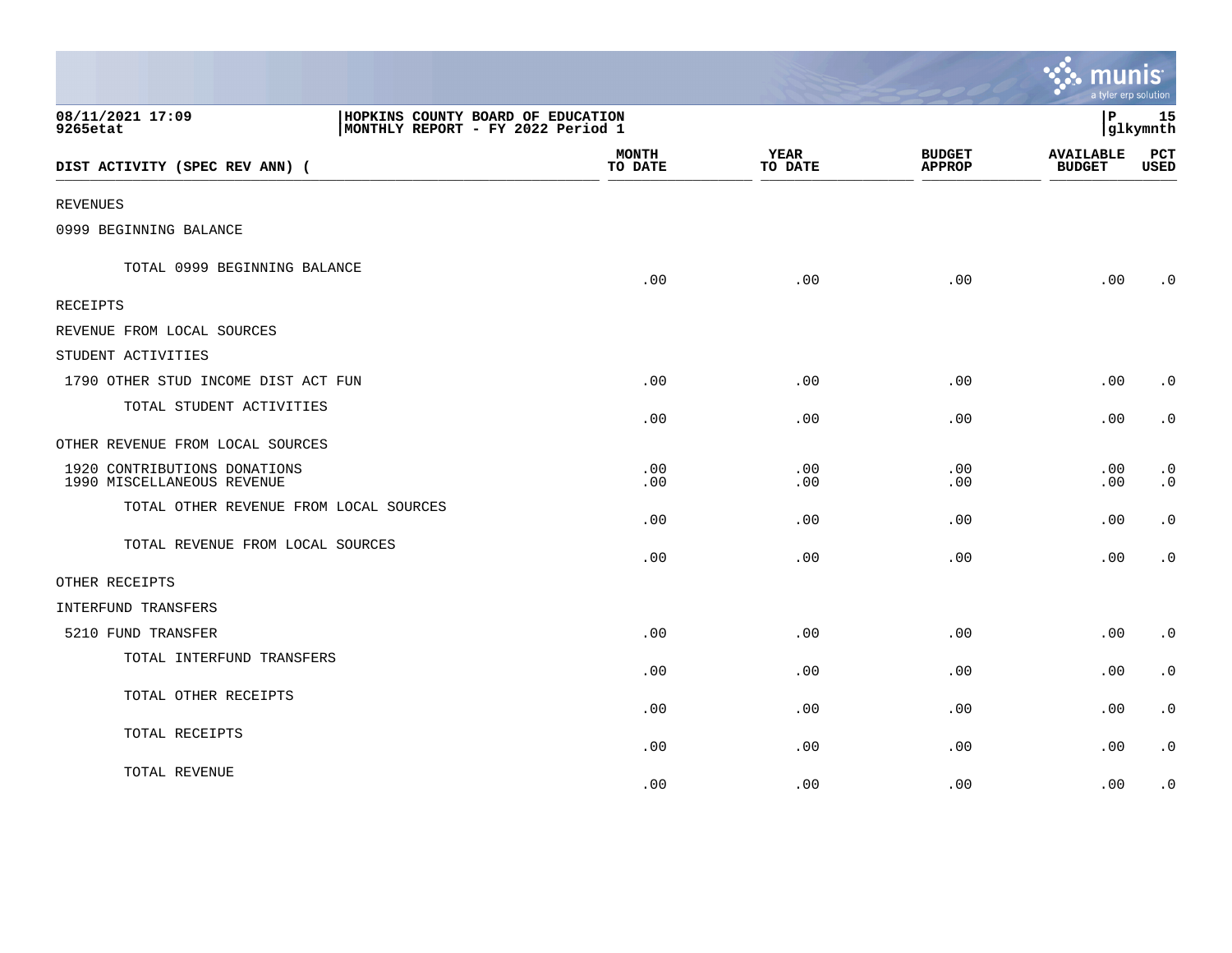08/11/2021 17:09
9265etat

HOPKINS COUNTY BOARD OF EDUCATION
MONTHLY REPORT - FY 2022 Period 1

P 15
glkymnth

| DIST ACTIVITY (SPEC REV ANN) ( | MONTH TO DATE | YEAR TO DATE | BUDGET APPROP | AVAILABLE BUDGET | PCT USED |
|---|---|---|---|---|---|
| REVENUES | | | | | |
| 0999 BEGINNING BALANCE | | | | | |
| TOTAL 0999 BEGINNING BALANCE | .00 | .00 | .00 | .00 | .0 |
| RECEIPTS | | | | | |
| REVENUE FROM LOCAL SOURCES | | | | | |
| STUDENT ACTIVITIES | | | | | |
| 1790 OTHER STUD INCOME DIST ACT FUN | .00 | .00 | .00 | .00 | .0 |
| TOTAL STUDENT ACTIVITIES | .00 | .00 | .00 | .00 | .0 |
| OTHER REVENUE FROM LOCAL SOURCES | | | | | |
| 1920 CONTRIBUTIONS DONATIONS | .00 | .00 | .00 | .00 | .0 |
| 1990 MISCELLANEOUS REVENUE | .00 | .00 | .00 | .00 | .0 |
| TOTAL OTHER REVENUE FROM LOCAL SOURCES | .00 | .00 | .00 | .00 | .0 |
| TOTAL REVENUE FROM LOCAL SOURCES | .00 | .00 | .00 | .00 | .0 |
| OTHER RECEIPTS | | | | | |
| INTERFUND TRANSFERS | | | | | |
| 5210 FUND TRANSFER | .00 | .00 | .00 | .00 | .0 |
| TOTAL INTERFUND TRANSFERS | .00 | .00 | .00 | .00 | .0 |
| TOTAL OTHER RECEIPTS | .00 | .00 | .00 | .00 | .0 |
| TOTAL RECEIPTS | .00 | .00 | .00 | .00 | .0 |
| TOTAL REVENUE | .00 | .00 | .00 | .00 | .0 |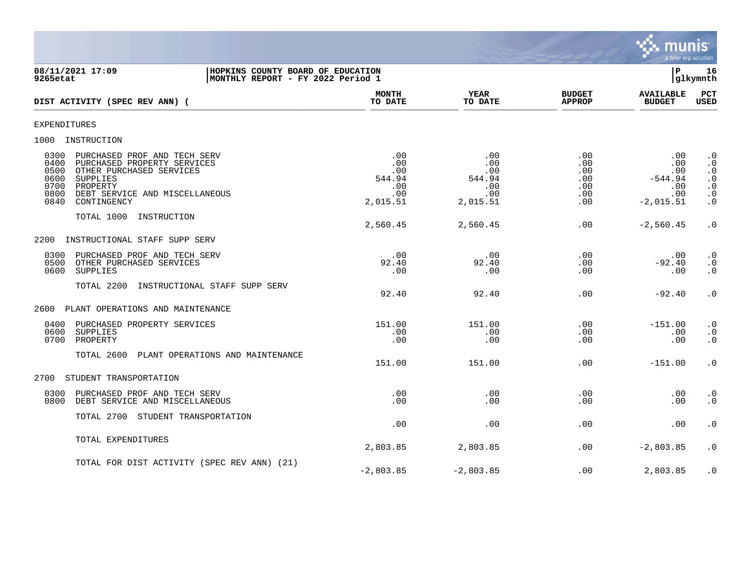**HOPKINS COUNTY BOARD OF EDUCATION**
**MONTHLY REPORT - FY 2022 Period 1**

08/11/2021 17:09
9265etat

glkymnth

| DIST ACTIVITY (SPEC REV ANN) ( | MONTH TO DATE | YEAR TO DATE | BUDGET APPROP | AVAILABLE BUDGET | PCT USED |
|---|---|---|---|---|---|
| EXPENDITURES | | | | | |
| 1000 INSTRUCTION | | | | | |
| 0300 PURCHASED PROF AND TECH SERV | .00 | .00 | .00 | .00 | .0 |
| 0400 PURCHASED PROPERTY SERVICES | .00 | .00 | .00 | .00 | .0 |
| 0500 OTHER PURCHASED SERVICES | .00 | .00 | .00 | .00 | .0 |
| 0600 SUPPLIES | 544.94 | 544.94 | .00 | -544.94 | .0 |
| 0700 PROPERTY | .00 | .00 | .00 | .00 | .0 |
| 0800 DEBT SERVICE AND MISCELLANEOUS | .00 | .00 | .00 | .00 | .0 |
| 0840 CONTINGENCY | 2,015.51 | 2,015.51 | .00 | -2,015.51 | .0 |
| TOTAL 1000 INSTRUCTION | 2,560.45 | 2,560.45 | .00 | -2,560.45 | .0 |
| 2200 INSTRUCTIONAL STAFF SUPP SERV | | | | | |
| 0300 PURCHASED PROF AND TECH SERV | .00 | .00 | .00 | .00 | .0 |
| 0500 OTHER PURCHASED SERVICES | 92.40 | 92.40 | .00 | -92.40 | .0 |
| 0600 SUPPLIES | .00 | .00 | .00 | .00 | .0 |
| TOTAL 2200 INSTRUCTIONAL STAFF SUPP SERV | 92.40 | 92.40 | .00 | -92.40 | .0 |
| 2600 PLANT OPERATIONS AND MAINTENANCE | | | | | |
| 0400 PURCHASED PROPERTY SERVICES | 151.00 | 151.00 | .00 | -151.00 | .0 |
| 0600 SUPPLIES | .00 | .00 | .00 | .00 | .0 |
| 0700 PROPERTY | .00 | .00 | .00 | .00 | .0 |
| TOTAL 2600 PLANT OPERATIONS AND MAINTENANCE | 151.00 | 151.00 | .00 | -151.00 | .0 |
| 2700 STUDENT TRANSPORTATION | | | | | |
| 0300 PURCHASED PROF AND TECH SERV | .00 | .00 | .00 | .00 | .0 |
| 0800 DEBT SERVICE AND MISCELLANEOUS | .00 | .00 | .00 | .00 | .0 |
| TOTAL 2700 STUDENT TRANSPORTATION | .00 | .00 | .00 | .00 | .0 |
| TOTAL EXPENDITURES | 2,803.85 | 2,803.85 | .00 | -2,803.85 | .0 |
| TOTAL FOR DIST ACTIVITY (SPEC REV ANN) (21) | -2,803.85 | -2,803.85 | .00 | 2,803.85 | .0 |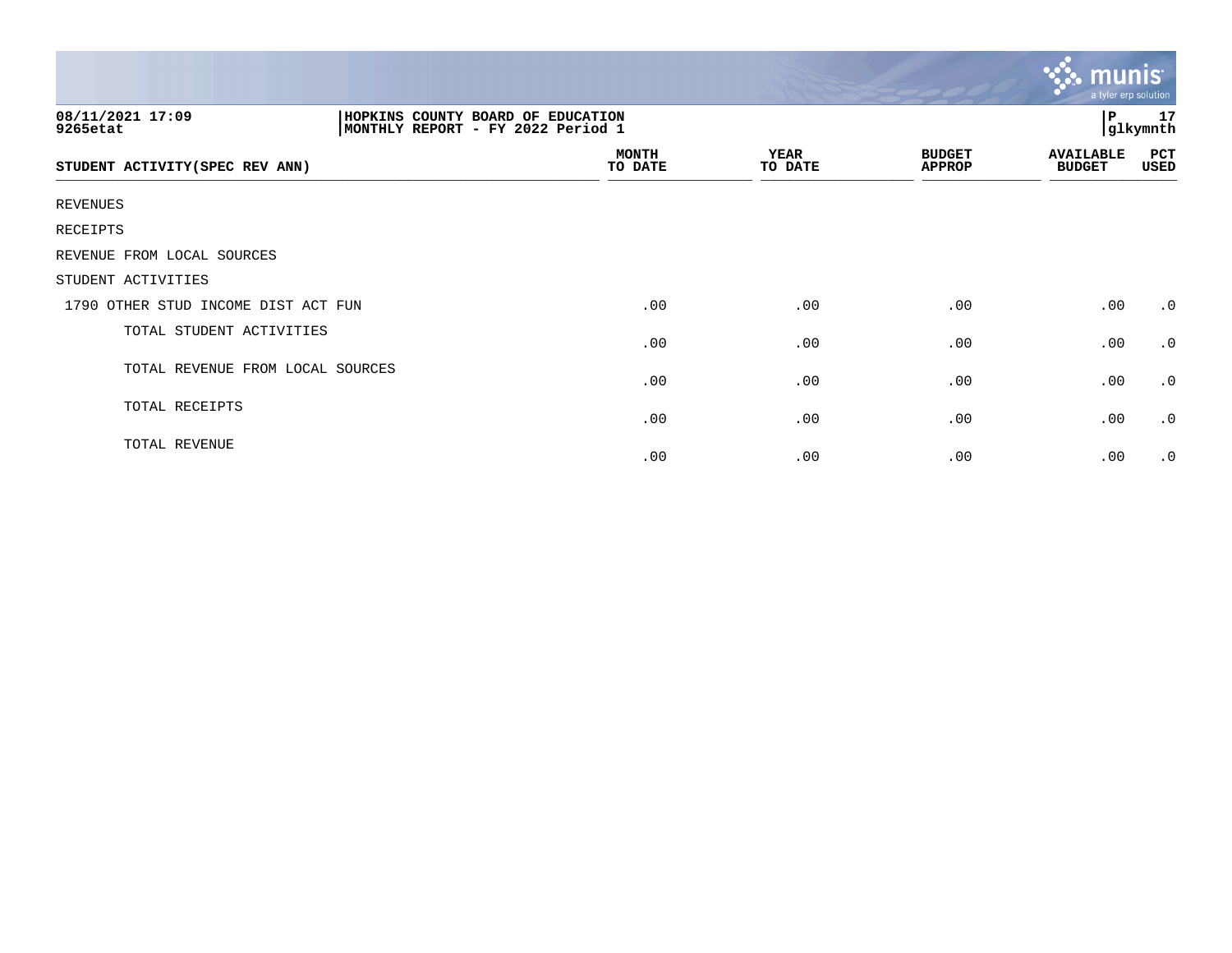08/11/2021 17:09
9265etat

HOPKINS COUNTY BOARD OF EDUCATION
MONTHLY REPORT - FY 2022 Period 1

P 17
glkymnth

| STUDENT ACTIVITY(SPEC REV ANN) | MONTH TO DATE | YEAR TO DATE | BUDGET APPROP | AVAILABLE BUDGET | PCT USED |
|---|---|---|---|---|---|
| REVENUES | | | | | |
| RECEIPTS | | | | | |
| REVENUE FROM LOCAL SOURCES | | | | | |
| STUDENT ACTIVITIES | | | | | |
| 1790 OTHER STUD INCOME DIST ACT FUN | .00 | .00 | .00 | .00 | .0 |
| TOTAL STUDENT ACTIVITIES | .00 | .00 | .00 | .00 | .0 |
| TOTAL REVENUE FROM LOCAL SOURCES | .00 | .00 | .00 | .00 | .0 |
| TOTAL RECEIPTS | .00 | .00 | .00 | .00 | .0 |
| TOTAL REVENUE | .00 | .00 | .00 | .00 | .0 |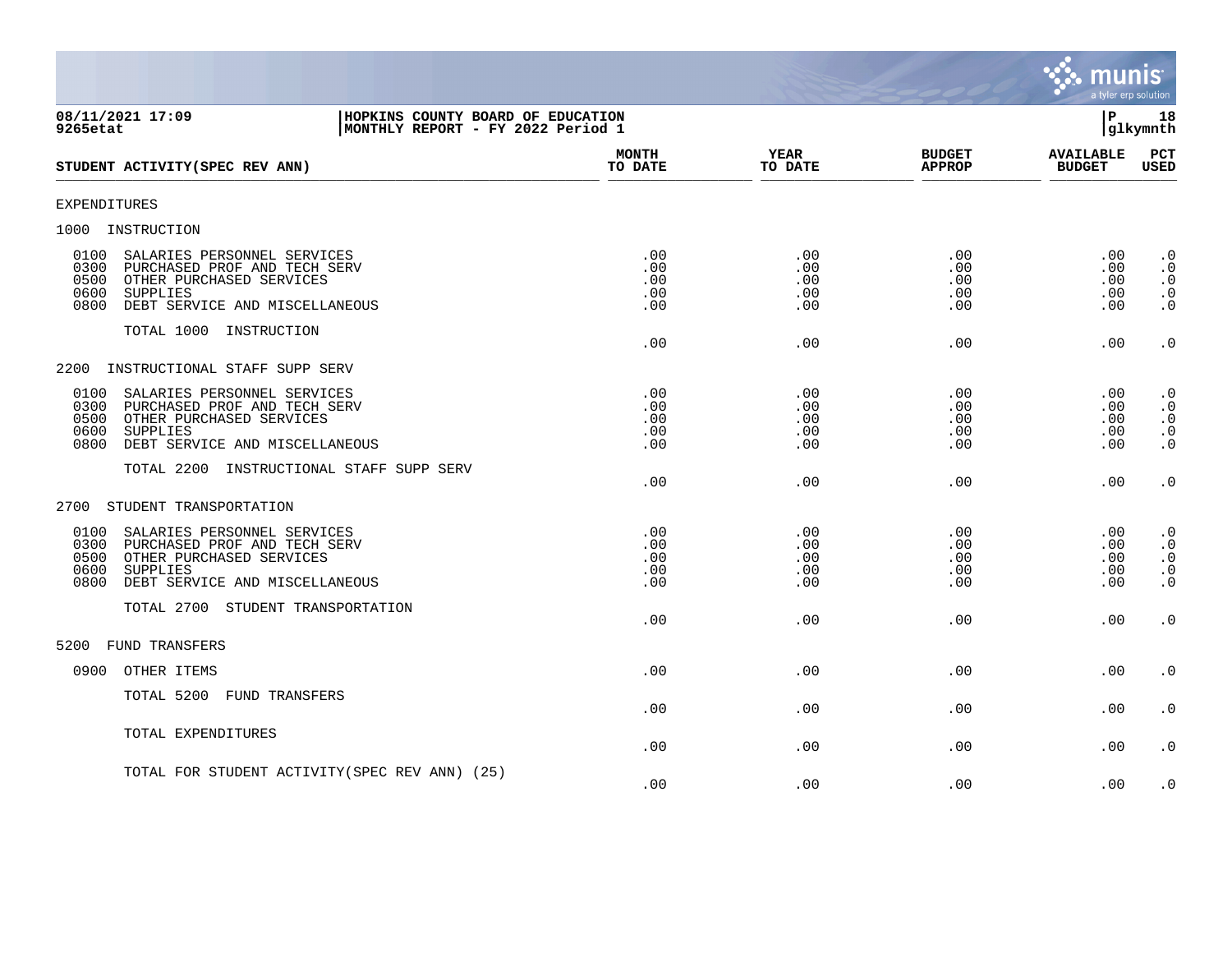**08/11/2021 17:09**
**9265etat**

**HOPKINS COUNTY BOARD OF EDUCATION**
**MONTHLY REPORT - FY 2022 Period 1**

**P 18**
**glkymnth**

| STUDENT ACTIVITY(SPEC REV ANN) | MONTH TO DATE | YEAR TO DATE | BUDGET APPROP | AVAILABLE BUDGET | PCT USED |
|---|---|---|---|---|---|
| EXPENDITURES | | | | | |
| 1000 INSTRUCTION | | | | | |
| 0100 SALARIES PERSONNEL SERVICES | .00 | .00 | .00 | .00 | .0 |
| 0300 PURCHASED PROF AND TECH SERV | .00 | .00 | .00 | .00 | .0 |
| 0500 OTHER PURCHASED SERVICES | .00 | .00 | .00 | .00 | .0 |
| 0600 SUPPLIES | .00 | .00 | .00 | .00 | .0 |
| 0800 DEBT SERVICE AND MISCELLANEOUS | .00 | .00 | .00 | .00 | .0 |
| TOTAL 1000 INSTRUCTION | .00 | .00 | .00 | .00 | .0 |
| 2200 INSTRUCTIONAL STAFF SUPP SERV | | | | | |
| 0100 SALARIES PERSONNEL SERVICES | .00 | .00 | .00 | .00 | .0 |
| 0300 PURCHASED PROF AND TECH SERV | .00 | .00 | .00 | .00 | .0 |
| 0500 OTHER PURCHASED SERVICES | .00 | .00 | .00 | .00 | .0 |
| 0600 SUPPLIES | .00 | .00 | .00 | .00 | .0 |
| 0800 DEBT SERVICE AND MISCELLANEOUS | .00 | .00 | .00 | .00 | .0 |
| TOTAL 2200 INSTRUCTIONAL STAFF SUPP SERV | .00 | .00 | .00 | .00 | .0 |
| 2700 STUDENT TRANSPORTATION | | | | | |
| 0100 SALARIES PERSONNEL SERVICES | .00 | .00 | .00 | .00 | .0 |
| 0300 PURCHASED PROF AND TECH SERV | .00 | .00 | .00 | .00 | .0 |
| 0500 OTHER PURCHASED SERVICES | .00 | .00 | .00 | .00 | .0 |
| 0600 SUPPLIES | .00 | .00 | .00 | .00 | .0 |
| 0800 DEBT SERVICE AND MISCELLANEOUS | .00 | .00 | .00 | .00 | .0 |
| TOTAL 2700 STUDENT TRANSPORTATION | .00 | .00 | .00 | .00 | .0 |
| 5200 FUND TRANSFERS | | | | | |
| 0900 OTHER ITEMS | .00 | .00 | .00 | .00 | .0 |
| TOTAL 5200 FUND TRANSFERS | .00 | .00 | .00 | .00 | .0 |
| TOTAL EXPENDITURES | .00 | .00 | .00 | .00 | .0 |
| TOTAL FOR STUDENT ACTIVITY(SPEC REV ANN) (25) | .00 | .00 | .00 | .00 | .0 |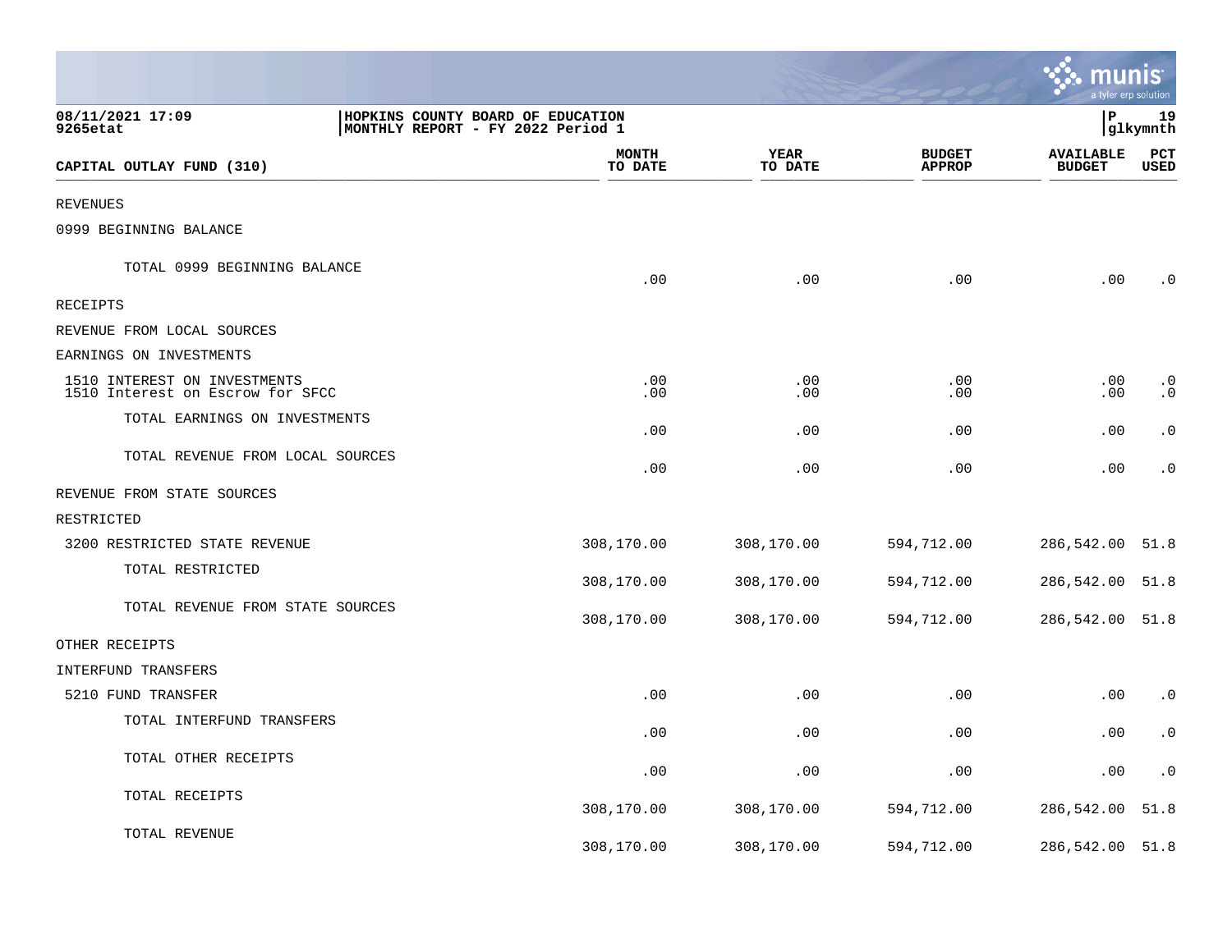**HOPKINS COUNTY BOARD OF EDUCATION**
**MONTHLY REPORT - FY 2022 Period 1**

| CAPITAL OUTLAY FUND (310) | MONTH TO DATE | YEAR TO DATE | BUDGET APPROP | AVAILABLE BUDGET | PCT USED |
|---|---|---|---|---|---|
| REVENUES | | | | | |
| 0999 BEGINNING BALANCE | | | | | |
| TOTAL 0999 BEGINNING BALANCE | .00 | .00 | .00 | .00 | .0 |
| RECEIPTS | | | | | |
| REVENUE FROM LOCAL SOURCES | | | | | |
| EARNINGS ON INVESTMENTS | | | | | |
| 1510 INTEREST ON INVESTMENTS | .00 | .00 | .00 | .00 | .0 |
| 1510 Interest on Escrow for SFCC | .00 | .00 | .00 | .00 | .0 |
| TOTAL EARNINGS ON INVESTMENTS | .00 | .00 | .00 | .00 | .0 |
| TOTAL REVENUE FROM LOCAL SOURCES | .00 | .00 | .00 | .00 | .0 |
| REVENUE FROM STATE SOURCES | | | | | |
| RESTRICTED | | | | | |
| 3200 RESTRICTED STATE REVENUE | 308,170.00 | 308,170.00 | 594,712.00 | 286,542.00 | 51.8 |
| TOTAL RESTRICTED | 308,170.00 | 308,170.00 | 594,712.00 | 286,542.00 | 51.8 |
| TOTAL REVENUE FROM STATE SOURCES | 308,170.00 | 308,170.00 | 594,712.00 | 286,542.00 | 51.8 |
| OTHER RECEIPTS | | | | | |
| INTERFUND TRANSFERS | | | | | |
| 5210 FUND TRANSFER | .00 | .00 | .00 | .00 | .0 |
| TOTAL INTERFUND TRANSFERS | .00 | .00 | .00 | .00 | .0 |
| TOTAL OTHER RECEIPTS | .00 | .00 | .00 | .00 | .0 |
| TOTAL RECEIPTS | 308,170.00 | 308,170.00 | 594,712.00 | 286,542.00 | 51.8 |
| TOTAL REVENUE | 308,170.00 | 308,170.00 | 594,712.00 | 286,542.00 | 51.8 |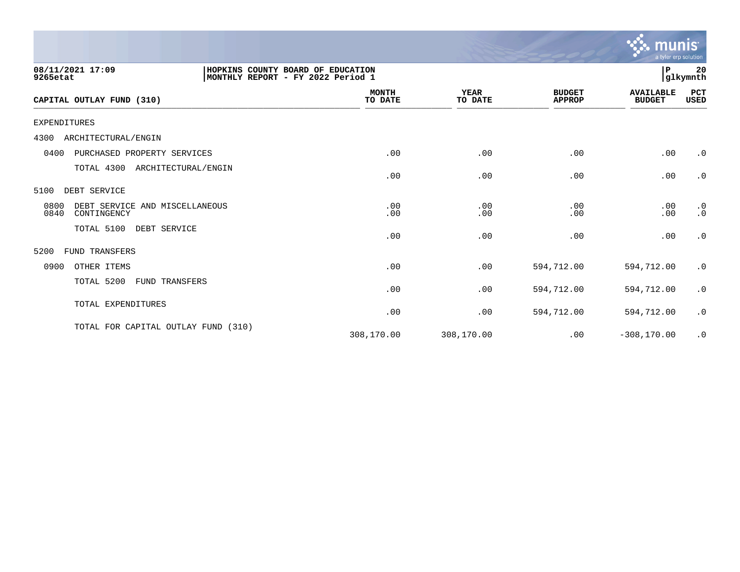08/11/2021 17:09 | HOPKINS COUNTY BOARD OF EDUCATION | P 20
9265etat | MONTHLY REPORT - FY 2022 Period 1 | glkymnth

| CAPITAL OUTLAY FUND (310) | MONTH TO DATE | YEAR TO DATE | BUDGET APPROP | AVAILABLE BUDGET | PCT USED |
|---|---|---|---|---|---|
| EXPENDITURES | | | | | |
| 4300 ARCHITECTURAL/ENGIN | | | | | |
| 0400 PURCHASED PROPERTY SERVICES | .00 | .00 | .00 | .00 | .0 |
| TOTAL 4300 ARCHITECTURAL/ENGIN | .00 | .00 | .00 | .00 | .0 |
| 5100 DEBT SERVICE | | | | | |
| 0800 DEBT SERVICE AND MISCELLANEOUS | .00 | .00 | .00 | .00 | .0 |
| 0840 CONTINGENCY | .00 | .00 | .00 | .00 | .0 |
| TOTAL 5100 DEBT SERVICE | .00 | .00 | .00 | .00 | .0 |
| 5200 FUND TRANSFERS | | | | | |
| 0900 OTHER ITEMS | .00 | .00 | 594,712.00 | 594,712.00 | .0 |
| TOTAL 5200 FUND TRANSFERS | .00 | .00 | 594,712.00 | 594,712.00 | .0 |
| TOTAL EXPENDITURES | .00 | .00 | 594,712.00 | 594,712.00 | .0 |
| TOTAL FOR CAPITAL OUTLAY FUND (310) | 308,170.00 | 308,170.00 | .00 | -308,170.00 | .0 |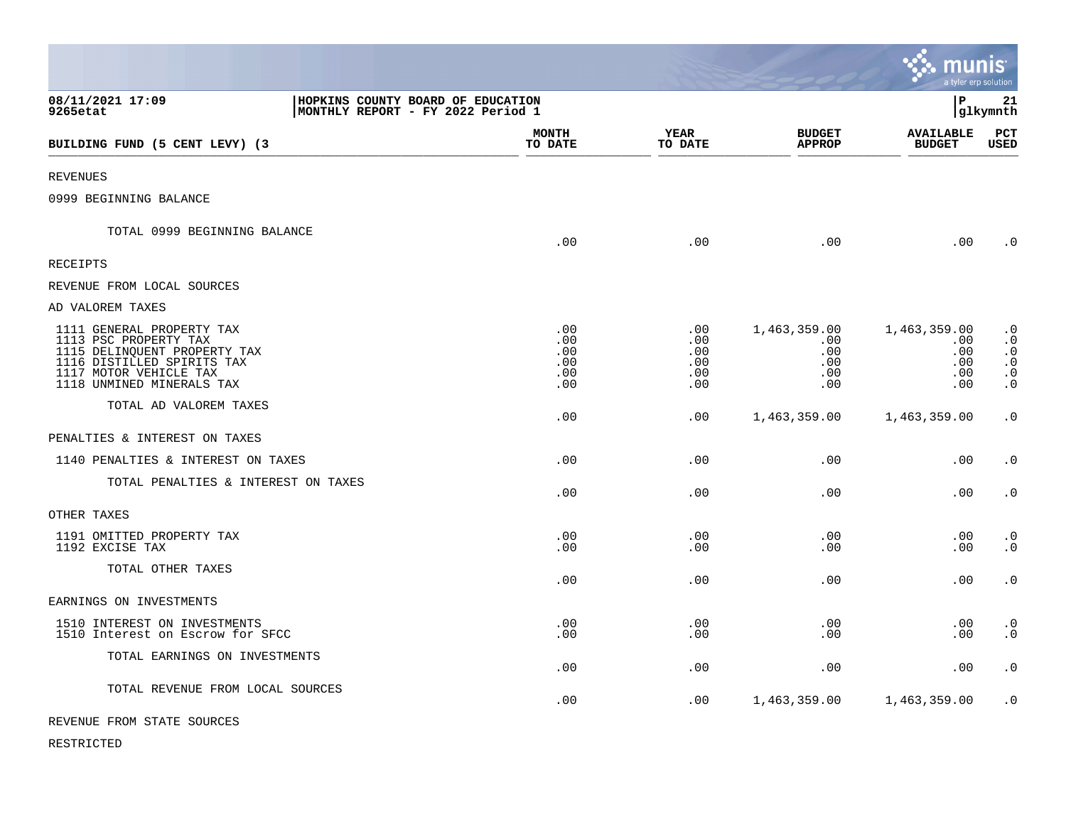08/11/2021 17:09 | HOPKINS COUNTY BOARD OF EDUCATION
9265etat | MONTHLY REPORT - FY 2022 Period 1

| BUILDING FUND (5 CENT LEVY) (3 | MONTH TO DATE | YEAR TO DATE | BUDGET APPROP | AVAILABLE BUDGET | PCT USED |
|---|---|---|---|---|---|
| REVENUES | | | | | |
| 0999 BEGINNING BALANCE | | | | | |
| TOTAL 0999 BEGINNING BALANCE | .00 | .00 | .00 | .00 | .0 |
| RECEIPTS | | | | | |
| REVENUE FROM LOCAL SOURCES | | | | | |
| AD VALOREM TAXES | | | | | |
| 1111 GENERAL PROPERTY TAX | .00 | .00 | 1,463,359.00 | 1,463,359.00 | .0 |
| 1113 PSC PROPERTY TAX | .00 | .00 | .00 | .00 | .0 |
| 1115 DELINQUENT PROPERTY TAX | .00 | .00 | .00 | .00 | .0 |
| 1116 DISTILLED SPIRITS TAX | .00 | .00 | .00 | .00 | .0 |
| 1117 MOTOR VEHICLE TAX | .00 | .00 | .00 | .00 | .0 |
| 1118 UNMINED MINERALS TAX | .00 | .00 | .00 | .00 | .0 |
| TOTAL AD VALOREM TAXES | .00 | .00 | 1,463,359.00 | 1,463,359.00 | .0 |
| PENALTIES & INTEREST ON TAXES | | | | | |
| 1140 PENALTIES & INTEREST ON TAXES | .00 | .00 | .00 | .00 | .0 |
| TOTAL PENALTIES & INTEREST ON TAXES | .00 | .00 | .00 | .00 | .0 |
| OTHER TAXES | | | | | |
| 1191 OMITTED PROPERTY TAX | .00 | .00 | .00 | .00 | .0 |
| 1192 EXCISE TAX | .00 | .00 | .00 | .00 | .0 |
| TOTAL OTHER TAXES | .00 | .00 | .00 | .00 | .0 |
| EARNINGS ON INVESTMENTS | | | | | |
| 1510 INTEREST ON INVESTMENTS | .00 | .00 | .00 | .00 | .0 |
| 1510 Interest on Escrow for SFCC | .00 | .00 | .00 | .00 | .0 |
| TOTAL EARNINGS ON INVESTMENTS | .00 | .00 | .00 | .00 | .0 |
| TOTAL REVENUE FROM LOCAL SOURCES | .00 | .00 | 1,463,359.00 | 1,463,359.00 | .0 |
| REVENUE FROM STATE SOURCES | | | | | |
| RESTRICTED | | | | | |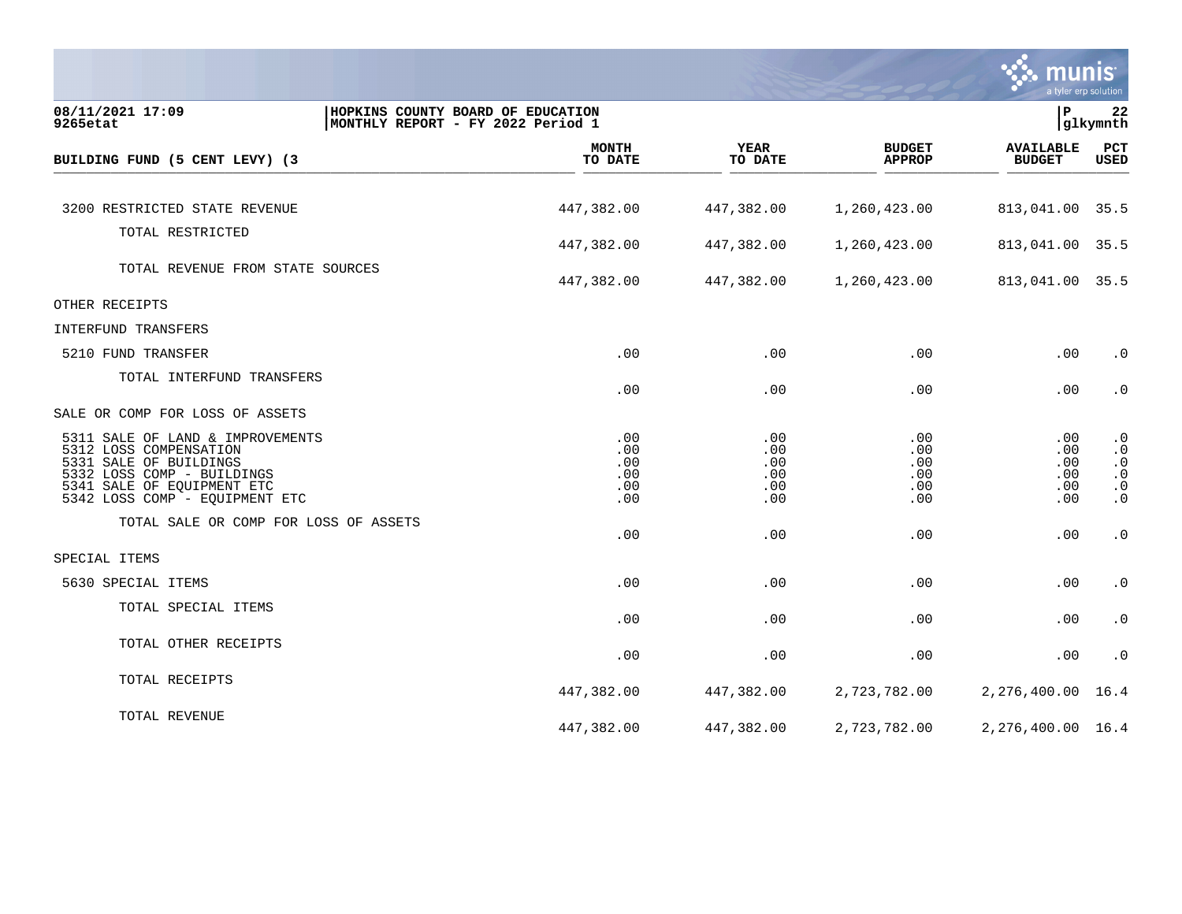08/11/2021 17:09 | HOPKINS COUNTY BOARD OF EDUCATION
9265etat | MONTHLY REPORT - FY 2022 Period 1

| BUILDING FUND (5 CENT LEVY) (3 | MONTH TO DATE | YEAR TO DATE | BUDGET APPROP | AVAILABLE BUDGET | PCT USED |
|---|---|---|---|---|---|
| 3200 RESTRICTED STATE REVENUE | 447,382.00 | 447,382.00 | 1,260,423.00 | 813,041.00 | 35.5 |
| TOTAL RESTRICTED | 447,382.00 | 447,382.00 | 1,260,423.00 | 813,041.00 | 35.5 |
| TOTAL REVENUE FROM STATE SOURCES | 447,382.00 | 447,382.00 | 1,260,423.00 | 813,041.00 | 35.5 |
| OTHER RECEIPTS | | | | | |
| INTERFUND TRANSFERS | | | | | |
| 5210 FUND TRANSFER | .00 | .00 | .00 | .00 | .0 |
| TOTAL INTERFUND TRANSFERS | .00 | .00 | .00 | .00 | .0 |
| SALE OR COMP FOR LOSS OF ASSETS | | | | | |
| 5311 SALE OF LAND & IMPROVEMENTS | .00 | .00 | .00 | .00 | .0 |
| 5312 LOSS COMPENSATION | .00 | .00 | .00 | .00 | .0 |
| 5331 SALE OF BUILDINGS | .00 | .00 | .00 | .00 | .0 |
| 5332 LOSS COMP - BUILDINGS | .00 | .00 | .00 | .00 | .0 |
| 5341 SALE OF EQUIPMENT ETC | .00 | .00 | .00 | .00 | .0 |
| 5342 LOSS COMP - EQUIPMENT ETC | .00 | .00 | .00 | .00 | .0 |
| TOTAL SALE OR COMP FOR LOSS OF ASSETS | .00 | .00 | .00 | .00 | .0 |
| SPECIAL ITEMS | | | | | |
| 5630 SPECIAL ITEMS | .00 | .00 | .00 | .00 | .0 |
| TOTAL SPECIAL ITEMS | .00 | .00 | .00 | .00 | .0 |
| TOTAL OTHER RECEIPTS | .00 | .00 | .00 | .00 | .0 |
| TOTAL RECEIPTS | 447,382.00 | 447,382.00 | 2,723,782.00 | 2,276,400.00 | 16.4 |
| TOTAL REVENUE | 447,382.00 | 447,382.00 | 2,723,782.00 | 2,276,400.00 | 16.4 |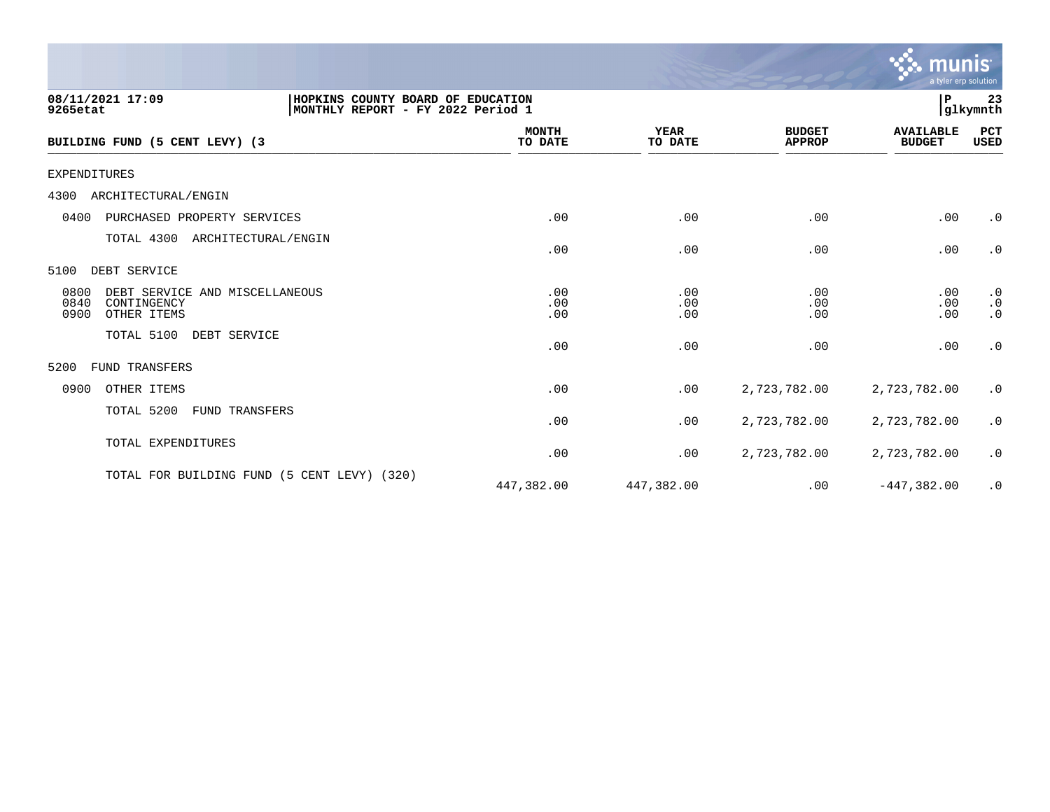08/11/2021 17:09
9265etat

HOPKINS COUNTY BOARD OF EDUCATION
MONTHLY REPORT - FY 2022 Period 1

glkymnth

| BUILDING FUND (5 CENT LEVY) (3 | MONTH TO DATE | YEAR TO DATE | BUDGET APPROP | AVAILABLE BUDGET | PCT USED |
|---|---|---|---|---|---|
| EXPENDITURES | | | | | |
| 4300 ARCHITECTURAL/ENGIN | | | | | |
| 0400 PURCHASED PROPERTY SERVICES | .00 | .00 | .00 | .00 | .0 |
| TOTAL 4300 ARCHITECTURAL/ENGIN | .00 | .00 | .00 | .00 | .0 |
| 5100 DEBT SERVICE | | | | | |
| 0800 DEBT SERVICE AND MISCELLANEOUS | .00 | .00 | .00 | .00 | .0 |
| 0840 CONTINGENCY | .00 | .00 | .00 | .00 | .0 |
| 0900 OTHER ITEMS | .00 | .00 | .00 | .00 | .0 |
| TOTAL 5100 DEBT SERVICE | .00 | .00 | .00 | .00 | .0 |
| 5200 FUND TRANSFERS | | | | | |
| 0900 OTHER ITEMS | .00 | .00 | 2,723,782.00 | 2,723,782.00 | .0 |
| TOTAL 5200 FUND TRANSFERS | .00 | .00 | 2,723,782.00 | 2,723,782.00 | .0 |
| TOTAL EXPENDITURES | .00 | .00 | 2,723,782.00 | 2,723,782.00 | .0 |
| TOTAL FOR BUILDING FUND (5 CENT LEVY) (320) | 447,382.00 | 447,382.00 | .00 | -447,382.00 | .0 |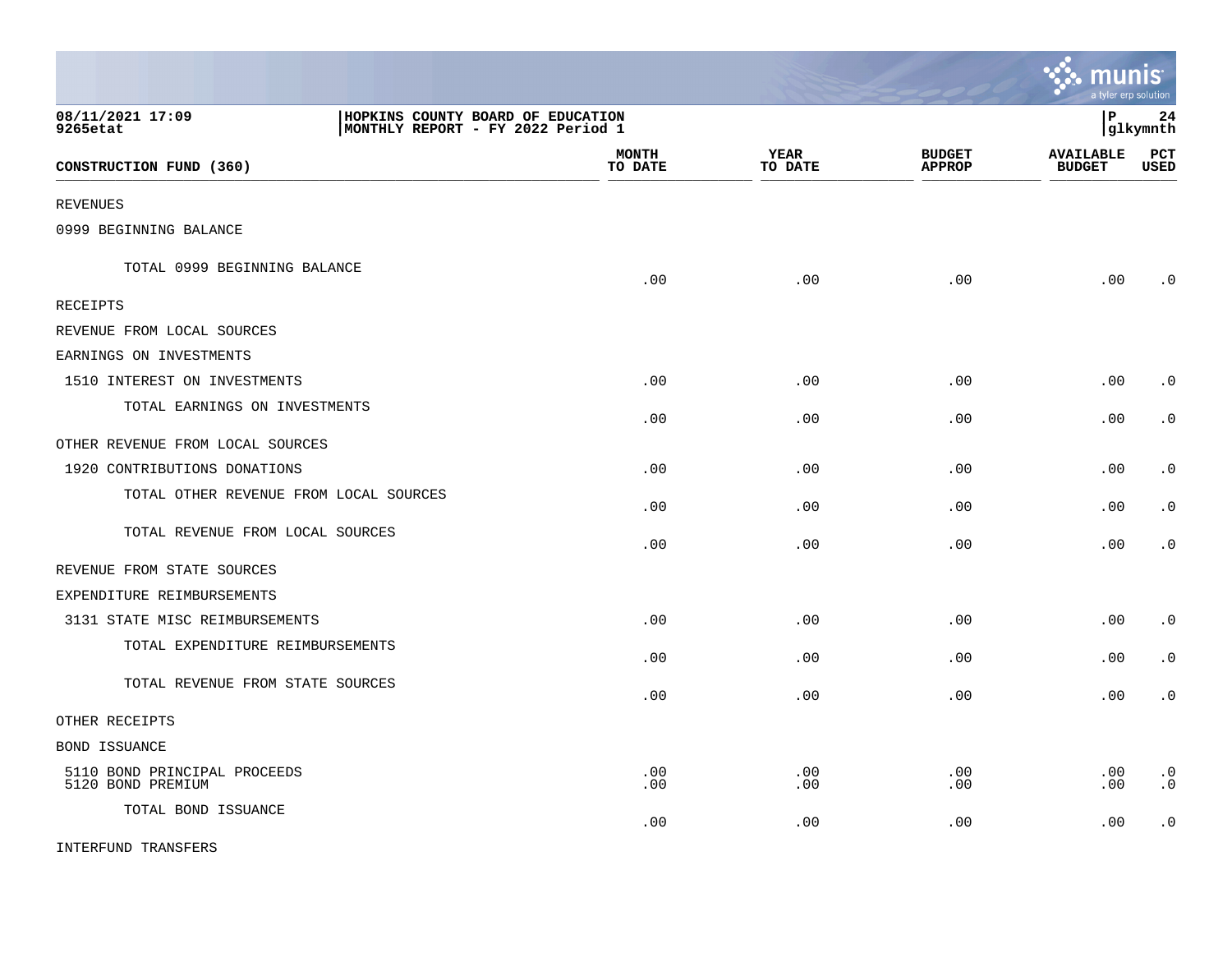08/11/2021 17:09 | HOPKINS COUNTY BOARD OF EDUCATION | P 24
9265etat | MONTHLY REPORT - FY 2022 Period 1 | glkymnth

| CONSTRUCTION FUND (360) | MONTH TO DATE | YEAR TO DATE | BUDGET APPROP | AVAILABLE BUDGET | PCT USED |
|---|---|---|---|---|---|
| REVENUES | | | | | |
| 0999 BEGINNING BALANCE | | | | | |
| TOTAL 0999 BEGINNING BALANCE | .00 | .00 | .00 | .00 | .0 |
| RECEIPTS | | | | | |
| REVENUE FROM LOCAL SOURCES | | | | | |
| EARNINGS ON INVESTMENTS | | | | | |
| 1510 INTEREST ON INVESTMENTS | .00 | .00 | .00 | .00 | .0 |
| TOTAL EARNINGS ON INVESTMENTS | .00 | .00 | .00 | .00 | .0 |
| OTHER REVENUE FROM LOCAL SOURCES | | | | | |
| 1920 CONTRIBUTIONS DONATIONS | .00 | .00 | .00 | .00 | .0 |
| TOTAL OTHER REVENUE FROM LOCAL SOURCES | .00 | .00 | .00 | .00 | .0 |
| TOTAL REVENUE FROM LOCAL SOURCES | .00 | .00 | .00 | .00 | .0 |
| REVENUE FROM STATE SOURCES | | | | | |
| EXPENDITURE REIMBURSEMENTS | | | | | |
| 3131 STATE MISC REIMBURSEMENTS | .00 | .00 | .00 | .00 | .0 |
| TOTAL EXPENDITURE REIMBURSEMENTS | .00 | .00 | .00 | .00 | .0 |
| TOTAL REVENUE FROM STATE SOURCES | .00 | .00 | .00 | .00 | .0 |
| OTHER RECEIPTS | | | | | |
| BOND ISSUANCE | | | | | |
| 5110 BOND PRINCIPAL PROCEEDS | .00 | .00 | .00 | .00 | .0 |
| 5120 BOND PREMIUM | .00 | .00 | .00 | .00 | .0 |
| TOTAL BOND ISSUANCE | .00 | .00 | .00 | .00 | .0 |
| INTERFUND TRANSFERS | | | | | |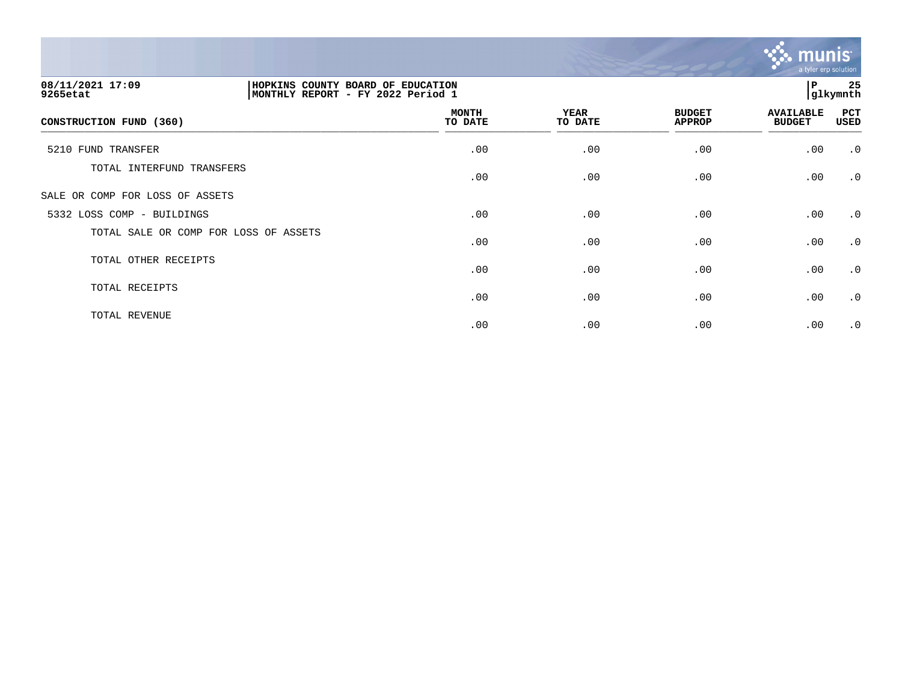08/11/2021 17:09 | HOPKINS COUNTY BOARD OF EDUCATION
9265etat | MONTHLY REPORT - FY 2022 Period 1

glkymnth

| CONSTRUCTION FUND (360) | MONTH TO DATE | YEAR TO DATE | BUDGET APPROP | AVAILABLE BUDGET | PCT USED |
|---|---|---|---|---|---|
| 5210 FUND TRANSFER | .00 | .00 | .00 | .00 | .0 |
| TOTAL INTERFUND TRANSFERS | .00 | .00 | .00 | .00 | .0 |
| SALE OR COMP FOR LOSS OF ASSETS | | | | | |
| 5332 LOSS COMP - BUILDINGS | .00 | .00 | .00 | .00 | .0 |
| TOTAL SALE OR COMP FOR LOSS OF ASSETS | .00 | .00 | .00 | .00 | .0 |
| TOTAL OTHER RECEIPTS | .00 | .00 | .00 | .00 | .0 |
| TOTAL RECEIPTS | .00 | .00 | .00 | .00 | .0 |
| TOTAL REVENUE | .00 | .00 | .00 | .00 | .0 |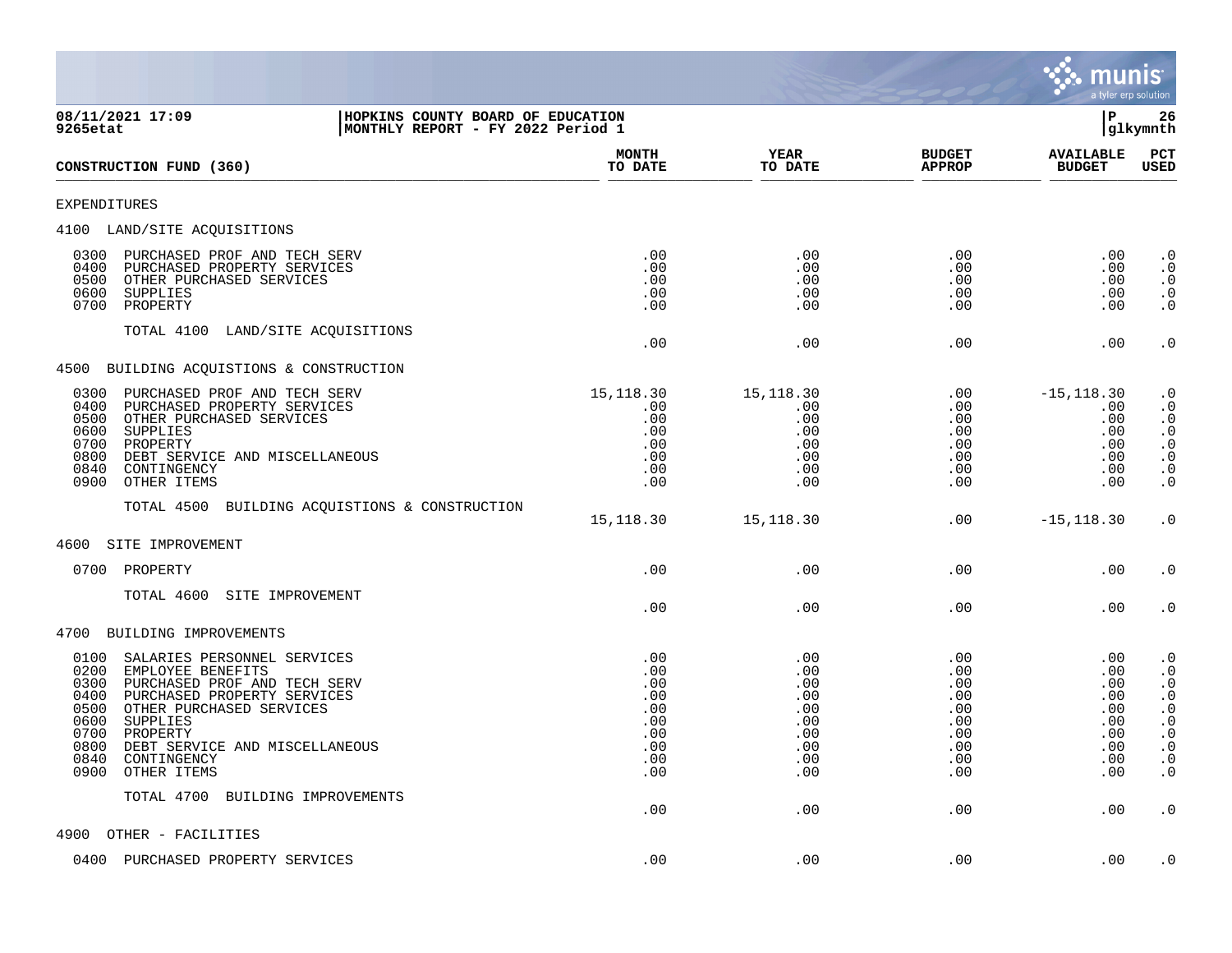08/11/2021 17:09
9265etat

HOPKINS COUNTY BOARD OF EDUCATION
MONTHLY REPORT - FY 2022 Period 1

P 26
glkymnth

| CONSTRUCTION FUND (360) | MONTH TO DATE | YEAR TO DATE | BUDGET APPROP | AVAILABLE BUDGET | PCT USED |
|---|---|---|---|---|---|
| EXPENDITURES | | | | | |
| 4100 LAND/SITE ACQUISITIONS | | | | | |
| 0300 PURCHASED PROF AND TECH SERV | .00 | .00 | .00 | .00 | .0 |
| 0400 PURCHASED PROPERTY SERVICES | .00 | .00 | .00 | .00 | .0 |
| 0500 OTHER PURCHASED SERVICES | .00 | .00 | .00 | .00 | .0 |
| 0600 SUPPLIES | .00 | .00 | .00 | .00 | .0 |
| 0700 PROPERTY | .00 | .00 | .00 | .00 | .0 |
| TOTAL 4100 LAND/SITE ACQUISITIONS | .00 | .00 | .00 | .00 | .0 |
| 4500 BUILDING ACQUISTIONS & CONSTRUCTION | | | | | |
| 0300 PURCHASED PROF AND TECH SERV | 15,118.30 | 15,118.30 | .00 | -15,118.30 | .0 |
| 0400 PURCHASED PROPERTY SERVICES | .00 | .00 | .00 | .00 | .0 |
| 0500 OTHER PURCHASED SERVICES | .00 | .00 | .00 | .00 | .0 |
| 0600 SUPPLIES | .00 | .00 | .00 | .00 | .0 |
| 0700 PROPERTY | .00 | .00 | .00 | .00 | .0 |
| 0800 DEBT SERVICE AND MISCELLANEOUS | .00 | .00 | .00 | .00 | .0 |
| 0840 CONTINGENCY | .00 | .00 | .00 | .00 | .0 |
| 0900 OTHER ITEMS | .00 | .00 | .00 | .00 | .0 |
| TOTAL 4500 BUILDING ACQUISTIONS & CONSTRUCTION | 15,118.30 | 15,118.30 | .00 | -15,118.30 | .0 |
| 4600 SITE IMPROVEMENT | | | | | |
| 0700 PROPERTY | .00 | .00 | .00 | .00 | .0 |
| TOTAL 4600 SITE IMPROVEMENT | .00 | .00 | .00 | .00 | .0 |
| 4700 BUILDING IMPROVEMENTS | | | | | |
| 0100 SALARIES PERSONNEL SERVICES | .00 | .00 | .00 | .00 | .0 |
| 0200 EMPLOYEE BENEFITS | .00 | .00 | .00 | .00 | .0 |
| 0300 PURCHASED PROF AND TECH SERV | .00 | .00 | .00 | .00 | .0 |
| 0400 PURCHASED PROPERTY SERVICES | .00 | .00 | .00 | .00 | .0 |
| 0500 OTHER PURCHASED SERVICES | .00 | .00 | .00 | .00 | .0 |
| 0600 SUPPLIES | .00 | .00 | .00 | .00 | .0 |
| 0700 PROPERTY | .00 | .00 | .00 | .00 | .0 |
| 0800 DEBT SERVICE AND MISCELLANEOUS | .00 | .00 | .00 | .00 | .0 |
| 0840 CONTINGENCY | .00 | .00 | .00 | .00 | .0 |
| 0900 OTHER ITEMS | .00 | .00 | .00 | .00 | .0 |
| TOTAL 4700 BUILDING IMPROVEMENTS | .00 | .00 | .00 | .00 | .0 |
| 4900 OTHER - FACILITIES | | | | | |
| 0400 PURCHASED PROPERTY SERVICES | .00 | .00 | .00 | .00 | .0 |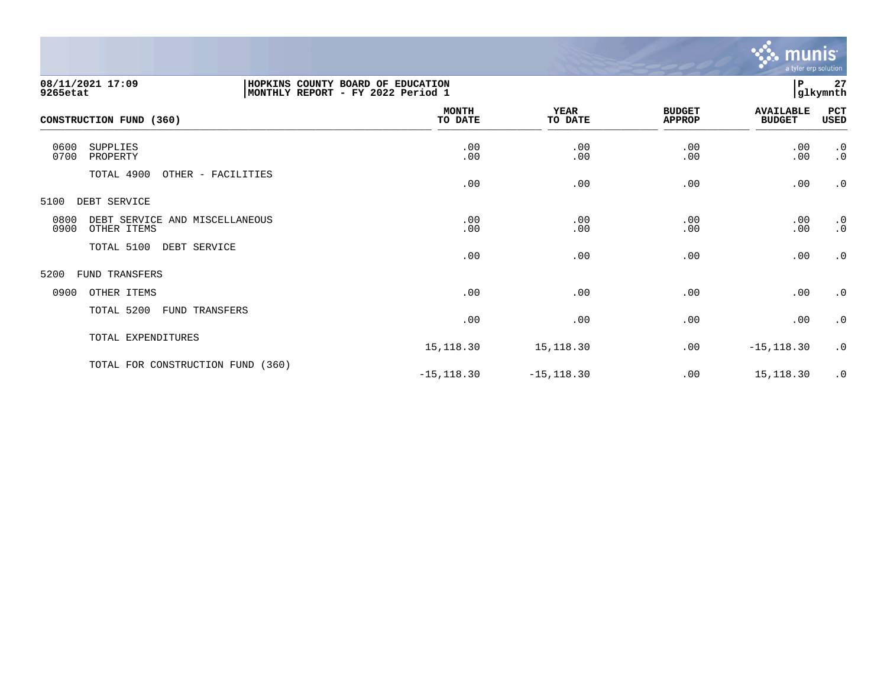08/11/2021 17:09
9265etat

HOPKINS COUNTY BOARD OF EDUCATION
MONTHLY REPORT - FY 2022 Period 1

P 27
glkymnth

| CONSTRUCTION FUND (360) | MONTH TO DATE | YEAR TO DATE | BUDGET APPROP | AVAILABLE BUDGET | PCT USED |
|---|---|---|---|---|---|
| 0600 SUPPLIES | .00 | .00 | .00 | .00 | .0 |
| 0700 PROPERTY | .00 | .00 | .00 | .00 | .0 |
| TOTAL 4900 OTHER - FACILITIES | .00 | .00 | .00 | .00 | .0 |
| 5100 DEBT SERVICE | | | | | |
| 0800 DEBT SERVICE AND MISCELLANEOUS | .00 | .00 | .00 | .00 | .0 |
| 0900 OTHER ITEMS | .00 | .00 | .00 | .00 | .0 |
| TOTAL 5100 DEBT SERVICE | .00 | .00 | .00 | .00 | .0 |
| 5200 FUND TRANSFERS | | | | | |
| 0900 OTHER ITEMS | .00 | .00 | .00 | .00 | .0 |
| TOTAL 5200 FUND TRANSFERS | .00 | .00 | .00 | .00 | .0 |
| TOTAL EXPENDITURES | 15,118.30 | 15,118.30 | .00 | -15,118.30 | .0 |
| TOTAL FOR CONSTRUCTION FUND (360) | -15,118.30 | -15,118.30 | .00 | 15,118.30 | .0 |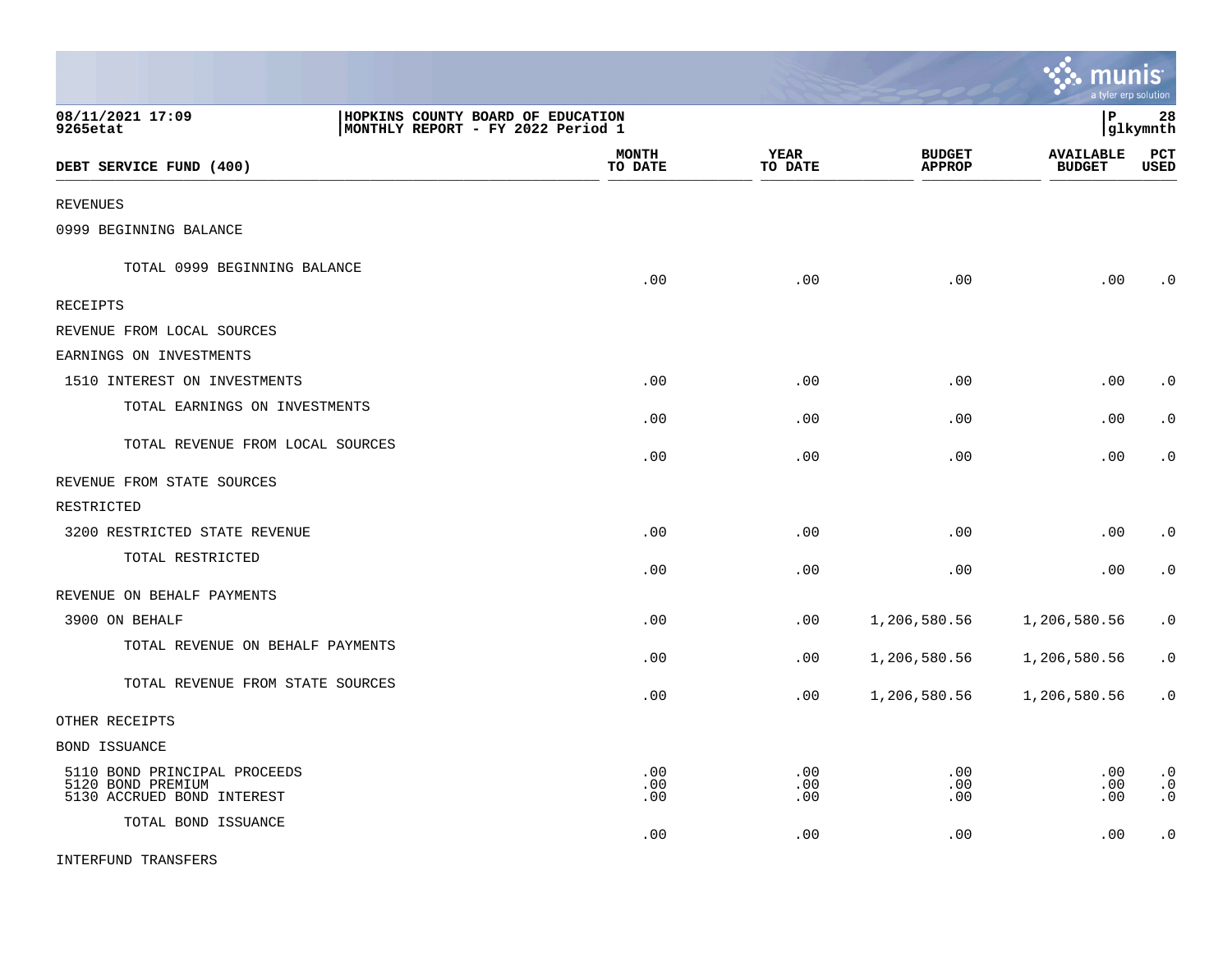08/11/2021 17:09
9265etat

HOPKINS COUNTY BOARD OF EDUCATION
MONTHLY REPORT - FY 2022 Period 1

P 28
glkymnth

| DEBT SERVICE FUND (400) | MONTH TO DATE | YEAR TO DATE | BUDGET APPROP | AVAILABLE BUDGET | PCT USED |
|---|---|---|---|---|---|
| REVENUES | | | | | |
| 0999 BEGINNING BALANCE | | | | | |
| TOTAL 0999 BEGINNING BALANCE | .00 | .00 | .00 | .00 | .0 |
| RECEIPTS | | | | | |
| REVENUE FROM LOCAL SOURCES | | | | | |
| EARNINGS ON INVESTMENTS | | | | | |
| 1510 INTEREST ON INVESTMENTS | .00 | .00 | .00 | .00 | .0 |
| TOTAL EARNINGS ON INVESTMENTS | .00 | .00 | .00 | .00 | .0 |
| TOTAL REVENUE FROM LOCAL SOURCES | .00 | .00 | .00 | .00 | .0 |
| REVENUE FROM STATE SOURCES | | | | | |
| RESTRICTED | | | | | |
| 3200 RESTRICTED STATE REVENUE | .00 | .00 | .00 | .00 | .0 |
| TOTAL RESTRICTED | .00 | .00 | .00 | .00 | .0 |
| REVENUE ON BEHALF PAYMENTS | | | | | |
| 3900 ON BEHALF | .00 | .00 | 1,206,580.56 | 1,206,580.56 | .0 |
| TOTAL REVENUE ON BEHALF PAYMENTS | .00 | .00 | 1,206,580.56 | 1,206,580.56 | .0 |
| TOTAL REVENUE FROM STATE SOURCES | .00 | .00 | 1,206,580.56 | 1,206,580.56 | .0 |
| OTHER RECEIPTS | | | | | |
| BOND ISSUANCE | | | | | |
| 5110 BOND PRINCIPAL PROCEEDS | .00 | .00 | .00 | .00 | .0 |
| 5120 BOND PREMIUM | .00 | .00 | .00 | .00 | .0 |
| 5130 ACCRUED BOND INTEREST | .00 | .00 | .00 | .00 | .0 |
| TOTAL BOND ISSUANCE | .00 | .00 | .00 | .00 | .0 |
| INTERFUND TRANSFERS | | | | | |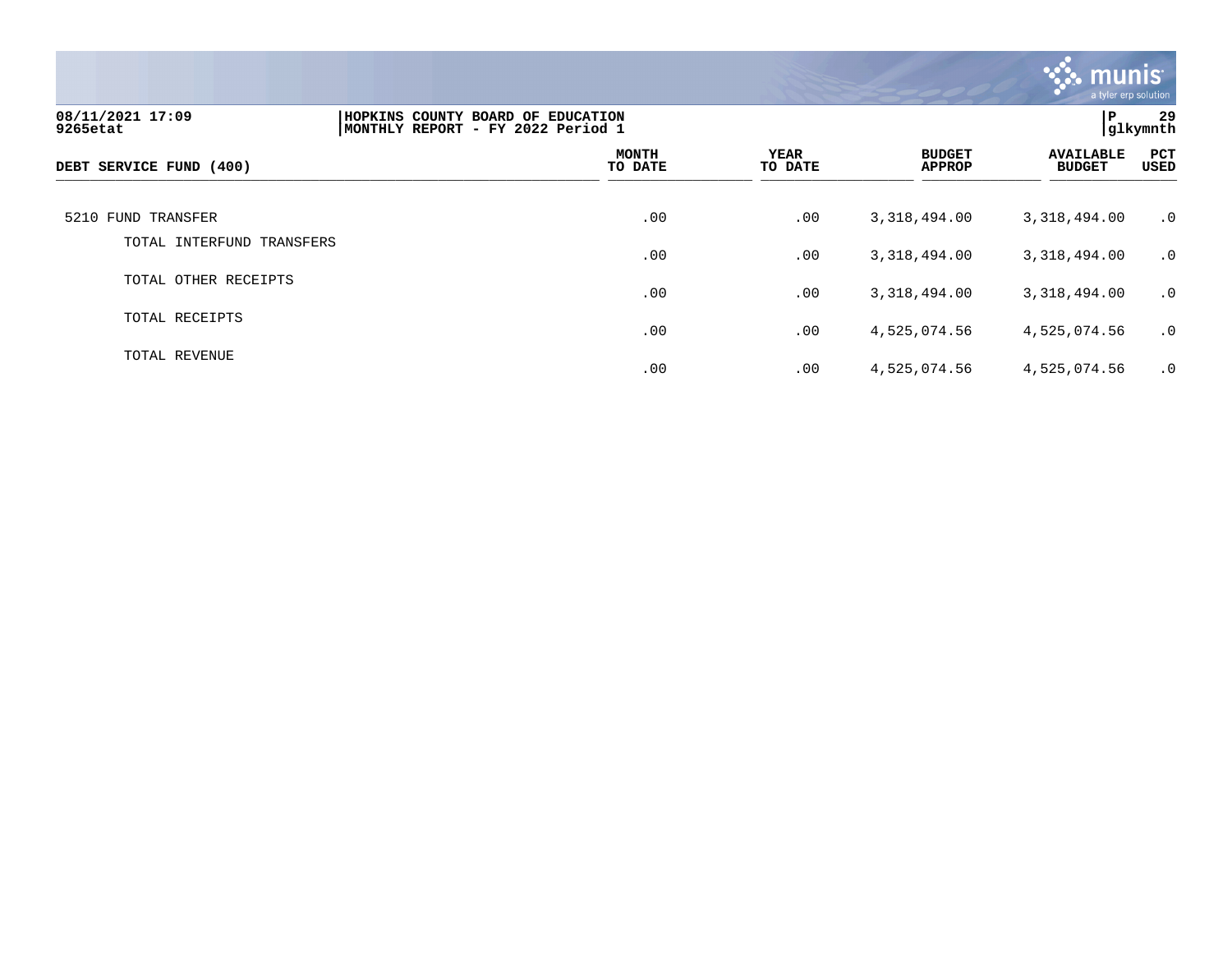08/11/2021 17:09 | HOPKINS COUNTY BOARD OF EDUCATION
9265etat | MONTHLY REPORT - FY 2022 Period 1

| DEBT SERVICE FUND (400) | MONTH TO DATE | YEAR TO DATE | BUDGET APPROP | AVAILABLE BUDGET | PCT USED |
|---|---|---|---|---|---|
| 5210 FUND TRANSFER | .00 | .00 | 3,318,494.00 | 3,318,494.00 | .0 |
| TOTAL INTERFUND TRANSFERS | .00 | .00 | 3,318,494.00 | 3,318,494.00 | .0 |
| TOTAL OTHER RECEIPTS | .00 | .00 | 3,318,494.00 | 3,318,494.00 | .0 |
| TOTAL RECEIPTS | .00 | .00 | 4,525,074.56 | 4,525,074.56 | .0 |
| TOTAL REVENUE | .00 | .00 | 4,525,074.56 | 4,525,074.56 | .0 |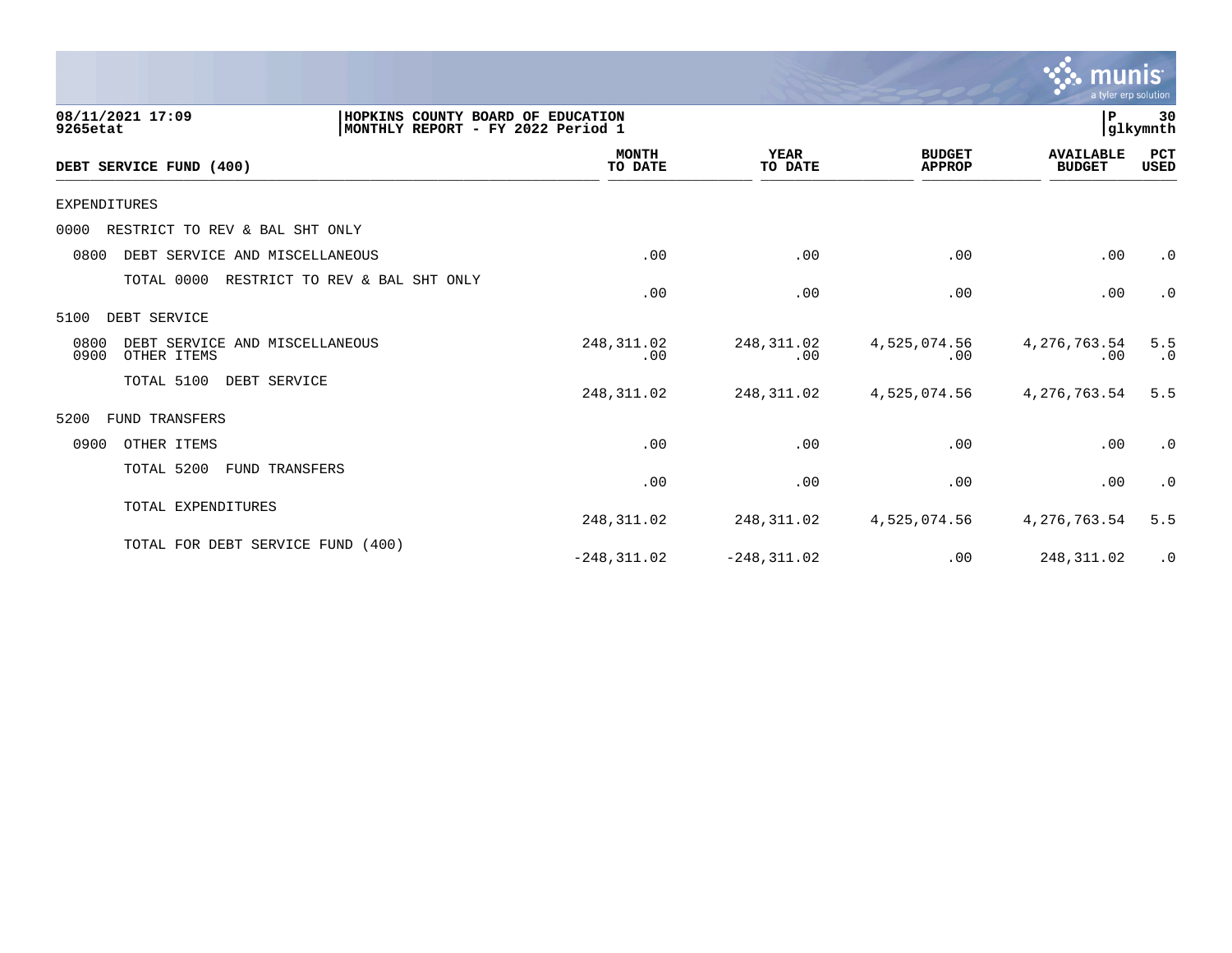08/11/2021 17:09 | HOPKINS COUNTY BOARD OF EDUCATION
9265etat | MONTHLY REPORT - FY 2022 Period 1

| DEBT SERVICE FUND (400) | MONTH TO DATE | YEAR TO DATE | BUDGET APPROP | AVAILABLE BUDGET | PCT USED |
|---|---|---|---|---|---|
| EXPENDITURES | | | | | |
| 0000 RESTRICT TO REV & BAL SHT ONLY | | | | | |
| 0800 DEBT SERVICE AND MISCELLANEOUS | .00 | .00 | .00 | .00 | .0 |
| TOTAL 0000 RESTRICT TO REV & BAL SHT ONLY | .00 | .00 | .00 | .00 | .0 |
| 5100 DEBT SERVICE | | | | | |
| 0800 DEBT SERVICE AND MISCELLANEOUS | 248,311.02 | 248,311.02 | 4,525,074.56 | 4,276,763.54 | 5.5 |
| 0900 OTHER ITEMS | .00 | .00 | .00 | .00 | .0 |
| TOTAL 5100 DEBT SERVICE | 248,311.02 | 248,311.02 | 4,525,074.56 | 4,276,763.54 | 5.5 |
| 5200 FUND TRANSFERS | | | | | |
| 0900 OTHER ITEMS | .00 | .00 | .00 | .00 | .0 |
| TOTAL 5200 FUND TRANSFERS | .00 | .00 | .00 | .00 | .0 |
| TOTAL EXPENDITURES | 248,311.02 | 248,311.02 | 4,525,074.56 | 4,276,763.54 | 5.5 |
| TOTAL FOR DEBT SERVICE FUND (400) | -248,311.02 | -248,311.02 | .00 | 248,311.02 | .0 |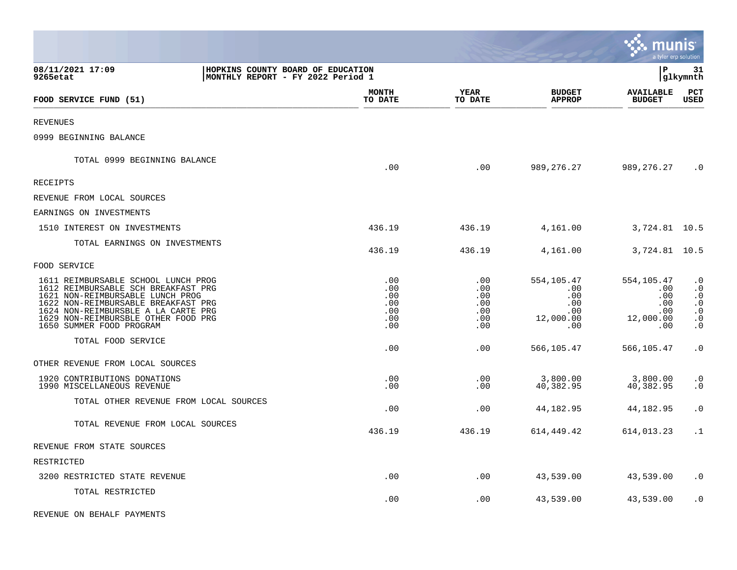HOPKINS COUNTY BOARD OF EDUCATION
MONTHLY REPORT - FY 2022 Period 1

08/11/2021 17:09
9265etat

| FOOD SERVICE FUND (51) | MONTH TO DATE | YEAR TO DATE | BUDGET APPROP | AVAILABLE BUDGET | PCT USED |
|---|---|---|---|---|---|
| REVENUES | | | | | |
| 0999 BEGINNING BALANCE | | | | | |
| TOTAL 0999 BEGINNING BALANCE | .00 | .00 | 989,276.27 | 989,276.27 | .0 |
| RECEIPTS | | | | | |
| REVENUE FROM LOCAL SOURCES | | | | | |
| EARNINGS ON INVESTMENTS | | | | | |
| 1510 INTEREST ON INVESTMENTS | 436.19 | 436.19 | 4,161.00 | 3,724.81 | 10.5 |
| TOTAL EARNINGS ON INVESTMENTS | 436.19 | 436.19 | 4,161.00 | 3,724.81 | 10.5 |
| FOOD SERVICE | | | | | |
| 1611 REIMBURSABLE SCHOOL LUNCH PROG | .00 | .00 | 554,105.47 | 554,105.47 | .0 |
| 1612 REIMBURSABLE SCH BREAKFAST PRG | .00 | .00 | .00 | .00 | .0 |
| 1621 NON-REIMBURSABLE LUNCH PROG | .00 | .00 | .00 | .00 | .0 |
| 1622 NON-REIMBURSABLE BREAKFAST PRG | .00 | .00 | .00 | .00 | .0 |
| 1624 NON-REIMBURSBLE A LA CARTE PRG | .00 | .00 | .00 | .00 | .0 |
| 1629 NON-REIMBURSBLE OTHER FOOD PRG | .00 | .00 | 12,000.00 | 12,000.00 | .0 |
| 1650 SUMMER FOOD PROGRAM | .00 | .00 | .00 | .00 | .0 |
| TOTAL FOOD SERVICE | .00 | .00 | 566,105.47 | 566,105.47 | .0 |
| OTHER REVENUE FROM LOCAL SOURCES | | | | | |
| 1920 CONTRIBUTIONS DONATIONS | .00 | .00 | 3,800.00 | 3,800.00 | .0 |
| 1990 MISCELLANEOUS REVENUE | .00 | .00 | 40,382.95 | 40,382.95 | .0 |
| TOTAL OTHER REVENUE FROM LOCAL SOURCES | .00 | .00 | 44,182.95 | 44,182.95 | .0 |
| TOTAL REVENUE FROM LOCAL SOURCES | 436.19 | 436.19 | 614,449.42 | 614,013.23 | .1 |
| REVENUE FROM STATE SOURCES | | | | | |
| RESTRICTED | | | | | |
| 3200 RESTRICTED STATE REVENUE | .00 | .00 | 43,539.00 | 43,539.00 | .0 |
| TOTAL RESTRICTED | .00 | .00 | 43,539.00 | 43,539.00 | .0 |
| REVENUE ON BEHALF PAYMENTS | | | | | |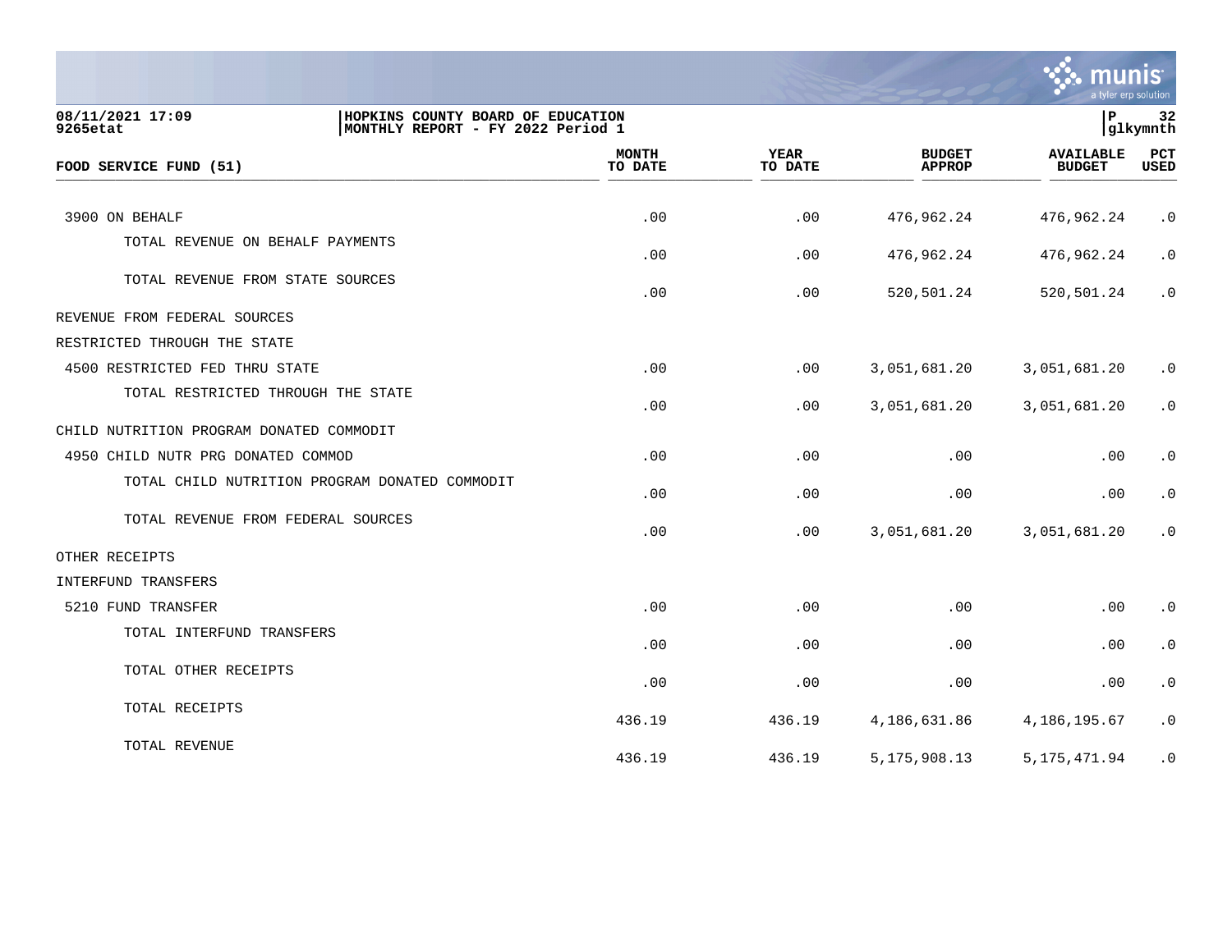**HOPKINS COUNTY BOARD OF EDUCATION**
**MONTHLY REPORT - FY 2022 Period 1**

08/11/2021 17:09
9265etat

| FOOD SERVICE FUND (51) | MONTH TO DATE | YEAR TO DATE | BUDGET APPROP | AVAILABLE BUDGET | PCT USED |
|---|---|---|---|---|---|
| 3900 ON BEHALF | .00 | .00 | 476,962.24 | 476,962.24 | .0 |
| TOTAL REVENUE ON BEHALF PAYMENTS | .00 | .00 | 476,962.24 | 476,962.24 | .0 |
| TOTAL REVENUE FROM STATE SOURCES | .00 | .00 | 520,501.24 | 520,501.24 | .0 |
| REVENUE FROM FEDERAL SOURCES | | | | | |
| RESTRICTED THROUGH THE STATE | | | | | |
| 4500 RESTRICTED FED THRU STATE | .00 | .00 | 3,051,681.20 | 3,051,681.20 | .0 |
| TOTAL RESTRICTED THROUGH THE STATE | .00 | .00 | 3,051,681.20 | 3,051,681.20 | .0 |
| CHILD NUTRITION PROGRAM DONATED COMMODIT | | | | | |
| 4950 CHILD NUTR PRG DONATED COMMOD | .00 | .00 | .00 | .00 | .0 |
| TOTAL CHILD NUTRITION PROGRAM DONATED COMMODIT | .00 | .00 | .00 | .00 | .0 |
| TOTAL REVENUE FROM FEDERAL SOURCES | .00 | .00 | 3,051,681.20 | 3,051,681.20 | .0 |
| OTHER RECEIPTS | | | | | |
| INTERFUND TRANSFERS | | | | | |
| 5210 FUND TRANSFER | .00 | .00 | .00 | .00 | .0 |
| TOTAL INTERFUND TRANSFERS | .00 | .00 | .00 | .00 | .0 |
| TOTAL OTHER RECEIPTS | .00 | .00 | .00 | .00 | .0 |
| TOTAL RECEIPTS | 436.19 | 436.19 | 4,186,631.86 | 4,186,195.67 | .0 |
| TOTAL REVENUE | 436.19 | 436.19 | 5,175,908.13 | 5,175,471.94 | .0 |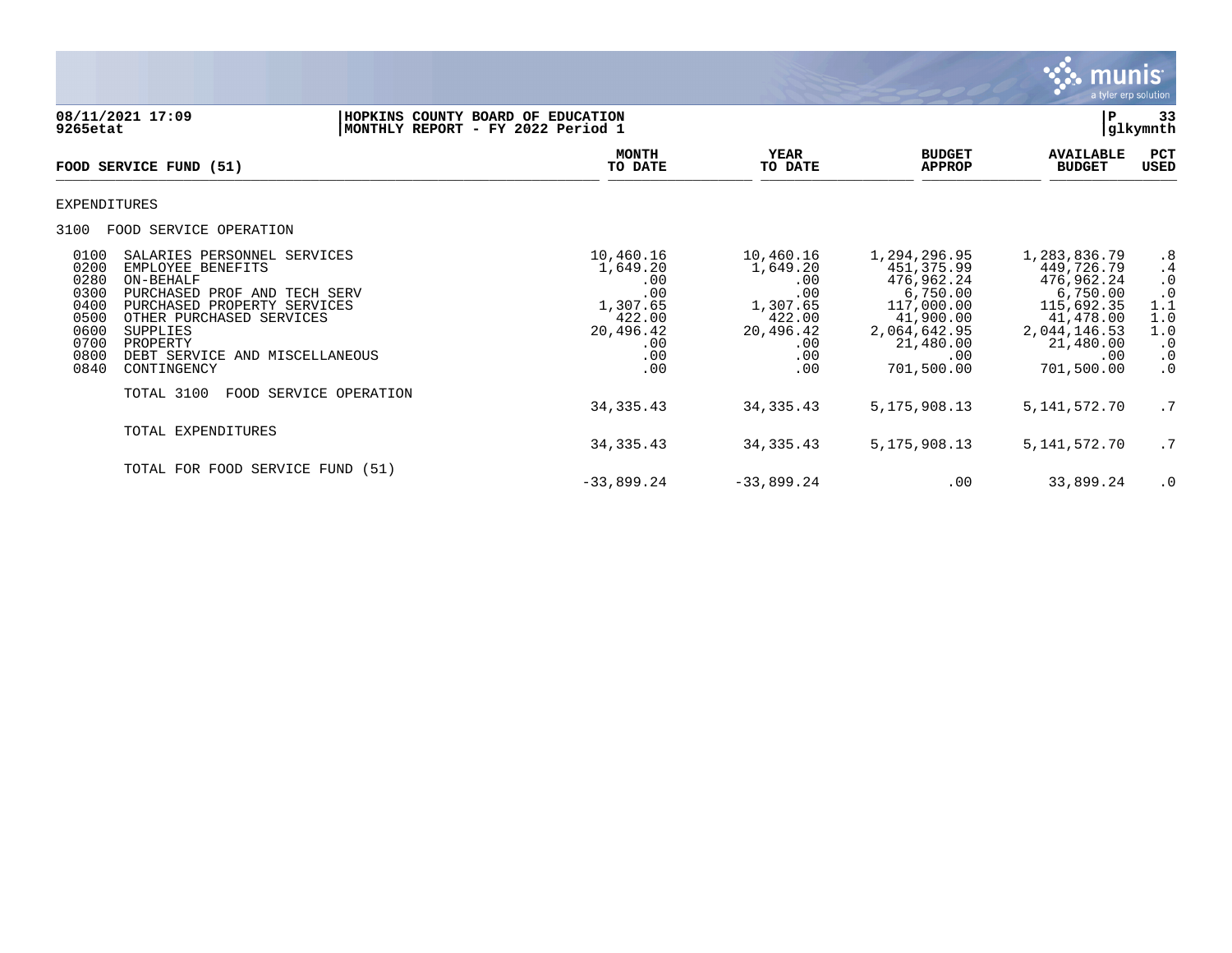08/11/2021 17:09 | HOPKINS COUNTY BOARD OF EDUCATION | P 33
9265etat | MONTHLY REPORT - FY 2022 Period 1 | glkymnth

| FOOD SERVICE FUND (51) | MONTH TO DATE | YEAR TO DATE | BUDGET APPROP | AVAILABLE BUDGET | PCT USED |
|---|---|---|---|---|---|
| EXPENDITURES | | | | | |
| 3100 FOOD SERVICE OPERATION | | | | | |
| 0100 SALARIES PERSONNEL SERVICES | 10,460.16 | 10,460.16 | 1,294,296.95 | 1,283,836.79 | .8 |
| 0200 EMPLOYEE BENEFITS | 1,649.20 | 1,649.20 | 451,375.99 | 449,726.79 | .4 |
| 0280 ON-BEHALF | .00 | .00 | 476,962.24 | 476,962.24 | .0 |
| 0300 PURCHASED PROF AND TECH SERV | .00 | .00 | 6,750.00 | 6,750.00 | .0 |
| 0400 PURCHASED PROPERTY SERVICES | 1,307.65 | 1,307.65 | 117,000.00 | 115,692.35 | 1.1 |
| 0500 OTHER PURCHASED SERVICES | 422.00 | 422.00 | 41,900.00 | 41,478.00 | 1.0 |
| 0600 SUPPLIES | 20,496.42 | 20,496.42 | 2,064,642.95 | 2,044,146.53 | 1.0 |
| 0700 PROPERTY | .00 | .00 | 21,480.00 | 21,480.00 | .0 |
| 0800 DEBT SERVICE AND MISCELLANEOUS | .00 | .00 | .00 | .00 | .0 |
| 0840 CONTINGENCY | .00 | .00 | 701,500.00 | 701,500.00 | .0 |
| TOTAL 3100 FOOD SERVICE OPERATION | 34,335.43 | 34,335.43 | 5,175,908.13 | 5,141,572.70 | .7 |
| TOTAL EXPENDITURES | 34,335.43 | 34,335.43 | 5,175,908.13 | 5,141,572.70 | .7 |
| TOTAL FOR FOOD SERVICE FUND (51) | -33,899.24 | -33,899.24 | .00 | 33,899.24 | .0 |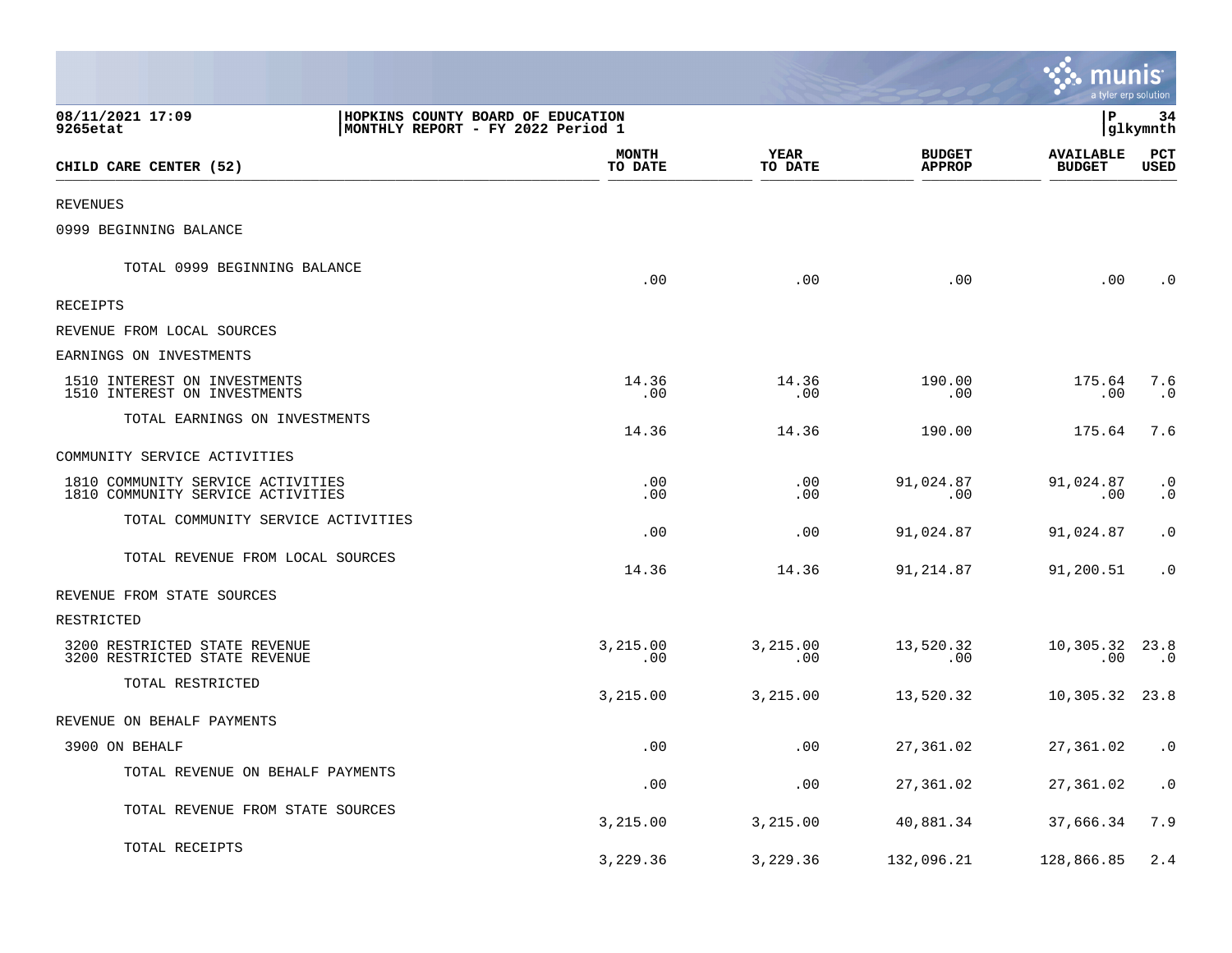08/11/2021 17:09
9265etat

HOPKINS COUNTY BOARD OF EDUCATION
MONTHLY REPORT - FY 2022 Period 1

| CHILD CARE CENTER (52) | MONTH TO DATE | YEAR TO DATE | BUDGET APPROP | AVAILABLE BUDGET | PCT USED |
|---|---|---|---|---|---|
| REVENUES | | | | | |
| 0999 BEGINNING BALANCE | | | | | |
| TOTAL 0999 BEGINNING BALANCE | .00 | .00 | .00 | .00 | .0 |
| RECEIPTS | | | | | |
| REVENUE FROM LOCAL SOURCES | | | | | |
| EARNINGS ON INVESTMENTS | | | | | |
| 1510 INTEREST ON INVESTMENTS | 14.36 | 14.36 | 190.00 | 175.64 | 7.6 |
| 1510 INTEREST ON INVESTMENTS | .00 | .00 | .00 | .00 | .0 |
| TOTAL EARNINGS ON INVESTMENTS | 14.36 | 14.36 | 190.00 | 175.64 | 7.6 |
| COMMUNITY SERVICE ACTIVITIES | | | | | |
| 1810 COMMUNITY SERVICE ACTIVITIES | .00 | .00 | 91,024.87 | 91,024.87 | .0 |
| 1810 COMMUNITY SERVICE ACTIVITIES | .00 | .00 | .00 | .00 | .0 |
| TOTAL COMMUNITY SERVICE ACTIVITIES | .00 | .00 | 91,024.87 | 91,024.87 | .0 |
| TOTAL REVENUE FROM LOCAL SOURCES | 14.36 | 14.36 | 91,214.87 | 91,200.51 | .0 |
| REVENUE FROM STATE SOURCES | | | | | |
| RESTRICTED | | | | | |
| 3200 RESTRICTED STATE REVENUE | 3,215.00 | 3,215.00 | 13,520.32 | 10,305.32 | 23.8 |
| 3200 RESTRICTED STATE REVENUE | .00 | .00 | .00 | .00 | .0 |
| TOTAL RESTRICTED | 3,215.00 | 3,215.00 | 13,520.32 | 10,305.32 | 23.8 |
| REVENUE ON BEHALF PAYMENTS | | | | | |
| 3900 ON BEHALF | .00 | .00 | 27,361.02 | 27,361.02 | .0 |
| TOTAL REVENUE ON BEHALF PAYMENTS | .00 | .00 | 27,361.02 | 27,361.02 | .0 |
| TOTAL REVENUE FROM STATE SOURCES | 3,215.00 | 3,215.00 | 40,881.34 | 37,666.34 | 7.9 |
| TOTAL RECEIPTS | 3,229.36 | 3,229.36 | 132,096.21 | 128,866.85 | 2.4 |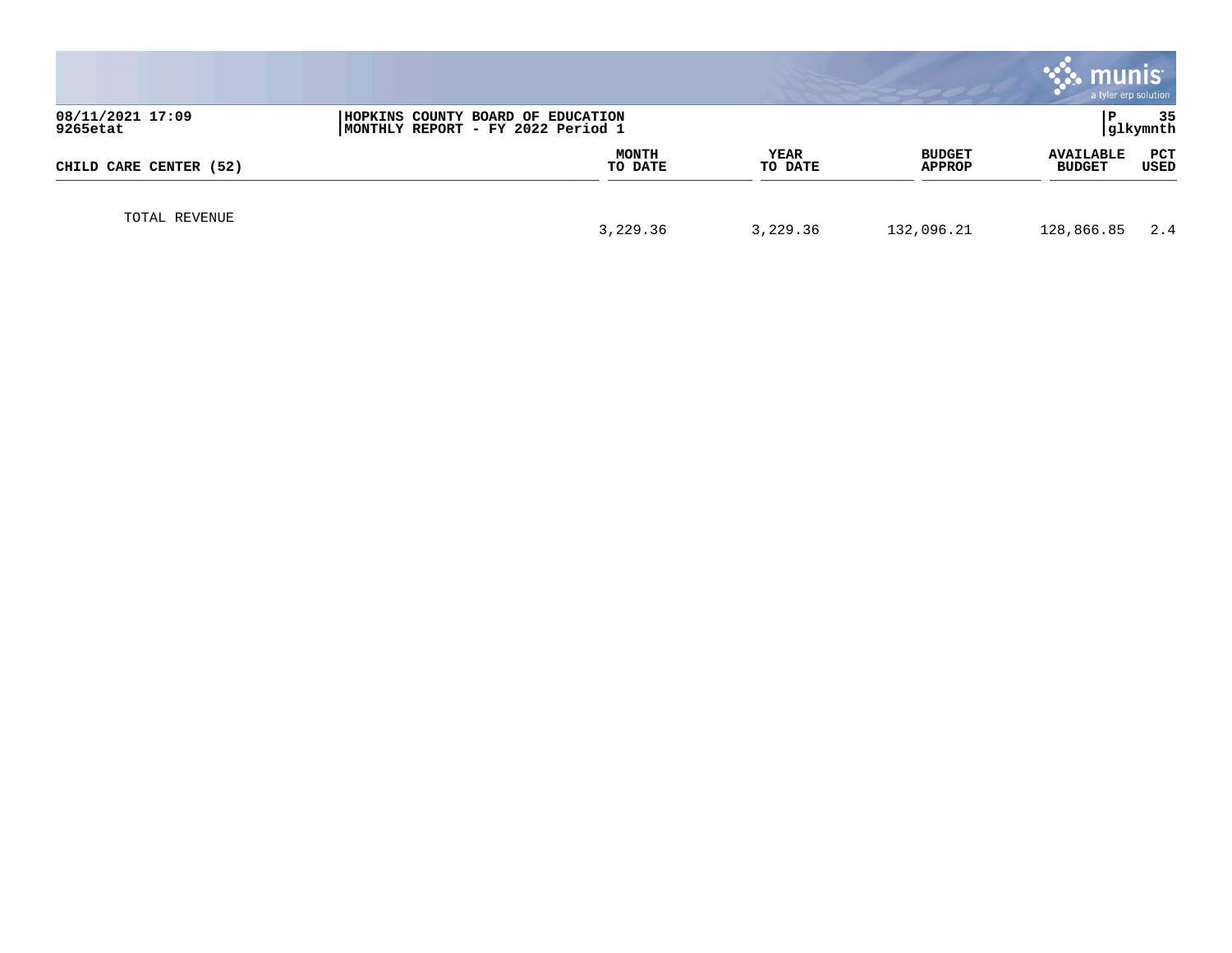08/11/2021 17:09
9265etat

HOPKINS COUNTY BOARD OF EDUCATION
MONTHLY REPORT - FY 2022 Period 1

P 35
glkymnth

| CHILD CARE CENTER (52) | MONTH TO DATE | YEAR TO DATE | BUDGET APPROP | AVAILABLE BUDGET | PCT USED |
|---|---|---|---|---|---|
| TOTAL REVENUE | 3,229.36 | 3,229.36 | 132,096.21 | 128,866.85 | 2.4 |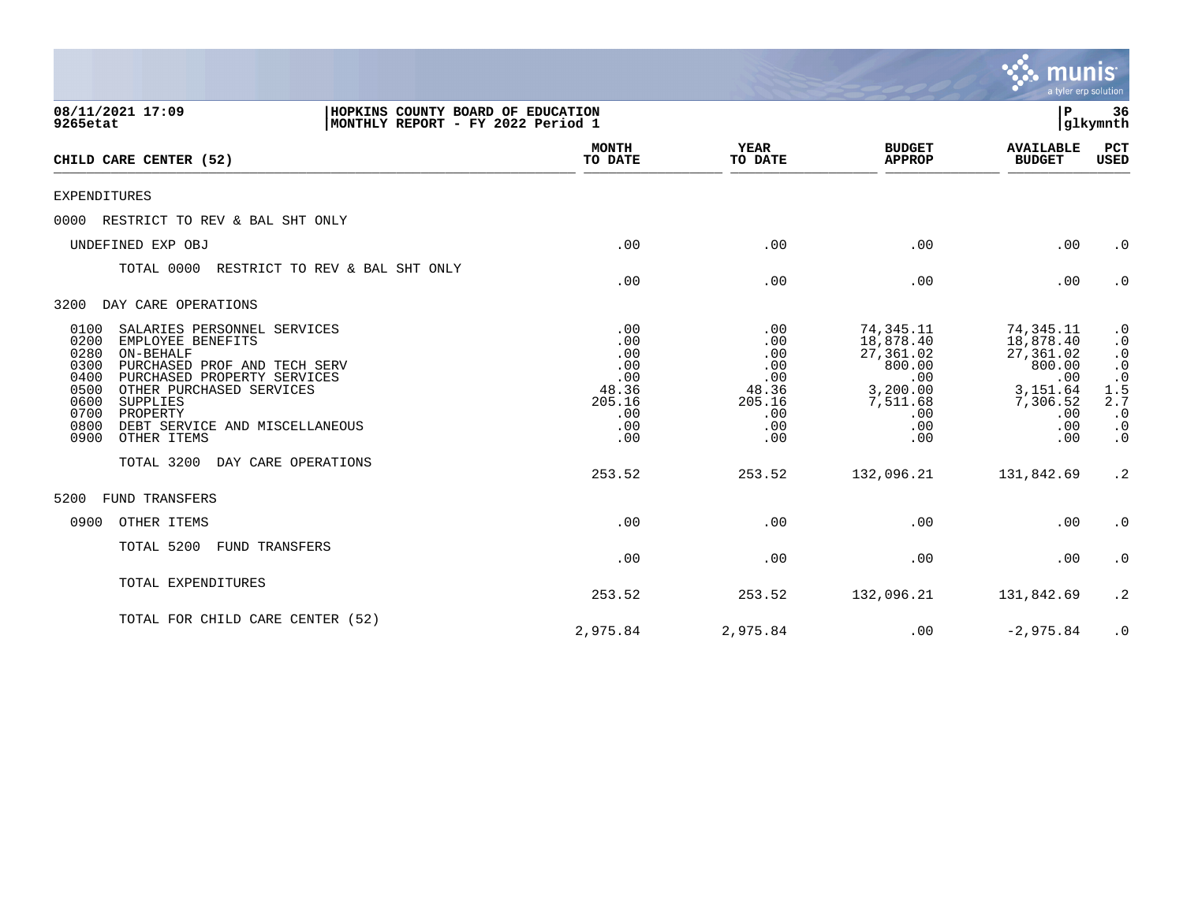08/11/2021 17:09 | HOPKINS COUNTY BOARD OF EDUCATION
9265etat | MONTHLY REPORT - FY 2022 Period 1 | P 36 | glkymnth

| CHILD CARE CENTER (52) | MONTH TO DATE | YEAR TO DATE | BUDGET APPROP | AVAILABLE BUDGET | PCT USED |
|---|---|---|---|---|---|
| EXPENDITURES | | | | | |
| 0000 RESTRICT TO REV & BAL SHT ONLY | | | | | |
| UNDEFINED EXP OBJ | .00 | .00 | .00 | .00 | .0 |
| TOTAL 0000 RESTRICT TO REV & BAL SHT ONLY | .00 | .00 | .00 | .00 | .0 |
| 3200 DAY CARE OPERATIONS | | | | | |
| 0100 SALARIES PERSONNEL SERVICES | .00 | .00 | 74,345.11 | 74,345.11 | .0 |
| 0200 EMPLOYEE BENEFITS | .00 | .00 | 18,878.40 | 18,878.40 | .0 |
| 0280 ON-BEHALF | .00 | .00 | 27,361.02 | 27,361.02 | .0 |
| 0300 PURCHASED PROF AND TECH SERV | .00 | .00 | 800.00 | 800.00 | .0 |
| 0400 PURCHASED PROPERTY SERVICES | .00 | .00 | .00 | .00 | .0 |
| 0500 OTHER PURCHASED SERVICES | 48.36 | 48.36 | 3,200.00 | 3,151.64 | 1.5 |
| 0600 SUPPLIES | 205.16 | 205.16 | 7,511.68 | 7,306.52 | 2.7 |
| 0700 PROPERTY | .00 | .00 | .00 | .00 | .0 |
| 0800 DEBT SERVICE AND MISCELLANEOUS | .00 | .00 | .00 | .00 | .0 |
| 0900 OTHER ITEMS | .00 | .00 | .00 | .00 | .0 |
| TOTAL 3200 DAY CARE OPERATIONS | 253.52 | 253.52 | 132,096.21 | 131,842.69 | .2 |
| 5200 FUND TRANSFERS | | | | | |
| 0900 OTHER ITEMS | .00 | .00 | .00 | .00 | .0 |
| TOTAL 5200 FUND TRANSFERS | .00 | .00 | .00 | .00 | .0 |
| TOTAL EXPENDITURES | 253.52 | 253.52 | 132,096.21 | 131,842.69 | .2 |
| TOTAL FOR CHILD CARE CENTER (52) | 2,975.84 | 2,975.84 | .00 | -2,975.84 | .0 |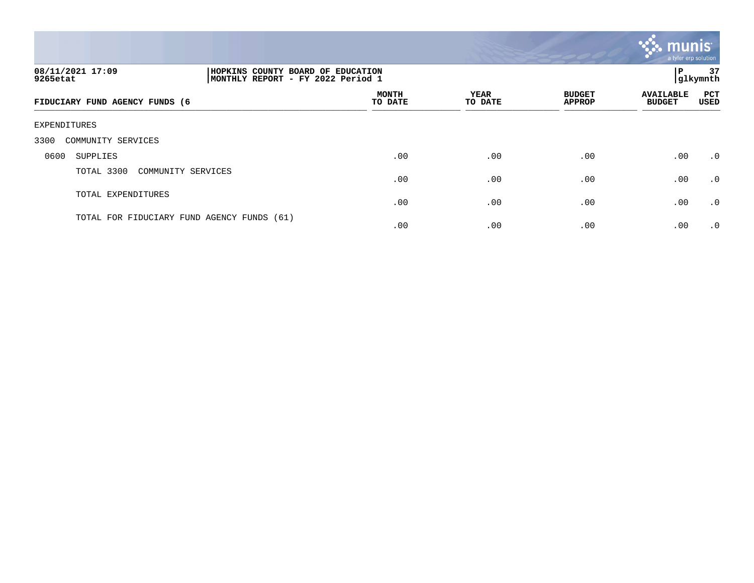08/11/2021 17:09 
9265etat

HOPKINS COUNTY BOARD OF EDUCATION 
MONTHLY REPORT - FY 2022 Period 1

P 37 
glkymnth

| FIDUCIARY FUND AGENCY FUNDS (6 | MONTH TO DATE | YEAR TO DATE | BUDGET APPROP | AVAILABLE BUDGET | PCT USED |
|---|---|---|---|---|---|
| EXPENDITURES | | | | | |
| 3300 COMMUNITY SERVICES | | | | | |
| 0600 SUPPLIES | .00 | .00 | .00 | .00 | .0 |
| TOTAL 3300 COMMUNITY SERVICES | .00 | .00 | .00 | .00 | .0 |
| TOTAL EXPENDITURES | .00 | .00 | .00 | .00 | .0 |
| TOTAL FOR FIDUCIARY FUND AGENCY FUNDS (61) | .00 | .00 | .00 | .00 | .0 |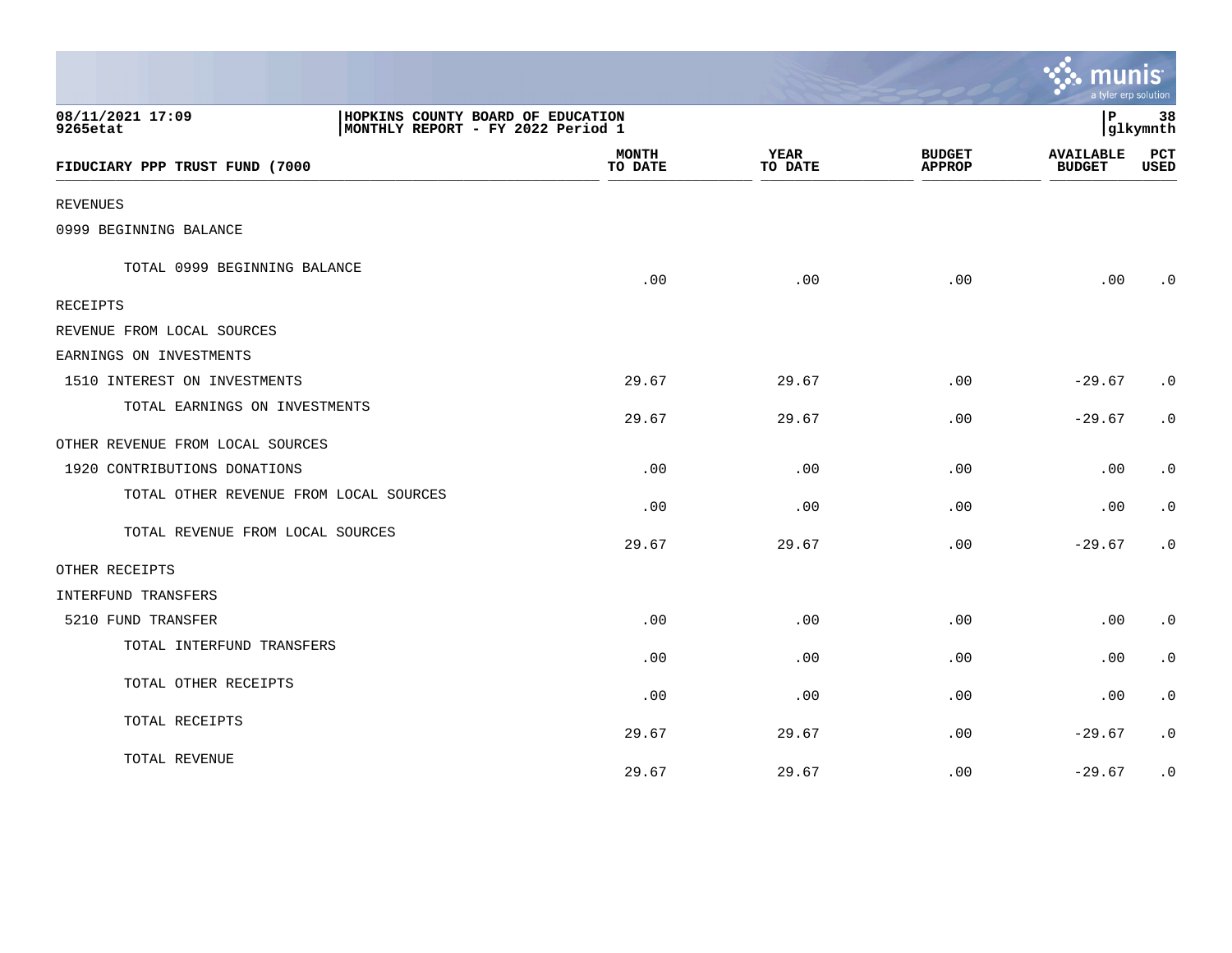08/11/2021 17:09 | HOPKINS COUNTY BOARD OF EDUCATION | P 38
9265etat | MONTHLY REPORT - FY 2022 Period 1 | glkymnth

| FIDUCIARY PPP TRUST FUND (7000 | MONTH TO DATE | YEAR TO DATE | BUDGET APPROP | AVAILABLE BUDGET | PCT USED |
|---|---|---|---|---|---|
| REVENUES | | | | | |
| 0999 BEGINNING BALANCE | | | | | |
| TOTAL 0999 BEGINNING BALANCE | .00 | .00 | .00 | .00 | .0 |
| RECEIPTS | | | | | |
| REVENUE FROM LOCAL SOURCES | | | | | |
| EARNINGS ON INVESTMENTS | | | | | |
| 1510 INTEREST ON INVESTMENTS | 29.67 | 29.67 | .00 | -29.67 | .0 |
| TOTAL EARNINGS ON INVESTMENTS | 29.67 | 29.67 | .00 | -29.67 | .0 |
| OTHER REVENUE FROM LOCAL SOURCES | | | | | |
| 1920 CONTRIBUTIONS DONATIONS | .00 | .00 | .00 | .00 | .0 |
| TOTAL OTHER REVENUE FROM LOCAL SOURCES | .00 | .00 | .00 | .00 | .0 |
| TOTAL REVENUE FROM LOCAL SOURCES | 29.67 | 29.67 | .00 | -29.67 | .0 |
| OTHER RECEIPTS | | | | | |
| INTERFUND TRANSFERS | | | | | |
| 5210 FUND TRANSFER | .00 | .00 | .00 | .00 | .0 |
| TOTAL INTERFUND TRANSFERS | .00 | .00 | .00 | .00 | .0 |
| TOTAL OTHER RECEIPTS | .00 | .00 | .00 | .00 | .0 |
| TOTAL RECEIPTS | 29.67 | 29.67 | .00 | -29.67 | .0 |
| TOTAL REVENUE | 29.67 | 29.67 | .00 | -29.67 | .0 |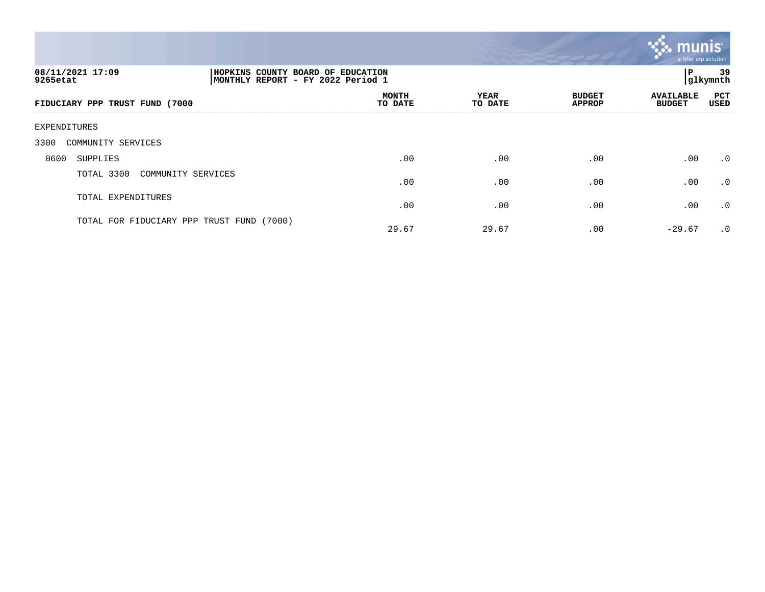08/11/2021 17:09
9265etat

HOPKINS COUNTY BOARD OF EDUCATION
MONTHLY REPORT - FY 2022 Period 1

P 39
glkymnth

| FIDUCIARY PPP TRUST FUND (7000 | MONTH TO DATE | YEAR TO DATE | BUDGET APPROP | AVAILABLE BUDGET | PCT USED |
|---|---|---|---|---|---|
| EXPENDITURES | | | | | |
| 3300 COMMUNITY SERVICES | | | | | |
| 0600 SUPPLIES | .00 | .00 | .00 | .00 | .0 |
| TOTAL 3300 COMMUNITY SERVICES | .00 | .00 | .00 | .00 | .0 |
| TOTAL EXPENDITURES | .00 | .00 | .00 | .00 | .0 |
| TOTAL FOR FIDUCIARY PPP TRUST FUND (7000) | 29.67 | 29.67 | .00 | -29.67 | .0 |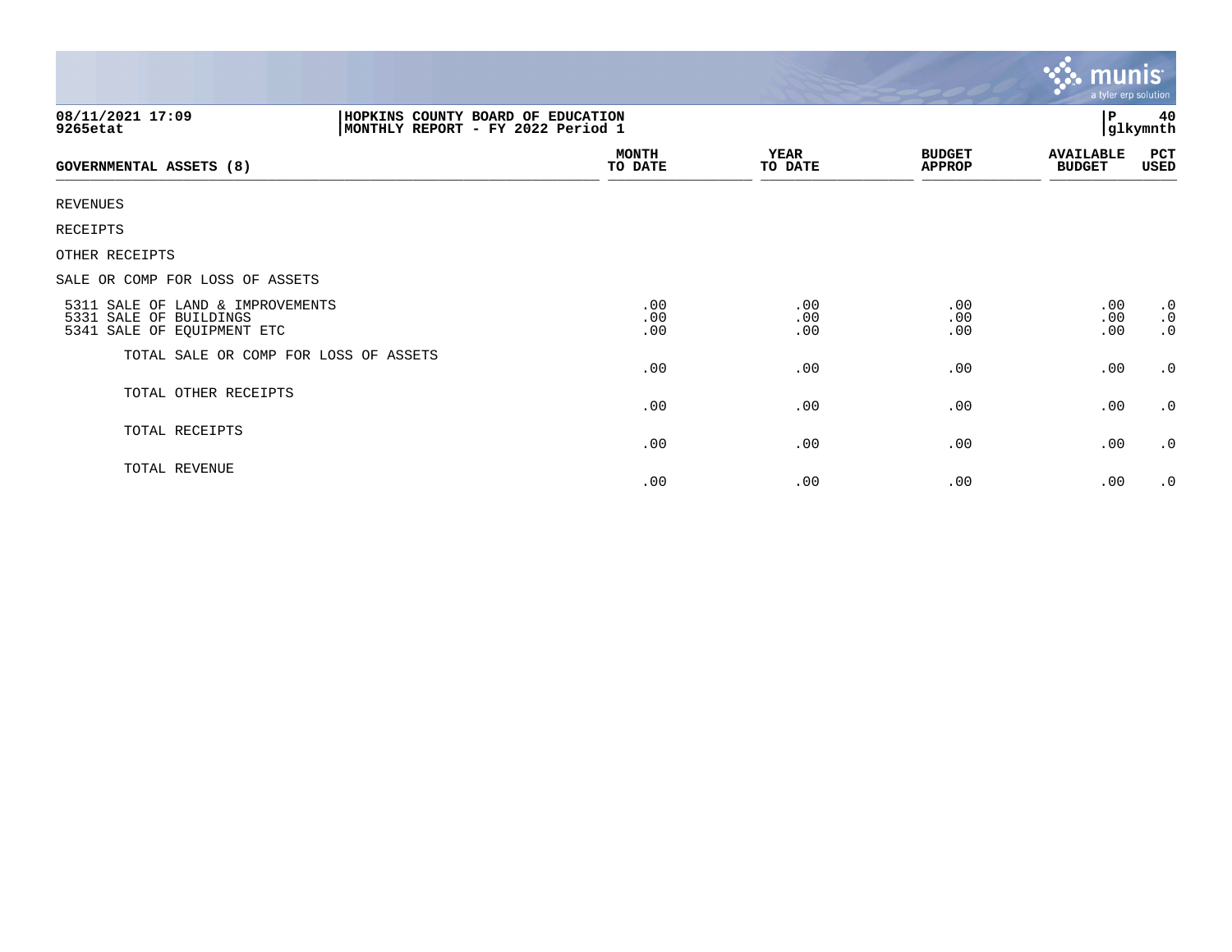08/11/2021 17:09 | HOPKINS COUNTY BOARD OF EDUCATION
9265etat | MONTHLY REPORT - FY 2022 Period 1

P 40 glkymnth

| GOVERNMENTAL ASSETS (8) | MONTH TO DATE | YEAR TO DATE | BUDGET APPROP | AVAILABLE BUDGET | PCT USED |
|---|---|---|---|---|---|
| REVENUES | | | | | |
| RECEIPTS | | | | | |
| OTHER RECEIPTS | | | | | |
| SALE OR COMP FOR LOSS OF ASSETS | | | | | |
| 5311 SALE OF LAND & IMPROVEMENTS | .00 | .00 | .00 | .00 | .0 |
| 5331 SALE OF BUILDINGS | .00 | .00 | .00 | .00 | .0 |
| 5341 SALE OF EQUIPMENT ETC | .00 | .00 | .00 | .00 | .0 |
| TOTAL SALE OR COMP FOR LOSS OF ASSETS | .00 | .00 | .00 | .00 | .0 |
| TOTAL OTHER RECEIPTS | .00 | .00 | .00 | .00 | .0 |
| TOTAL RECEIPTS | .00 | .00 | .00 | .00 | .0 |
| TOTAL REVENUE | .00 | .00 | .00 | .00 | .0 |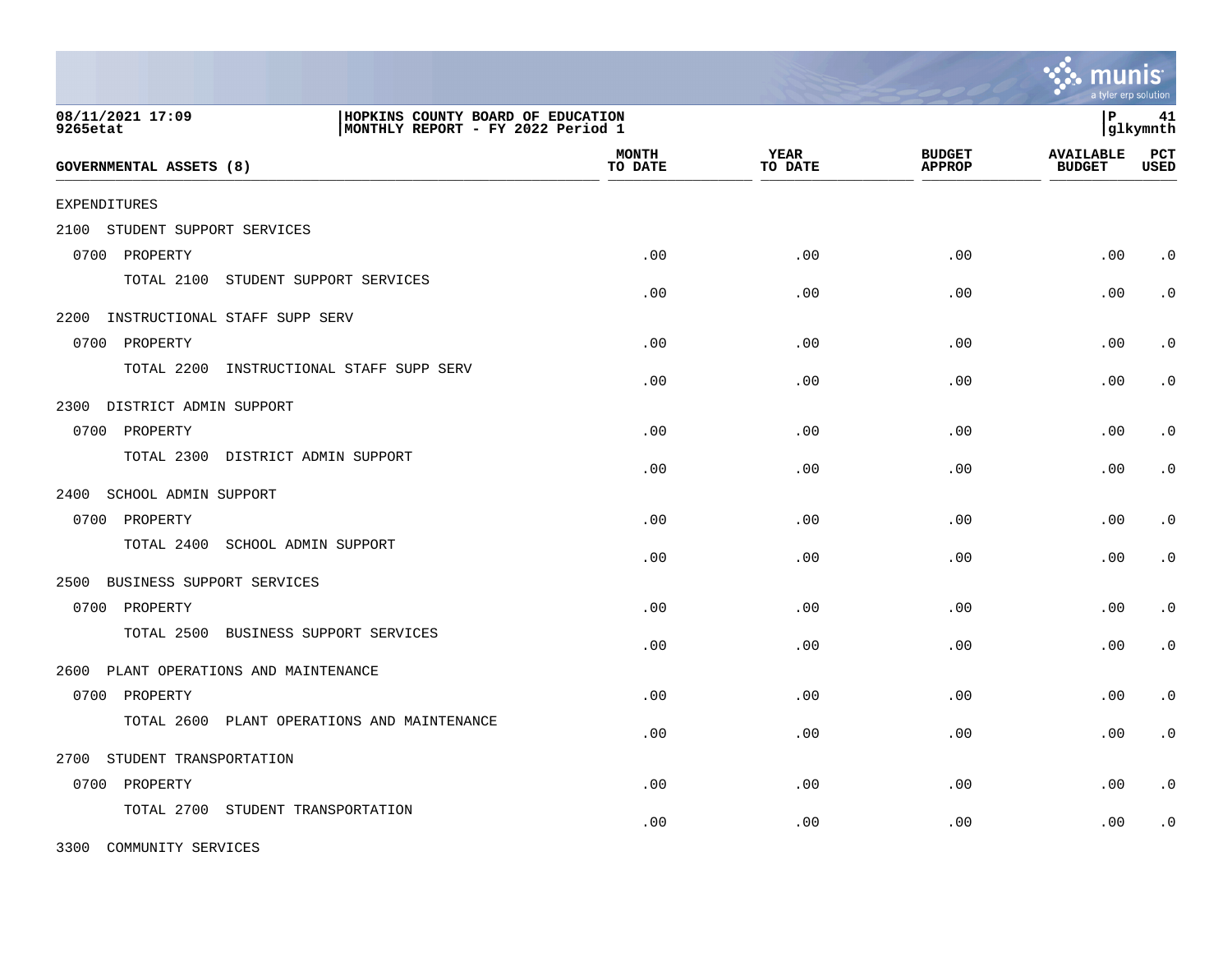HOPKINS COUNTY BOARD OF EDUCATION
MONTHLY REPORT - FY 2022 Period 1

08/11/2021 17:09
9265etat

| GOVERNMENTAL ASSETS (8) | MONTH TO DATE | YEAR TO DATE | BUDGET APPROP | AVAILABLE BUDGET | PCT USED |
|---|---|---|---|---|---|
| EXPENDITURES | | | | | |
| 2100 STUDENT SUPPORT SERVICES | | | | | |
| 0700 PROPERTY | .00 | .00 | .00 | .00 | .0 |
| TOTAL 2100 STUDENT SUPPORT SERVICES | .00 | .00 | .00 | .00 | .0 |
| 2200 INSTRUCTIONAL STAFF SUPP SERV | | | | | |
| 0700 PROPERTY | .00 | .00 | .00 | .00 | .0 |
| TOTAL 2200 INSTRUCTIONAL STAFF SUPP SERV | .00 | .00 | .00 | .00 | .0 |
| 2300 DISTRICT ADMIN SUPPORT | | | | | |
| 0700 PROPERTY | .00 | .00 | .00 | .00 | .0 |
| TOTAL 2300 DISTRICT ADMIN SUPPORT | .00 | .00 | .00 | .00 | .0 |
| 2400 SCHOOL ADMIN SUPPORT | | | | | |
| 0700 PROPERTY | .00 | .00 | .00 | .00 | .0 |
| TOTAL 2400 SCHOOL ADMIN SUPPORT | .00 | .00 | .00 | .00 | .0 |
| 2500 BUSINESS SUPPORT SERVICES | | | | | |
| 0700 PROPERTY | .00 | .00 | .00 | .00 | .0 |
| TOTAL 2500 BUSINESS SUPPORT SERVICES | .00 | .00 | .00 | .00 | .0 |
| 2600 PLANT OPERATIONS AND MAINTENANCE | | | | | |
| 0700 PROPERTY | .00 | .00 | .00 | .00 | .0 |
| TOTAL 2600 PLANT OPERATIONS AND MAINTENANCE | .00 | .00 | .00 | .00 | .0 |
| 2700 STUDENT TRANSPORTATION | | | | | |
| 0700 PROPERTY | .00 | .00 | .00 | .00 | .0 |
| TOTAL 2700 STUDENT TRANSPORTATION | .00 | .00 | .00 | .00 | .0 |
| 3300 COMMUNITY SERVICES | | | | | |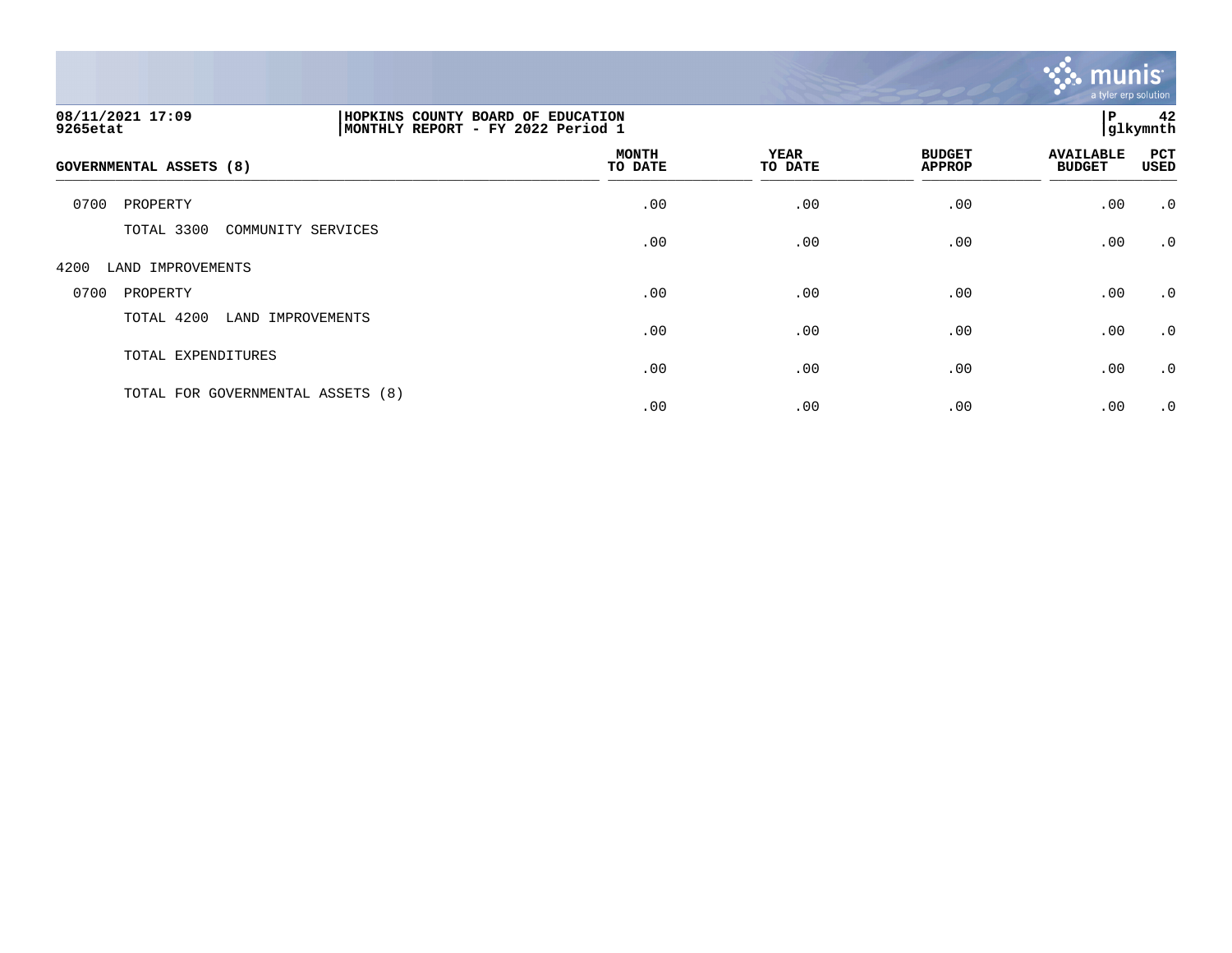| GOVERNMENTAL ASSETS (8) | MONTH TO DATE | YEAR TO DATE | BUDGET APPROP | AVAILABLE BUDGET | PCT USED |
|---|---|---|---|---|---|
| 0700 PROPERTY | .00 | .00 | .00 | .00 | .0 |
| TOTAL 3300 COMMUNITY SERVICES | .00 | .00 | .00 | .00 | .0 |
| 4200 LAND IMPROVEMENTS | | | | | |
| 0700 PROPERTY | .00 | .00 | .00 | .00 | .0 |
| TOTAL 4200 LAND IMPROVEMENTS | .00 | .00 | .00 | .00 | .0 |
| TOTAL EXPENDITURES | .00 | .00 | .00 | .00 | .0 |
| TOTAL FOR GOVERNMENTAL ASSETS (8) | .00 | .00 | .00 | .00 | .0 |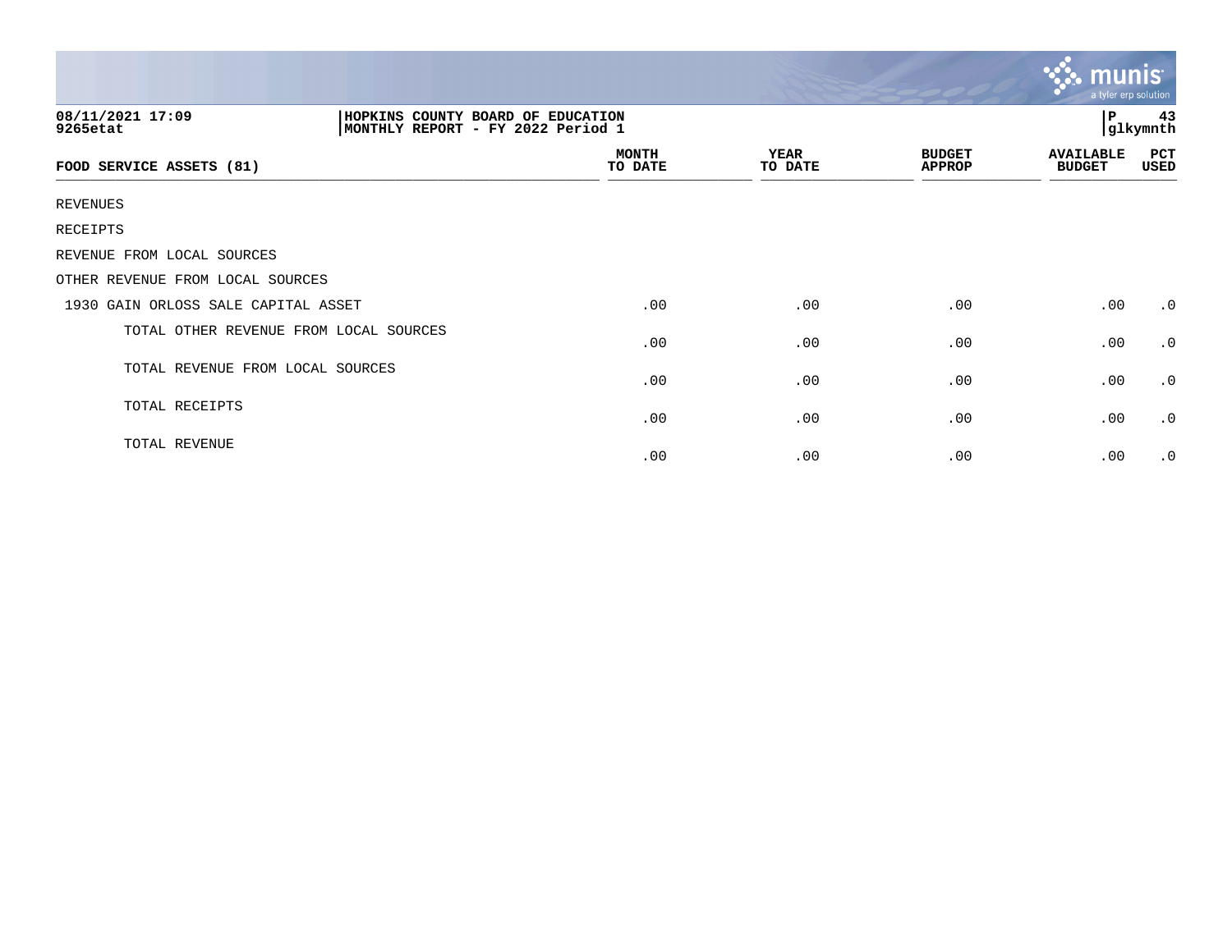08/11/2021 17:09
9265etat

HOPKINS COUNTY BOARD OF EDUCATION
MONTHLY REPORT - FY 2022 Period 1

P 43
glkymnth

| FOOD SERVICE ASSETS (81) | MONTH TO DATE | YEAR TO DATE | BUDGET APPROP | AVAILABLE BUDGET | PCT USED |
|---|---|---|---|---|---|
| REVENUES | | | | | |
| RECEIPTS | | | | | |
| REVENUE FROM LOCAL SOURCES | | | | | |
| OTHER REVENUE FROM LOCAL SOURCES | | | | | |
| 1930 GAIN ORLOSS SALE CAPITAL ASSET | .00 | .00 | .00 | .00 | .0 |
| TOTAL OTHER REVENUE FROM LOCAL SOURCES | .00 | .00 | .00 | .00 | .0 |
| TOTAL REVENUE FROM LOCAL SOURCES | .00 | .00 | .00 | .00 | .0 |
| TOTAL RECEIPTS | .00 | .00 | .00 | .00 | .0 |
| TOTAL REVENUE | .00 | .00 | .00 | .00 | .0 |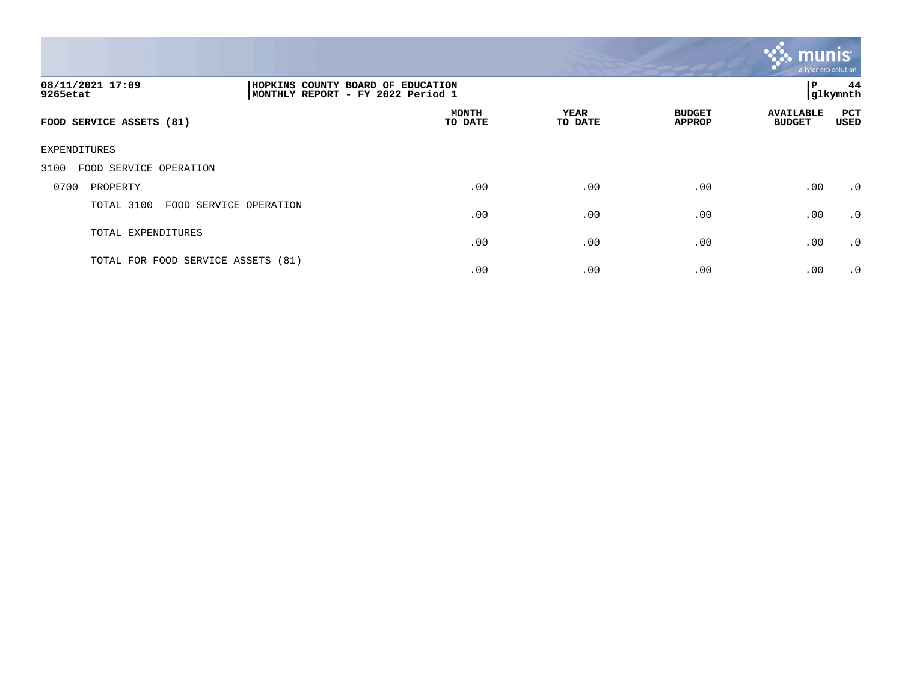08/11/2021 17:09
9265etat

HOPKINS COUNTY BOARD OF EDUCATION
MONTHLY REPORT - FY 2022 Period 1

| FOOD SERVICE ASSETS (81) | MONTH TO DATE | YEAR TO DATE | BUDGET APPROP | AVAILABLE BUDGET | PCT USED |
|---|---|---|---|---|---|
| EXPENDITURES | | | | | |
| 3100 FOOD SERVICE OPERATION | | | | | |
| 0700 PROPERTY | .00 | .00 | .00 | .00 | .0 |
| TOTAL 3100 FOOD SERVICE OPERATION | .00 | .00 | .00 | .00 | .0 |
| TOTAL EXPENDITURES | .00 | .00 | .00 | .00 | .0 |
| TOTAL FOR FOOD SERVICE ASSETS (81) | .00 | .00 | .00 | .00 | .0 |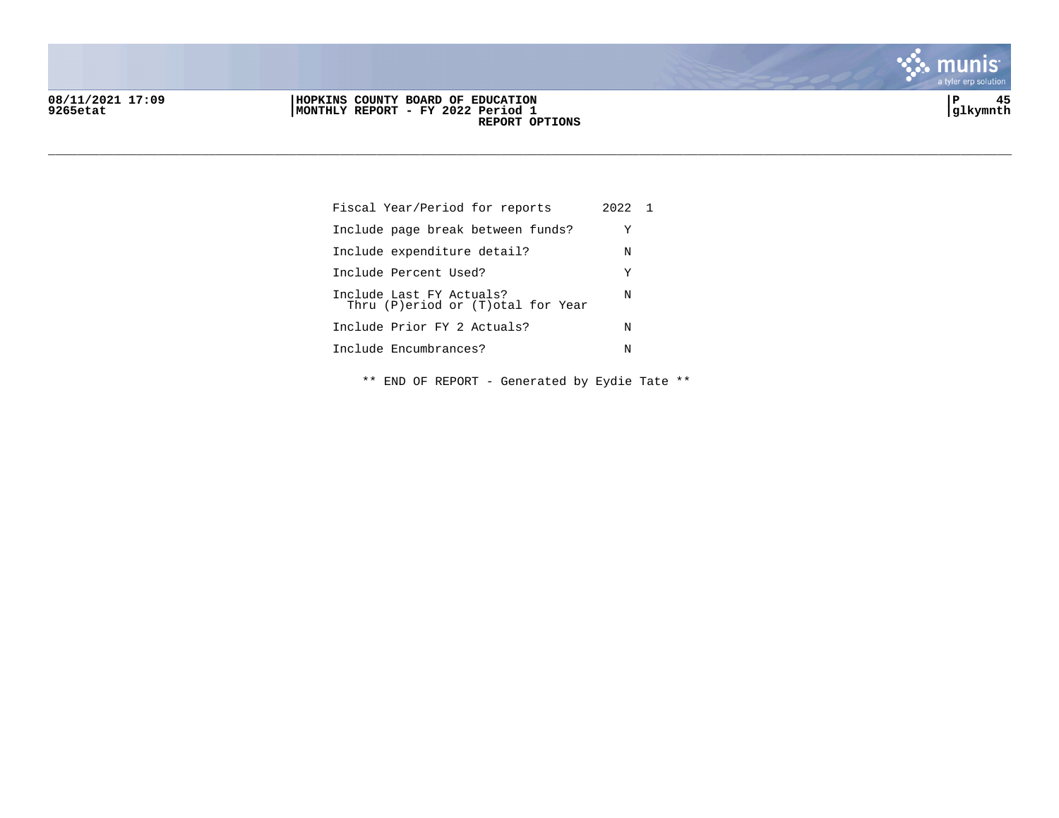# REPORT OPTIONS

| | |
|---|---|
| Fiscal Year/Period for reports | 2022 1 |
| Include page break between funds? | Y |
| Include expenditure detail? | N |
| Include Percent Used? | Y |
| Include Last FY Actuals? Thru (P)eriod or (T)otal for Year | N |
| Include Prior FY 2 Actuals? | N |
| Include Encumbrances? | N |

** END OF REPORT - Generated by Eydie Tate **